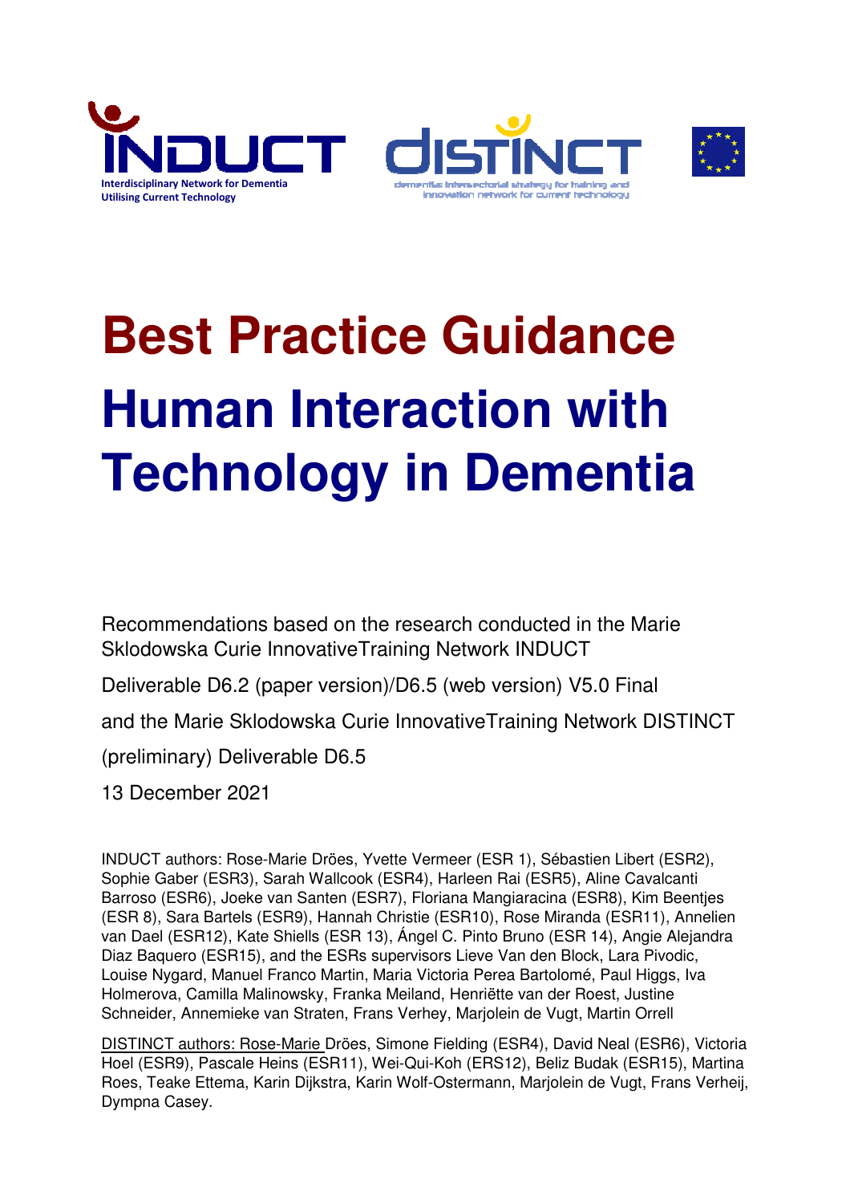INDUCT
Interdisciplinary Network for Dementia Utilising Current Technology

DISTINCT
dementia intersectorial strategy for training and innovation network for current technology

# Best Practice Guidance

# Human Interaction with Technology in Dementia

Recommendations based on the research conducted in the Marie Sklodowska Curie InnovativeTraining Network INDUCT

Deliverable D6.2 (paper version)/D6.5 (web version) V5.0 Final

and the Marie Sklodowska Curie InnovativeTraining Network DISTINCT

(preliminary) Deliverable D6.5

13 December 2021

INDUCT authors: Rose-Marie Dröes, Yvette Vermeer (ESR 1), Sébastien Libert (ESR2), Sophie Gaber (ESR3), Sarah Wallcook (ESR4), Harleen Rai (ESR5), Aline Cavalcanti Barroso (ESR6), Joeke van Santen (ESR7), Floriana Mangiaracina (ESR8), Kim Beentjes (ESR 8), Sara Bartels (ESR9), Hannah Christie (ESR10), Rose Miranda (ESR11), Annelien van Dael (ESR12), Kate Shiells (ESR 13), Ángel C. Pinto Bruno (ESR 14), Angie Alejandra Diaz Baquero (ESR15), and the ESRs supervisors Lieve Van den Block, Lara Pivodic, Louise Nygard, Manuel Franco Martin, Maria Victoria Perea Bartolomé, Paul Higgs, Iva Holmerova, Camilla Malinowsky, Franka Meiland, Henriëtte van der Roest, Justine Schneider, Annemieke van Straten, Frans Verhey, Marjolein de Vugt, Martin Orrell

DISTINCT authors: Rose-Marie Dröes, Simone Fielding (ESR4), David Neal (ESR6), Victoria Hoel (ESR9), Pascale Heins (ESR11), Wei-Qui-Koh (ERS12), Beliz Budak (ESR15), Martina Roes, Teake Ettema, Karin Dijkstra, Karin Wolf-Ostermann, Marjolein de Vugt, Frans Verheij, Dympna Casey.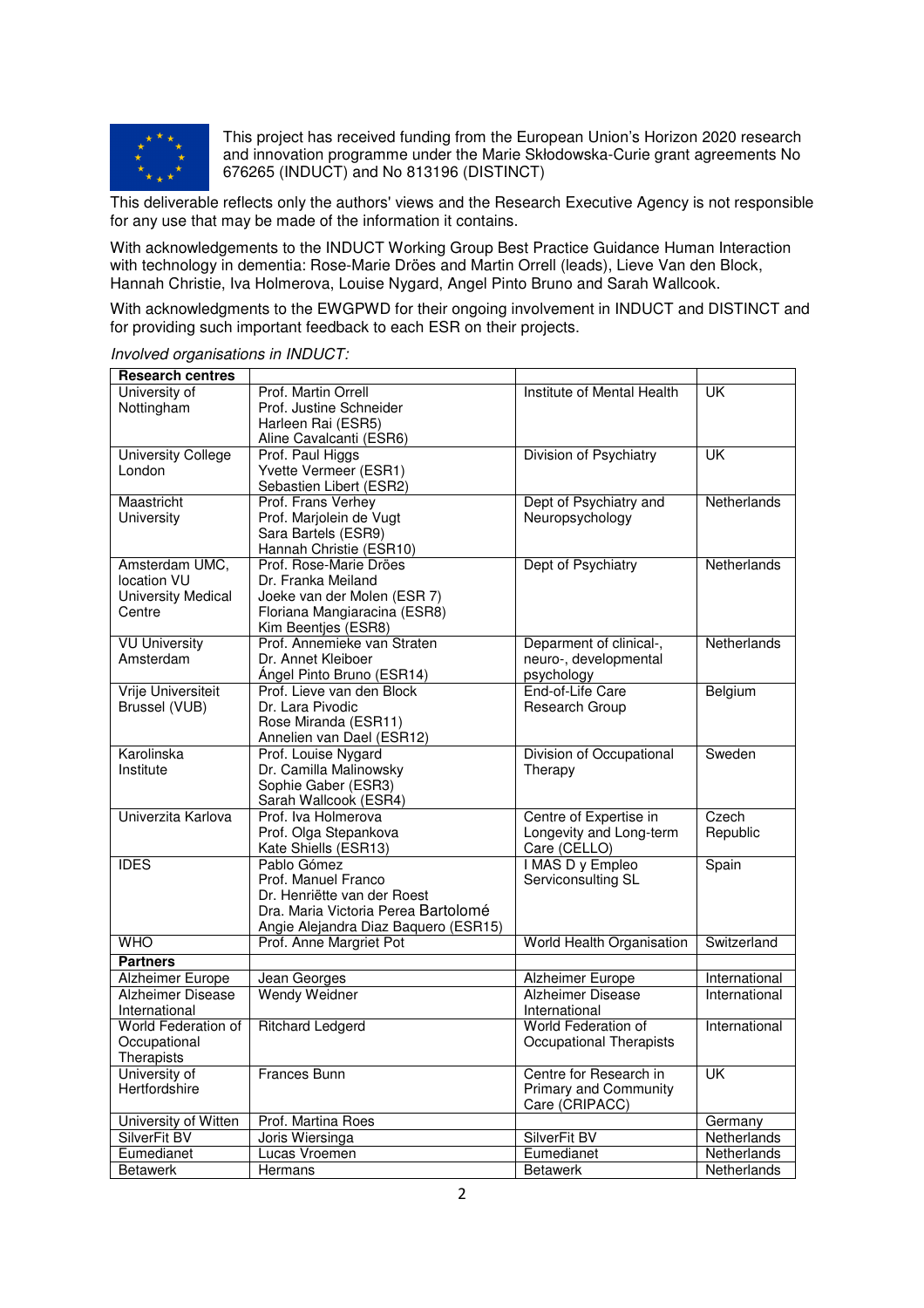This project has received funding from the European Union's Horizon 2020 research and innovation programme under the Marie Skłodowska-Curie grant agreements No 676265 (INDUCT) and No 813196 (DISTINCT)

This deliverable reflects only the authors' views and the Research Executive Agency is not responsible for any use that may be made of the information it contains.

With acknowledgements to the INDUCT Working Group Best Practice Guidance Human Interaction with technology in dementia: Rose-Marie Dröes and Martin Orrell (leads), Lieve Van den Block, Hannah Christie, Iva Holmerova, Louise Nygard, Angel Pinto Bruno and Sarah Wallcook.

With acknowledgments to the EWGPWD for their ongoing involvement in INDUCT and DISTINCT and for providing such important feedback to each ESR on their projects.

*Involved organisations in INDUCT:*

| **Research centres** | | | |
|---|---|---|---|
| University of Nottingham | Prof. Martin Orrell<br>Prof. Justine Schneider<br>Harleen Rai (ESR5)<br>Aline Cavalcanti (ESR6) | Institute of Mental Health | UK |
| University College London | Prof. Paul Higgs<br>Yvette Vermeer (ESR1)<br>Sebastien Libert (ESR2) | Division of Psychiatry | UK |
| Maastricht University | Prof. Frans Verhey<br>Prof. Marjolein de Vugt<br>Sara Bartels (ESR9)<br>Hannah Christie (ESR10) | Dept of Psychiatry and Neuropsychology | Netherlands |
| Amsterdam UMC, location VU University Medical Centre | Prof. Rose-Marie Dröes<br>Dr. Franka Meiland<br>Joeke van der Molen (ESR 7)<br>Floriana Mangiaracina (ESR8)<br>Kim Beentjes (ESR8) | Dept of Psychiatry | Netherlands |
| VU University Amsterdam | Prof. Annemieke van Straten<br>Dr. Annet Kleiboer<br>Ángel Pinto Bruno (ESR14) | Deparment of clinical-, neuro-, developmental psychology | Netherlands |
| Vrije Universiteit Brussel (VUB) | Prof. Lieve van den Block<br>Dr. Lara Pivodic<br>Rose Miranda (ESR11)<br>Annelien van Dael (ESR12) | End-of-Life Care Research Group | Belgium |
| Karolinska Institute | Prof. Louise Nygard<br>Dr. Camilla Malinowsky<br>Sophie Gaber (ESR3)<br>Sarah Wallcook (ESR4) | Division of Occupational Therapy | Sweden |
| Univerzita Karlova | Prof. Iva Holmerova<br>Prof. Olga Stepankova<br>Kate Shiells (ESR13) | Centre of Expertise in Longevity and Long-term Care (CELLO) | Czech Republic |
| IDES | Pablo Gómez<br>Prof. Manuel Franco<br>Dr. Henriëtte van der Roest<br>Dra. Maria Victoria Perea Bartolomé<br>Angie Alejandra Diaz Baquero (ESR15) | I MAS D y Empleo Servicionsulting SL | Spain |
| WHO | Prof. Anne Margriet Pot | World Health Organisation | Switzerland |
| **Partners** | | | |
| Alzheimer Europe | Jean Georges | Alzheimer Europe | International |
| Alzheimer Disease International | Wendy Weidner | Alzheimer Disease International | International |
| World Federation of Occupational Therapists | Ritchard Ledgerd | World Federation of Occupational Therapists | International |
| University of Hertfordshire | Frances Bunn | Centre for Research in Primary and Community Care (CRIPACC) | UK |
| University of Witten | Prof. Martina Roes | | Germany |
| SilverFit BV | Joris Wiersinga | SilverFit BV | Netherlands |
| Eumedianet | Lucas Vroemen | Eumedianet | Netherlands |
| Betawerk | Hermans | Betawerk | Netherlands |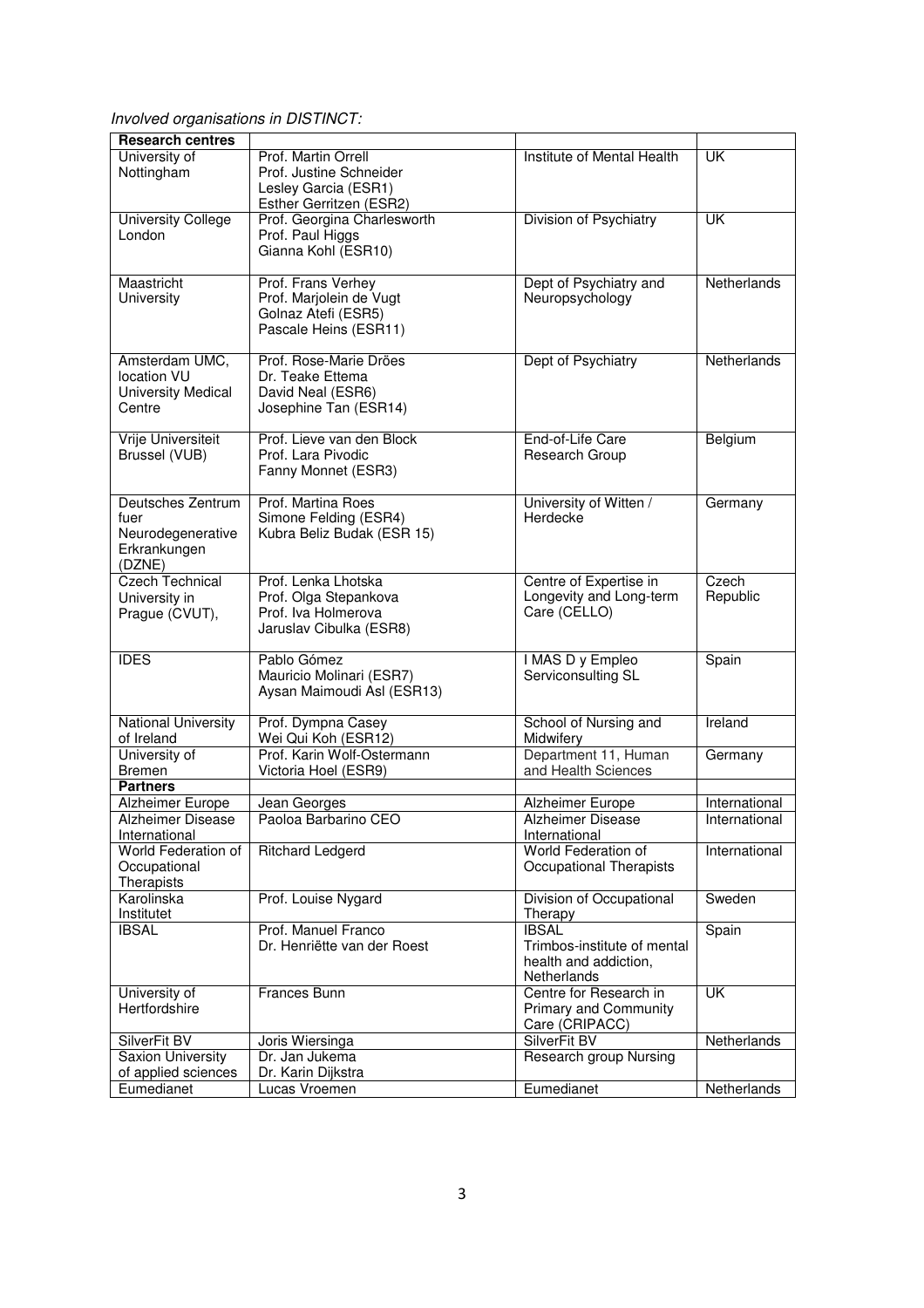*Involved organisations in DISTINCT:*

| **Research centres** | | | |
|---|---|---|---|
| University of Nottingham | Prof. Martin Orrell<br>Prof. Justine Schneider<br>Lesley Garcia (ESR1)<br>Esther Gerritzen (ESR2) | Institute of Mental Health | UK |
| University College London | Prof. Georgina Charlesworth<br>Prof. Paul Higgs<br>Gianna Kohl (ESR10) | Division of Psychiatry | UK |
| Maastricht University | Prof. Frans Verhey<br>Prof. Marjolein de Vugt<br>Golnaz Atefi (ESR5)<br>Pascale Heins (ESR11) | Dept of Psychiatry and Neuropsychology | Netherlands |
| Amsterdam UMC, location VU University Medical Centre | Prof. Rose-Marie Dröes<br>Dr. Teake Ettema<br>David Neal (ESR6)<br>Josephine Tan (ESR14) | Dept of Psychiatry | Netherlands |
| Vrije Universiteit Brussel (VUB) | Prof. Lieve van den Block<br>Prof. Lara Pivodic<br>Fanny Monnet (ESR3) | End-of-Life Care Research Group | Belgium |
| Deutsches Zentrum fuer Neurodegenerative Erkrankungen (DZNE) | Prof. Martina Roes<br>Simone Felding (ESR4)<br>Kubra Beliz Budak (ESR 15) | University of Witten / Herdecke | Germany |
| Czech Technical University in Prague (CVUT), | Prof. Lenka Lhotska<br>Prof. Olga Stepankova<br>Prof. Iva Holmerova<br>Jaruslav Cibulka (ESR8) | Centre of Expertise in Longevity and Long-term Care (CELLO) | Czech Republic |
| IDES | Pablo Gómez<br>Mauricio Molinari (ESR7)<br>Aysan Maimoudi Asl (ESR13) | I MAS D y Empleo Serviconsulting SL | Spain |
| National University of Ireland | Prof. Dympna Casey<br>Wei Qui Koh (ESR12) | School of Nursing and Midwifery | Ireland |
| University of Bremen | Prof. Karin Wolf-Ostermann<br>Victoria Hoel (ESR9) | Department 11, Human and Health Sciences | Germany |
| **Partners** | | | |
| Alzheimer Europe | Jean Georges | Alzheimer Europe | International |
| Alzheimer Disease International | Paoloa Barbarino CEO | Alzheimer Disease International | International |
| World Federation of Occupational Therapists | Ritchard Ledgerd | World Federation of Occupational Therapists | International |
| Karolinska Institutet | Prof. Louise Nygard | Division of Occupational Therapy | Sweden |
| IBSAL | Prof. Manuel Franco<br>Dr. Henriëtte van der Roest | IBSAL<br>Trimbos-institute of mental health and addiction, Netherlands | Spain |
| University of Hertfordshire | Frances Bunn | Centre for Research in Primary and Community Care (CRIPACC) | UK |
| SilverFit BV | Joris Wiersinga | SilverFit BV | Netherlands |
| Saxion University of applied sciences | Dr. Jan Jukema<br>Dr. Karin Dijkstra | Research group Nursing | |
| Eumedianet | Lucas Vroemen | Eumedianet | Netherlands |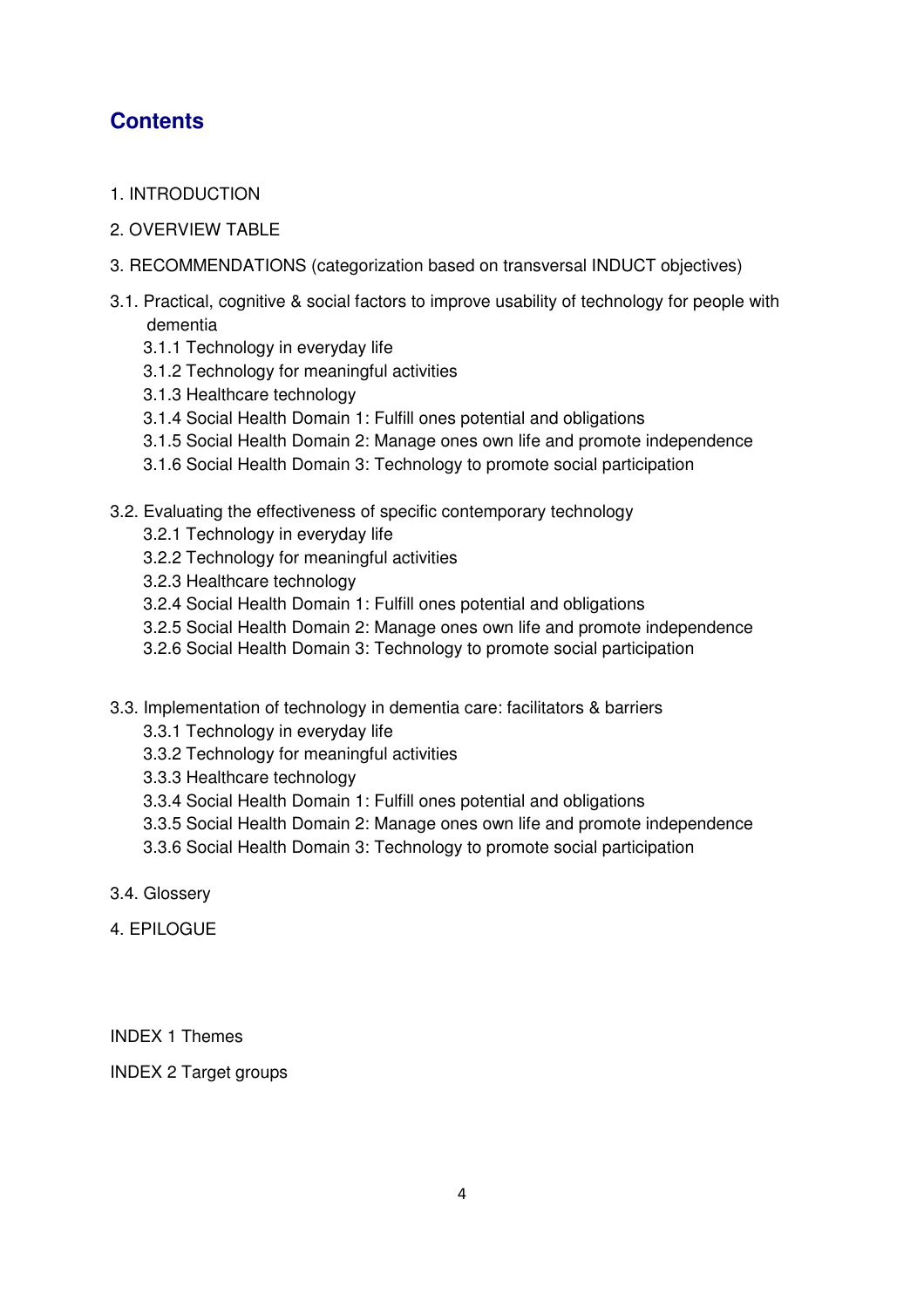## Contents

1. INTRODUCTION

2. OVERVIEW TABLE

3. RECOMMENDATIONS (categorization based on transversal INDUCT objectives)

3.1. Practical, cognitive & social factors to improve usability of technology for people with dementia
- 3.1.1 Technology in everyday life
- 3.1.2 Technology for meaningful activities
- 3.1.3 Healthcare technology
- 3.1.4 Social Health Domain 1: Fulfill ones potential and obligations
- 3.1.5 Social Health Domain 2: Manage ones own life and promote independence
- 3.1.6 Social Health Domain 3: Technology to promote social participation

3.2. Evaluating the effectiveness of specific contemporary technology
- 3.2.1 Technology in everyday life
- 3.2.2 Technology for meaningful activities
- 3.2.3 Healthcare technology
- 3.2.4 Social Health Domain 1: Fulfill ones potential and obligations
- 3.2.5 Social Health Domain 2: Manage ones own life and promote independence
- 3.2.6 Social Health Domain 3: Technology to promote social participation

3.3. Implementation of technology in dementia care: facilitators & barriers
- 3.3.1 Technology in everyday life
- 3.3.2 Technology for meaningful activities
- 3.3.3 Healthcare technology
- 3.3.4 Social Health Domain 1: Fulfill ones potential and obligations
- 3.3.5 Social Health Domain 2: Manage ones own life and promote independence
- 3.3.6 Social Health Domain 3: Technology to promote social participation

3.4. Glossery

4. EPILOGUE

INDEX 1 Themes

INDEX 2 Target groups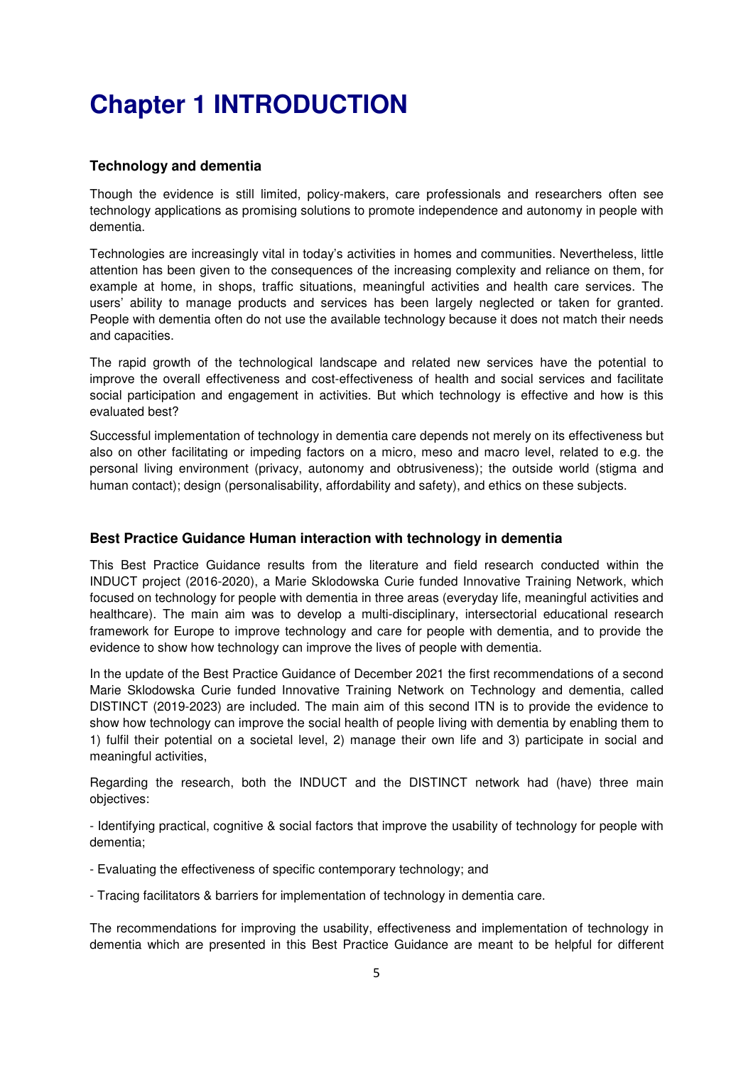# Chapter 1 INTRODUCTION

### Technology and dementia

Though the evidence is still limited, policy-makers, care professionals and researchers often see technology applications as promising solutions to promote independence and autonomy in people with dementia.

Technologies are increasingly vital in today's activities in homes and communities. Nevertheless, little attention has been given to the consequences of the increasing complexity and reliance on them, for example at home, in shops, traffic situations, meaningful activities and health care services. The users' ability to manage products and services has been largely neglected or taken for granted. People with dementia often do not use the available technology because it does not match their needs and capacities.

The rapid growth of the technological landscape and related new services have the potential to improve the overall effectiveness and cost-effectiveness of health and social services and facilitate social participation and engagement in activities. But which technology is effective and how is this evaluated best?

Successful implementation of technology in dementia care depends not merely on its effectiveness but also on other facilitating or impeding factors on a micro, meso and macro level, related to e.g. the personal living environment (privacy, autonomy and obtrusiveness); the outside world (stigma and human contact); design (personalisability, affordability and safety), and ethics on these subjects.

### Best Practice Guidance Human interaction with technology in dementia

This Best Practice Guidance results from the literature and field research conducted within the INDUCT project (2016-2020), a Marie Sklodowska Curie funded Innovative Training Network, which focused on technology for people with dementia in three areas (everyday life, meaningful activities and healthcare). The main aim was to develop a multi-disciplinary, intersectorial educational research framework for Europe to improve technology and care for people with dementia, and to provide the evidence to show how technology can improve the lives of people with dementia.

In the update of the Best Practice Guidance of December 2021 the first recommendations of a second Marie Sklodowska Curie funded Innovative Training Network on Technology and dementia, called DISTINCT (2019-2023) are included. The main aim of this second ITN is to provide the evidence to show how technology can improve the social health of people living with dementia by enabling them to 1) fulfil their potential on a societal level, 2) manage their own life and 3) participate in social and meaningful activities,

Regarding the research, both the INDUCT and the DISTINCT network had (have) three main objectives:

- Identifying practical, cognitive & social factors that improve the usability of technology for people with dementia;

- Evaluating the effectiveness of specific contemporary technology; and

- Tracing facilitators & barriers for implementation of technology in dementia care.

The recommendations for improving the usability, effectiveness and implementation of technology in dementia which are presented in this Best Practice Guidance are meant to be helpful for different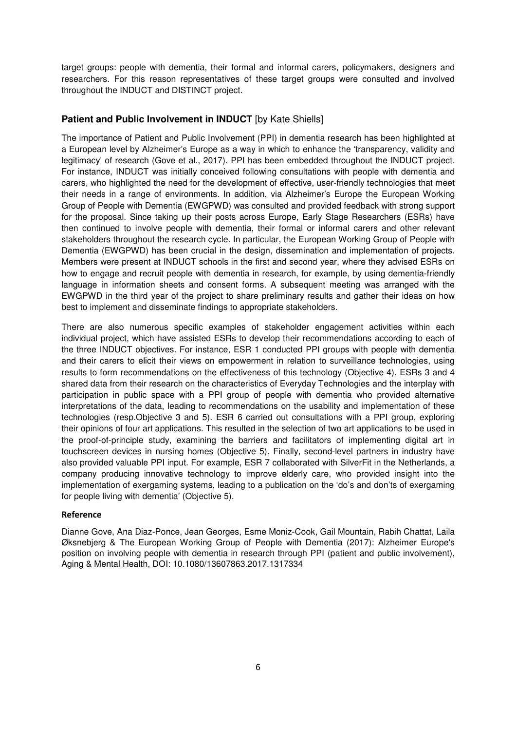target groups: people with dementia, their formal and informal carers, policymakers, designers and researchers. For this reason representatives of these target groups were consulted and involved throughout the INDUCT and DISTINCT project.

## **Patient and Public Involvement in INDUCT** [by Kate Shiells]

The importance of Patient and Public Involvement (PPI) in dementia research has been highlighted at a European level by Alzheimer's Europe as a way in which to enhance the 'transparency, validity and legitimacy' of research (Gove et al., 2017). PPI has been embedded throughout the INDUCT project. For instance, INDUCT was initially conceived following consultations with people with dementia and carers, who highlighted the need for the development of effective, user-friendly technologies that meet their needs in a range of environments. In addition, via Alzheimer's Europe the European Working Group of People with Dementia (EWGPWD) was consulted and provided feedback with strong support for the proposal. Since taking up their posts across Europe, Early Stage Researchers (ESRs) have then continued to involve people with dementia, their formal or informal carers and other relevant stakeholders throughout the research cycle. In particular, the European Working Group of People with Dementia (EWGPWD) has been crucial in the design, dissemination and implementation of projects. Members were present at INDUCT schools in the first and second year, where they advised ESRs on how to engage and recruit people with dementia in research, for example, by using dementia-friendly language in information sheets and consent forms. A subsequent meeting was arranged with the EWGPWD in the third year of the project to share preliminary results and gather their ideas on how best to implement and disseminate findings to appropriate stakeholders.

There are also numerous specific examples of stakeholder engagement activities within each individual project, which have assisted ESRs to develop their recommendations according to each of the three INDUCT objectives. For instance, ESR 1 conducted PPI groups with people with dementia and their carers to elicit their views on empowerment in relation to surveillance technologies, using results to form recommendations on the effectiveness of this technology (Objective 4). ESRs 3 and 4 shared data from their research on the characteristics of Everyday Technologies and the interplay with participation in public space with a PPI group of people with dementia who provided alternative interpretations of the data, leading to recommendations on the usability and implementation of these technologies (resp.Objective 3 and 5). ESR 6 carried out consultations with a PPI group, exploring their opinions of four art applications. This resulted in the selection of two art applications to be used in the proof-of-principle study, examining the barriers and facilitators of implementing digital art in touchscreen devices in nursing homes (Objective 5). Finally, second-level partners in industry have also provided valuable PPI input. For example, ESR 7 collaborated with SilverFit in the Netherlands, a company producing innovative technology to improve elderly care, who provided insight into the implementation of exergaming systems, leading to a publication on the 'do's and don'ts of exergaming for people living with dementia' (Objective 5).

### **Reference**

Dianne Gove, Ana Diaz-Ponce, Jean Georges, Esme Moniz-Cook, Gail Mountain, Rabih Chattat, Laila Øksnebjerg & The European Working Group of People with Dementia (2017): Alzheimer Europe's position on involving people with dementia in research through PPI (patient and public involvement), Aging & Mental Health, DOI: 10.1080/13607863.2017.1317334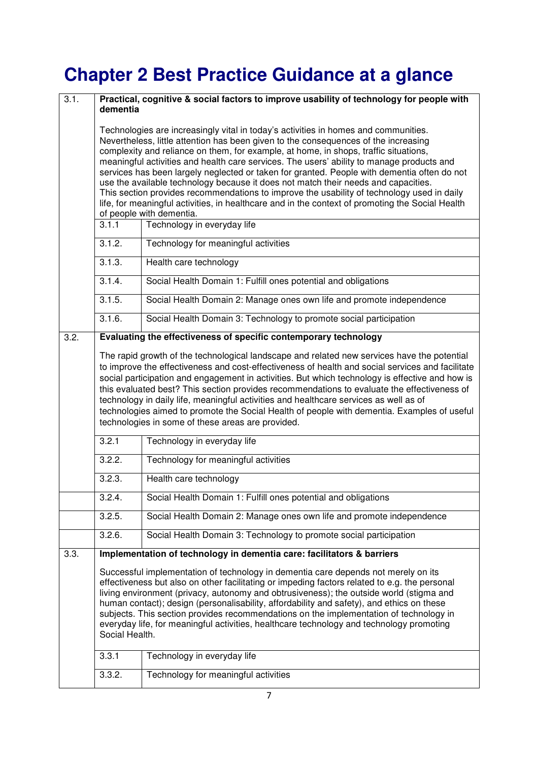# Chapter 2 Best Practice Guidance at a glance

| | | |
|---|---|---|
| 3.1. | **Practical, cognitive & social factors to improve usability of technology for people with dementia**<br><br>Technologies are increasingly vital in today's activities in homes and communities. Nevertheless, little attention has been given to the consequences of the increasing complexity and reliance on them, for example, at home, in shops, traffic situations, meaningful activities and health care services. The users' ability to manage products and services has been largely neglected or taken for granted. People with dementia often do not use the available technology because it does not match their needs and capacities. This section provides recommendations to improve the usability of technology used in daily life, for meaningful activities, in healthcare and in the context of promoting the Social Health of people with dementia. | |
| | 3.1.1 | Technology in everyday life |
| | 3.1.2. | Technology for meaningful activities |
| | 3.1.3. | Health care technology |
| | 3.1.4. | Social Health Domain 1: Fulfill ones potential and obligations |
| | 3.1.5. | Social Health Domain 2: Manage ones own life and promote independence |
| | 3.1.6. | Social Health Domain 3: Technology to promote social participation |
| 3.2. | **Evaluating the effectiveness of specific contemporary technology**<br><br>The rapid growth of the technological landscape and related new services have the potential to improve the effectiveness and cost-effectiveness of health and social services and facilitate social participation and engagement in activities. But which technology is effective and how is this evaluated best? This section provides recommendations to evaluate the effectiveness of technology in daily life, meaningful activities and healthcare services as well as of technologies aimed to promote the Social Health of people with dementia. Examples of useful technologies in some of these areas are provided. | |
| | 3.2.1 | Technology in everyday life |
| | 3.2.2. | Technology for meaningful activities |
| | 3.2.3. | Health care technology |
| | 3.2.4. | Social Health Domain 1: Fulfill ones potential and obligations |
| | 3.2.5. | Social Health Domain 2: Manage ones own life and promote independence |
| | 3.2.6. | Social Health Domain 3: Technology to promote social participation |
| 3.3. | **Implementation of technology in dementia care: facilitators & barriers**<br><br>Successful implementation of technology in dementia care depends not merely on its effectiveness but also on other facilitating or impeding factors related to e.g. the personal living environment (privacy, autonomy and obtrusiveness); the outside world (stigma and human contact); design (personalisability, affordability and safety), and ethics on these subjects. This section provides recommendations on the implementation of technology in everyday life, for meaningful activities, healthcare technology and technology promoting Social Health. | |
| | 3.3.1 | Technology in everyday life |
| | 3.3.2. | Technology for meaningful activities |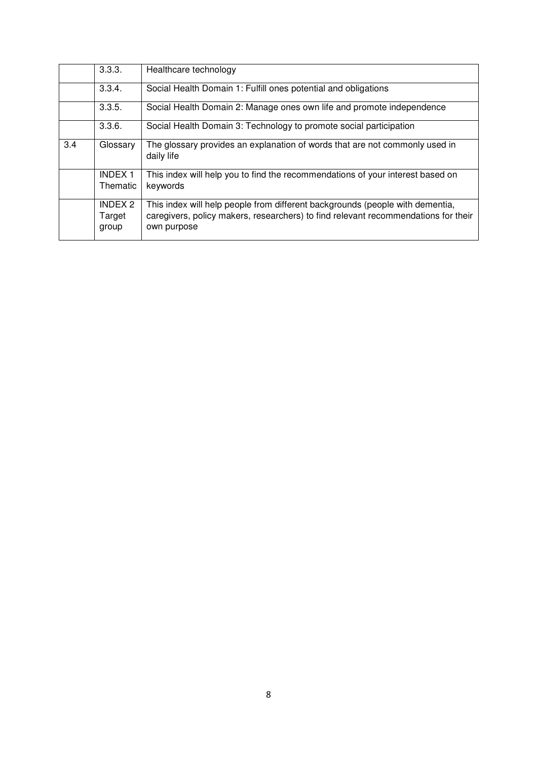| | | |
|---|---|---|
| | 3.3.3. | Healthcare technology |
| | 3.3.4. | Social Health Domain 1: Fulfill ones potential and obligations |
| | 3.3.5. | Social Health Domain 2: Manage ones own life and promote independence |
| | 3.3.6. | Social Health Domain 3: Technology to promote social participation |
| 3.4 | Glossary | The glossary provides an explanation of words that are not commonly used in daily life |
| | INDEX 1 Thematic | This index will help you to find the recommendations of your interest based on keywords |
| | INDEX 2 Target group | This index will help people from different backgrounds (people with dementia, caregivers, policy makers, researchers) to find relevant recommendations for their own purpose |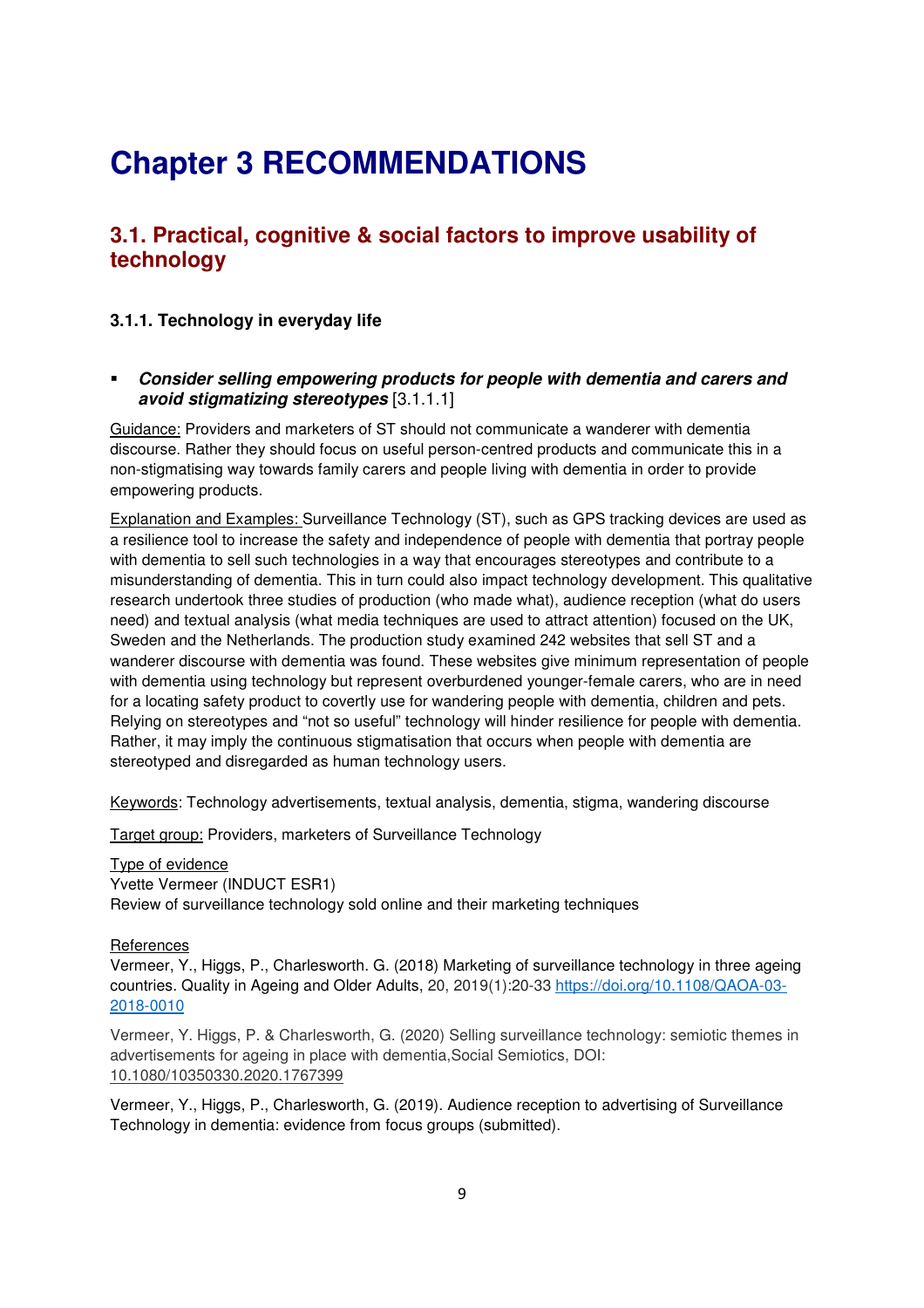# Chapter 3 RECOMMENDATIONS

## 3.1. Practical, cognitive & social factors to improve usability of technology

### 3.1.1. Technology in everyday life

- ***Consider selling empowering products for people with dementia and carers and avoid stigmatizing stereotypes*** [3.1.1.1]

Guidance: Providers and marketers of ST should not communicate a wanderer with dementia discourse. Rather they should focus on useful person-centred products and communicate this in a non-stigmatising way towards family carers and people living with dementia in order to provide empowering products.

Explanation and Examples: Surveillance Technology (ST), such as GPS tracking devices are used as a resilience tool to increase the safety and independence of people with dementia that portray people with dementia to sell such technologies in a way that encourages stereotypes and contribute to a misunderstanding of dementia. This in turn could also impact technology development. This qualitative research undertook three studies of production (who made what), audience reception (what do users need) and textual analysis (what media techniques are used to attract attention) focused on the UK, Sweden and the Netherlands. The production study examined 242 websites that sell ST and a wanderer discourse with dementia was found. These websites give minimum representation of people with dementia using technology but represent overburdened younger-female carers, who are in need for a locating safety product to covertly use for wandering people with dementia, children and pets. Relying on stereotypes and "not so useful" technology will hinder resilience for people with dementia. Rather, it may imply the continuous stigmatisation that occurs when people with dementia are stereotyped and disregarded as human technology users.

Keywords: Technology advertisements, textual analysis, dementia, stigma, wandering discourse

Target group: Providers, marketers of Surveillance Technology

Type of evidence  
Yvette Vermeer (INDUCT ESR1)  
Review of surveillance technology sold online and their marketing techniques

References  
Vermeer, Y., Higgs, P., Charlesworth. G. (2018) Marketing of surveillance technology in three ageing countries. Quality in Ageing and Older Adults, 20, 2019(1):20-33 https://doi.org/10.1108/QAOA-03-2018-0010

Vermeer, Y. Higgs, P. & Charlesworth, G. (2020) Selling surveillance technology: semiotic themes in advertisements for ageing in place with dementia,Social Semiotics, DOI: 10.1080/10350330.2020.1767399

Vermeer, Y., Higgs, P., Charlesworth, G. (2019). Audience reception to advertising of Surveillance Technology in dementia: evidence from focus groups (submitted).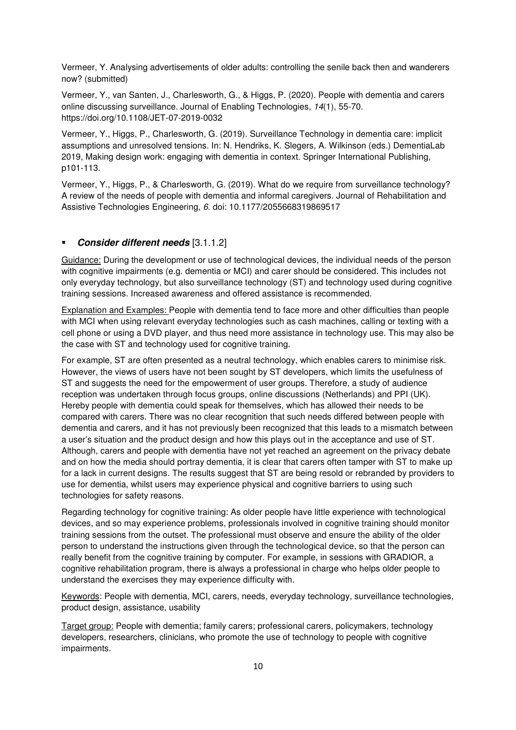Vermeer, Y. Analysing advertisements of older adults: controlling the senile back then and wanderers now? (submitted)

Vermeer, Y., van Santen, J., Charlesworth, G., & Higgs, P. (2020). People with dementia and carers online discussing surveillance. Journal of Enabling Technologies, *14*(1), 55-70. https://doi.org/10.1108/JET-07-2019-0032

Vermeer, Y., Higgs, P., Charlesworth, G. (2019). Surveillance Technology in dementia care: implicit assumptions and unresolved tensions. In: N. Hendriks, K. Slegers, A. Wilkinson (eds.) DementiaLab 2019, Making design work: engaging with dementia in context. Springer International Publishing, p101-113.

Vermeer, Y., Higgs, P., & Charlesworth, G. (2019). What do we require from surveillance technology? A review of the needs of people with dementia and informal caregivers. Journal of Rehabilitation and Assistive Technologies Engineering, *6*. doi: 10.1177/2055668319869517

- ***Consider different needs*** [3.1.1.2]

Guidance: During the development or use of technological devices, the individual needs of the person with cognitive impairments (e.g. dementia or MCI) and carer should be considered. This includes not only everyday technology, but also surveillance technology (ST) and technology used during cognitive training sessions. Increased awareness and offered assistance is recommended.

Explanation and Examples: People with dementia tend to face more and other difficulties than people with MCI when using relevant everyday technologies such as cash machines, calling or texting with a cell phone or using a DVD player, and thus need more assistance in technology use. This may also be the case with ST and technology used for cognitive training.

For example, ST are often presented as a neutral technology, which enables carers to minimise risk. However, the views of users have not been sought by ST developers, which limits the usefulness of ST and suggests the need for the empowerment of user groups. Therefore, a study of audience reception was undertaken through focus groups, online discussions (Netherlands) and PPI (UK). Hereby people with dementia could speak for themselves, which has allowed their needs to be compared with carers. There was no clear recognition that such needs differed between people with dementia and carers, and it has not previously been recognized that this leads to a mismatch between a user's situation and the product design and how this plays out in the acceptance and use of ST. Although, carers and people with dementia have not yet reached an agreement on the privacy debate and on how the media should portray dementia, it is clear that carers often tamper with ST to make up for a lack in current designs. The results suggest that ST are being resold or rebranded by providers to use for dementia, whilst users may experience physical and cognitive barriers to using such technologies for safety reasons.

Regarding technology for cognitive training: As older people have little experience with technological devices, and so may experience problems, professionals involved in cognitive training should monitor training sessions from the outset. The professional must observe and ensure the ability of the older person to understand the instructions given through the technological device, so that the person can really benefit from the cognitive training by computer. For example, in sessions with GRADIOR, a cognitive rehabilitation program, there is always a professional in charge who helps older people to understand the exercises they may experience difficulty with.

Keywords: People with dementia, MCI, carers, needs, everyday technology, surveillance technologies, product design, assistance, usability

Target group: People with dementia; family carers; professional carers, policymakers, technology developers, researchers, clinicians, who promote the use of technology to people with cognitive impairments.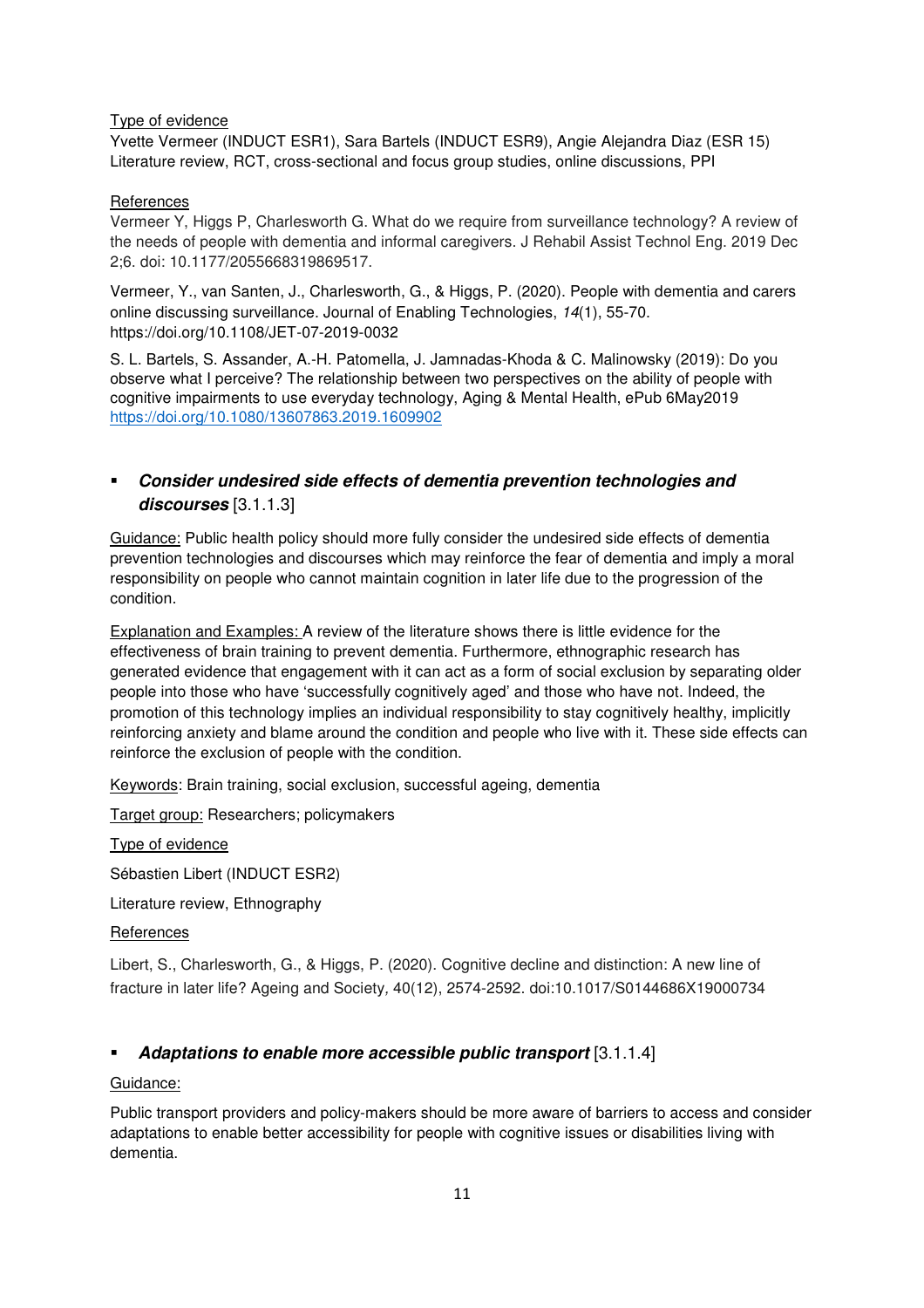Type of evidence

Yvette Vermeer (INDUCT ESR1), Sara Bartels (INDUCT ESR9), Angie Alejandra Diaz (ESR 15)
Literature review, RCT, cross-sectional and focus group studies, online discussions, PPI

References

Vermeer Y, Higgs P, Charlesworth G. What do we require from surveillance technology? A review of the needs of people with dementia and informal caregivers. J Rehabil Assist Technol Eng. 2019 Dec 2;6. doi: 10.1177/2055668319869517.

Vermeer, Y., van Santen, J., Charlesworth, G., & Higgs, P. (2020). People with dementia and carers online discussing surveillance. Journal of Enabling Technologies, *14*(1), 55-70. https://doi.org/10.1108/JET-07-2019-0032

S. L. Bartels, S. Assander, A.-H. Patomella, J. Jamnadas-Khoda & C. Malinowsky (2019): Do you observe what I perceive? The relationship between two perspectives on the ability of people with cognitive impairments to use everyday technology, Aging & Mental Health, ePub 6May2019 https://doi.org/10.1080/13607863.2019.1609902

- ***Consider undesired side effects of dementia prevention technologies and discourses*** [3.1.1.3]

Guidance: Public health policy should more fully consider the undesired side effects of dementia prevention technologies and discourses which may reinforce the fear of dementia and imply a moral responsibility on people who cannot maintain cognition in later life due to the progression of the condition.

Explanation and Examples: A review of the literature shows there is little evidence for the effectiveness of brain training to prevent dementia. Furthermore, ethnographic research has generated evidence that engagement with it can act as a form of social exclusion by separating older people into those who have 'successfully cognitively aged' and those who have not. Indeed, the promotion of this technology implies an individual responsibility to stay cognitively healthy, implicitly reinforcing anxiety and blame around the condition and people who live with it. These side effects can reinforce the exclusion of people with the condition.

Keywords: Brain training, social exclusion, successful ageing, dementia

Target group: Researchers; policymakers

Type of evidence

Sébastien Libert (INDUCT ESR2)

Literature review, Ethnography

References

Libert, S., Charlesworth, G., & Higgs, P. (2020). Cognitive decline and distinction: A new line of fracture in later life? Ageing and Society*,* 40(12), 2574-2592. doi:10.1017/S0144686X19000734

- ***Adaptations to enable more accessible public transport*** [3.1.1.4]

Guidance:

Public transport providers and policy-makers should be more aware of barriers to access and consider adaptations to enable better accessibility for people with cognitive issues or disabilities living with dementia.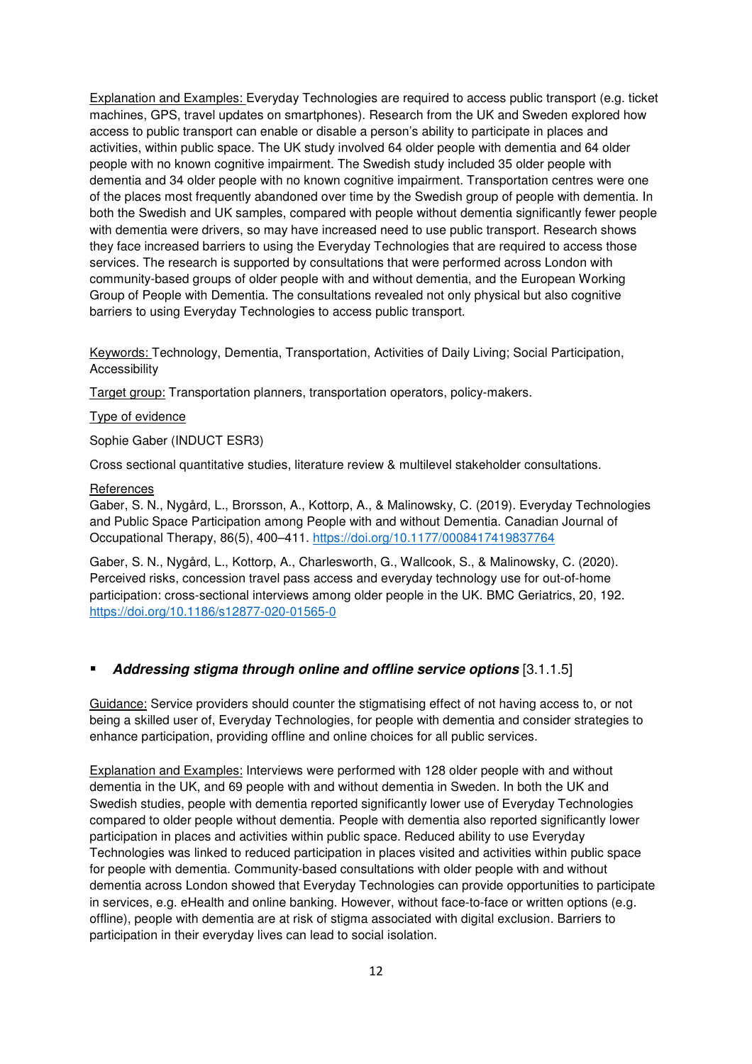Explanation and Examples: Everyday Technologies are required to access public transport (e.g. ticket machines, GPS, travel updates on smartphones). Research from the UK and Sweden explored how access to public transport can enable or disable a person's ability to participate in places and activities, within public space. The UK study involved 64 older people with dementia and 64 older people with no known cognitive impairment. The Swedish study included 35 older people with dementia and 34 older people with no known cognitive impairment. Transportation centres were one of the places most frequently abandoned over time by the Swedish group of people with dementia. In both the Swedish and UK samples, compared with people without dementia significantly fewer people with dementia were drivers, so may have increased need to use public transport. Research shows they face increased barriers to using the Everyday Technologies that are required to access those services. The research is supported by consultations that were performed across London with community-based groups of older people with and without dementia, and the European Working Group of People with Dementia. The consultations revealed not only physical but also cognitive barriers to using Everyday Technologies to access public transport.

Keywords: Technology, Dementia, Transportation, Activities of Daily Living; Social Participation, Accessibility

Target group: Transportation planners, transportation operators, policy-makers.

Type of evidence

Sophie Gaber (INDUCT ESR3)

Cross sectional quantitative studies, literature review & multilevel stakeholder consultations.

References

Gaber, S. N., Nygård, L., Brorsson, A., Kottorp, A., & Malinowsky, C. (2019). Everyday Technologies and Public Space Participation among People with and without Dementia. Canadian Journal of Occupational Therapy, 86(5), 400–411. https://doi.org/10.1177/0008417419837764

Gaber, S. N., Nygård, L., Kottorp, A., Charlesworth, G., Wallcook, S., & Malinowsky, C. (2020). Perceived risks, concession travel pass access and everyday technology use for out-of-home participation: cross-sectional interviews among older people in the UK. BMC Geriatrics, 20, 192. https://doi.org/10.1186/s12877-020-01565-0

- ***Addressing stigma through online and offline service options*** [3.1.1.5]

Guidance: Service providers should counter the stigmatising effect of not having access to, or not being a skilled user of, Everyday Technologies, for people with dementia and consider strategies to enhance participation, providing offline and online choices for all public services.

Explanation and Examples: Interviews were performed with 128 older people with and without dementia in the UK, and 69 people with and without dementia in Sweden. In both the UK and Swedish studies, people with dementia reported significantly lower use of Everyday Technologies compared to older people without dementia. People with dementia also reported significantly lower participation in places and activities within public space. Reduced ability to use Everyday Technologies was linked to reduced participation in places visited and activities within public space for people with dementia. Community-based consultations with older people with and without dementia across London showed that Everyday Technologies can provide opportunities to participate in services, e.g. eHealth and online banking. However, without face-to-face or written options (e.g. offline), people with dementia are at risk of stigma associated with digital exclusion. Barriers to participation in their everyday lives can lead to social isolation.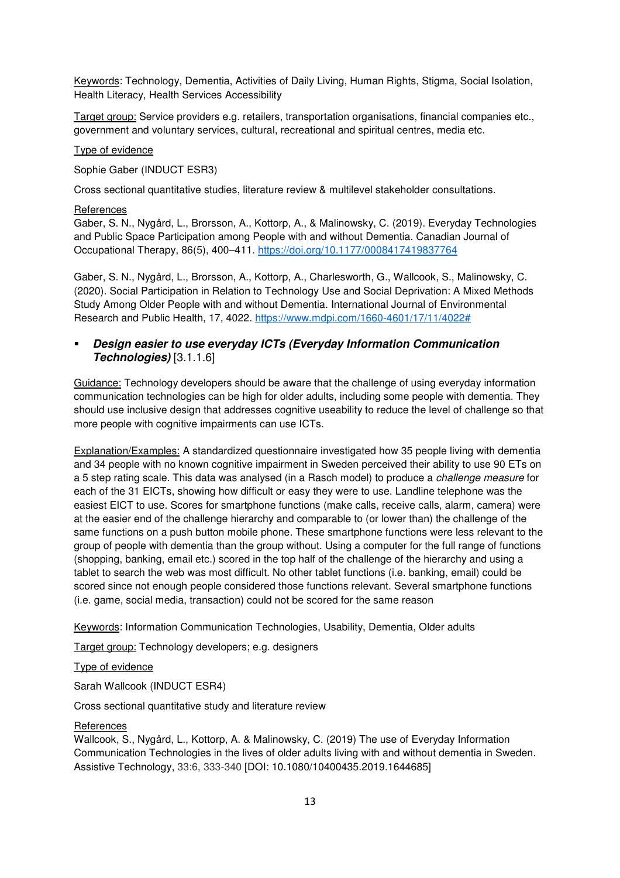Keywords: Technology, Dementia, Activities of Daily Living, Human Rights, Stigma, Social Isolation, Health Literacy, Health Services Accessibility

Target group: Service providers e.g. retailers, transportation organisations, financial companies etc., government and voluntary services, cultural, recreational and spiritual centres, media etc.

Type of evidence

Sophie Gaber (INDUCT ESR3)

Cross sectional quantitative studies, literature review & multilevel stakeholder consultations.

References

Gaber, S. N., Nygård, L., Brorsson, A., Kottorp, A., & Malinowsky, C. (2019). Everyday Technologies and Public Space Participation among People with and without Dementia. Canadian Journal of Occupational Therapy, 86(5), 400–411. https://doi.org/10.1177/0008417419837764

Gaber, S. N., Nygård, L., Brorsson, A., Kottorp, A., Charlesworth, G., Wallcook, S., Malinowsky, C. (2020). Social Participation in Relation to Technology Use and Social Deprivation: A Mixed Methods Study Among Older People with and without Dementia. International Journal of Environmental Research and Public Health, 17, 4022. https://www.mdpi.com/1660-4601/17/11/4022#

- ***Design easier to use everyday ICTs (Everyday Information Communication Technologies)*** [3.1.1.6]

Guidance: Technology developers should be aware that the challenge of using everyday information communication technologies can be high for older adults, including some people with dementia. They should use inclusive design that addresses cognitive useability to reduce the level of challenge so that more people with cognitive impairments can use ICTs.

Explanation/Examples: A standardized questionnaire investigated how 35 people living with dementia and 34 people with no known cognitive impairment in Sweden perceived their ability to use 90 ETs on a 5 step rating scale. This data was analysed (in a Rasch model) to produce a *challenge measure* for each of the 31 EICTs, showing how difficult or easy they were to use. Landline telephone was the easiest EICT to use. Scores for smartphone functions (make calls, receive calls, alarm, camera) were at the easier end of the challenge hierarchy and comparable to (or lower than) the challenge of the same functions on a push button mobile phone. These smartphone functions were less relevant to the group of people with dementia than the group without. Using a computer for the full range of functions (shopping, banking, email etc.) scored in the top half of the challenge of the hierarchy and using a tablet to search the web was most difficult. No other tablet functions (i.e. banking, email) could be scored since not enough people considered those functions relevant. Several smartphone functions (i.e. game, social media, transaction) could not be scored for the same reason

Keywords: Information Communication Technologies, Usability, Dementia, Older adults

Target group: Technology developers; e.g. designers

Type of evidence

Sarah Wallcook (INDUCT ESR4)

Cross sectional quantitative study and literature review

References

Wallcook, S., Nygård, L., Kottorp, A. & Malinowsky, C. (2019) The use of Everyday Information Communication Technologies in the lives of older adults living with and without dementia in Sweden. Assistive Technology, 33:6, 333-340 [DOI: 10.1080/10400435.2019.1644685]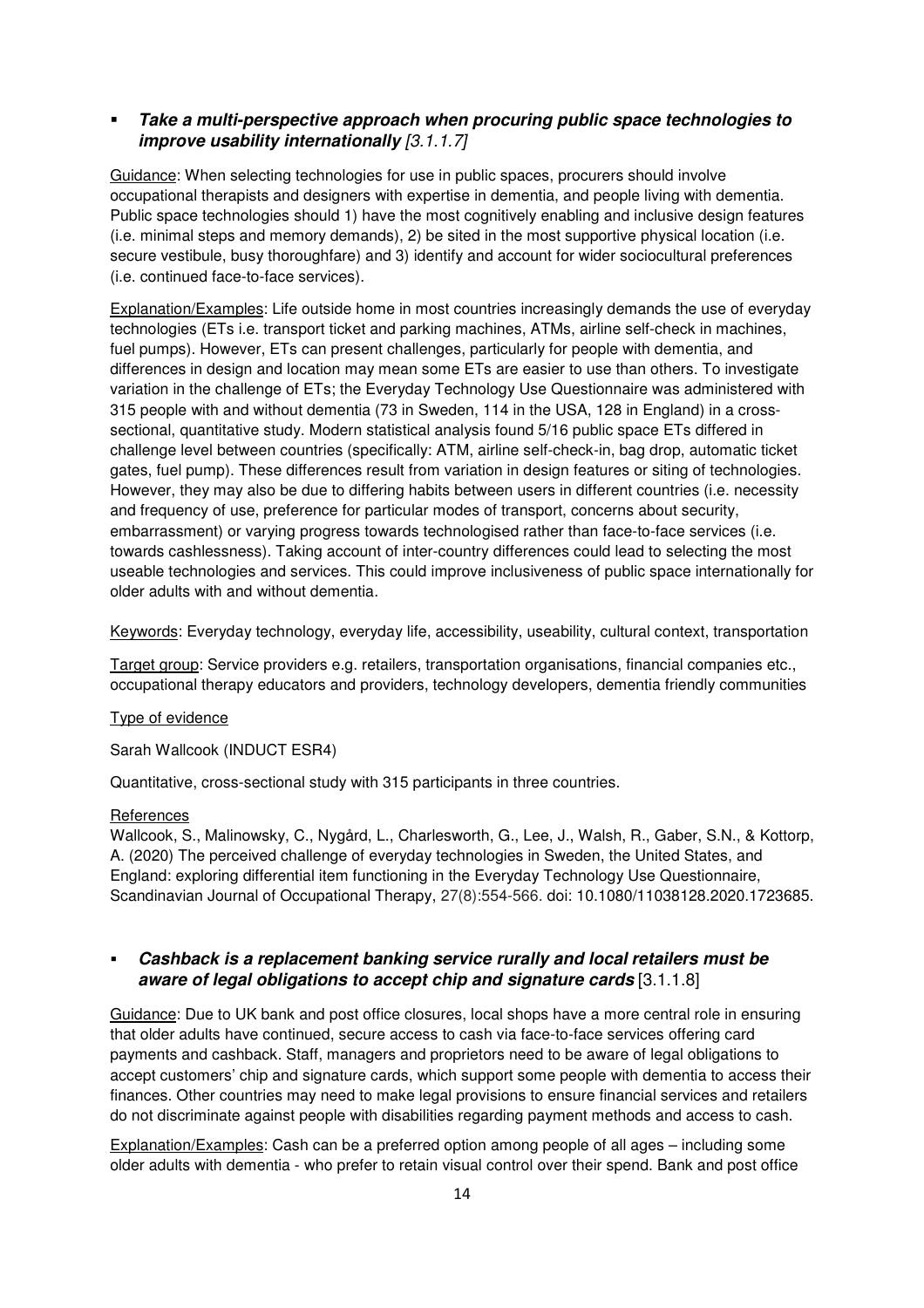- ***Take a multi-perspective approach when procuring public space technologies to improve usability internationally*** *[3.1.1.7]*

Guidance: When selecting technologies for use in public spaces, procurers should involve occupational therapists and designers with expertise in dementia, and people living with dementia. Public space technologies should 1) have the most cognitively enabling and inclusive design features (i.e. minimal steps and memory demands), 2) be sited in the most supportive physical location (i.e. secure vestibule, busy thoroughfare) and 3) identify and account for wider sociocultural preferences (i.e. continued face-to-face services).

Explanation/Examples: Life outside home in most countries increasingly demands the use of everyday technologies (ETs i.e. transport ticket and parking machines, ATMs, airline self-check in machines, fuel pumps). However, ETs can present challenges, particularly for people with dementia, and differences in design and location may mean some ETs are easier to use than others. To investigate variation in the challenge of ETs; the Everyday Technology Use Questionnaire was administered with 315 people with and without dementia (73 in Sweden, 114 in the USA, 128 in England) in a cross-sectional, quantitative study. Modern statistical analysis found 5/16 public space ETs differed in challenge level between countries (specifically: ATM, airline self-check-in, bag drop, automatic ticket gates, fuel pump). These differences result from variation in design features or siting of technologies. However, they may also be due to differing habits between users in different countries (i.e. necessity and frequency of use, preference for particular modes of transport, concerns about security, embarrassment) or varying progress towards technologised rather than face-to-face services (i.e. towards cashlessness). Taking account of inter-country differences could lead to selecting the most useable technologies and services. This could improve inclusiveness of public space internationally for older adults with and without dementia.

Keywords: Everyday technology, everyday life, accessibility, useability, cultural context, transportation

Target group: Service providers e.g. retailers, transportation organisations, financial companies etc., occupational therapy educators and providers, technology developers, dementia friendly communities

Type of evidence

Sarah Wallcook (INDUCT ESR4)

Quantitative, cross-sectional study with 315 participants in three countries.

References

Wallcook, S., Malinowsky, C., Nygård, L., Charlesworth, G., Lee, J., Walsh, R., Gaber, S.N., & Kottorp, A. (2020) The perceived challenge of everyday technologies in Sweden, the United States, and England: exploring differential item functioning in the Everyday Technology Use Questionnaire, Scandinavian Journal of Occupational Therapy, 27(8):554-566. doi: 10.1080/11038128.2020.1723685.

- ***Cashback is a replacement banking service rurally and local retailers must be aware of legal obligations to accept chip and signature cards*** [3.1.1.8]

Guidance: Due to UK bank and post office closures, local shops have a more central role in ensuring that older adults have continued, secure access to cash via face-to-face services offering card payments and cashback. Staff, managers and proprietors need to be aware of legal obligations to accept customers' chip and signature cards, which support some people with dementia to access their finances. Other countries may need to make legal provisions to ensure financial services and retailers do not discriminate against people with disabilities regarding payment methods and access to cash.

Explanation/Examples: Cash can be a preferred option among people of all ages – including some older adults with dementia - who prefer to retain visual control over their spend. Bank and post office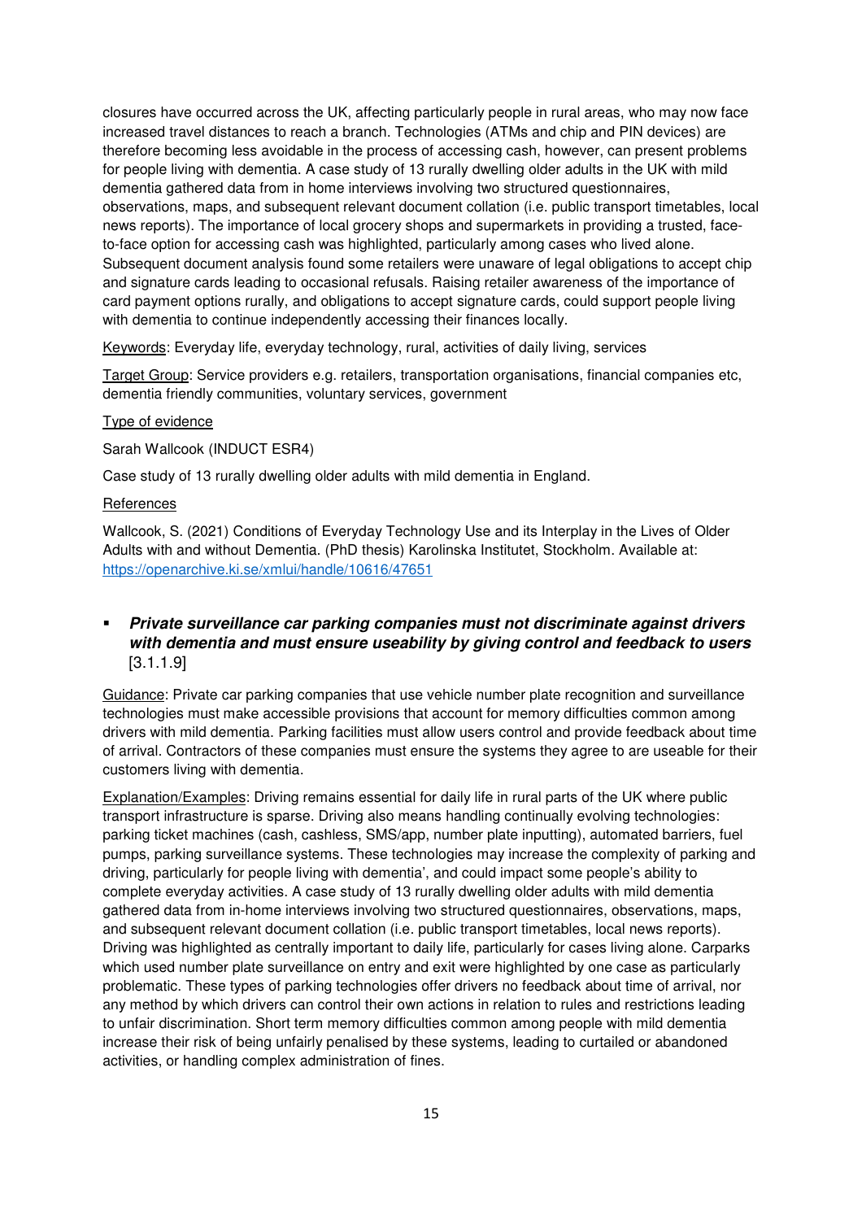closures have occurred across the UK, affecting particularly people in rural areas, who may now face increased travel distances to reach a branch. Technologies (ATMs and chip and PIN devices) are therefore becoming less avoidable in the process of accessing cash, however, can present problems for people living with dementia. A case study of 13 rurally dwelling older adults in the UK with mild dementia gathered data from in home interviews involving two structured questionnaires, observations, maps, and subsequent relevant document collation (i.e. public transport timetables, local news reports). The importance of local grocery shops and supermarkets in providing a trusted, face-to-face option for accessing cash was highlighted, particularly among cases who lived alone. Subsequent document analysis found some retailers were unaware of legal obligations to accept chip and signature cards leading to occasional refusals. Raising retailer awareness of the importance of card payment options rurally, and obligations to accept signature cards, could support people living with dementia to continue independently accessing their finances locally.

Keywords: Everyday life, everyday technology, rural, activities of daily living, services

Target Group: Service providers e.g. retailers, transportation organisations, financial companies etc, dementia friendly communities, voluntary services, government

Type of evidence

Sarah Wallcook (INDUCT ESR4)

Case study of 13 rurally dwelling older adults with mild dementia in England.

References

Wallcook, S. (2021) Conditions of Everyday Technology Use and its Interplay in the Lives of Older Adults with and without Dementia. (PhD thesis) Karolinska Institutet, Stockholm. Available at: https://openarchive.ki.se/xmlui/handle/10616/47651

- ***Private surveillance car parking companies must not discriminate against drivers with dementia and must ensure useability by giving control and feedback to users*** [3.1.1.9]

Guidance: Private car parking companies that use vehicle number plate recognition and surveillance technologies must make accessible provisions that account for memory difficulties common among drivers with mild dementia. Parking facilities must allow users control and provide feedback about time of arrival. Contractors of these companies must ensure the systems they agree to are useable for their customers living with dementia.

Explanation/Examples: Driving remains essential for daily life in rural parts of the UK where public transport infrastructure is sparse. Driving also means handling continually evolving technologies: parking ticket machines (cash, cashless, SMS/app, number plate inputting), automated barriers, fuel pumps, parking surveillance systems. These technologies may increase the complexity of parking and driving, particularly for people living with dementia', and could impact some people's ability to complete everyday activities. A case study of 13 rurally dwelling older adults with mild dementia gathered data from in-home interviews involving two structured questionnaires, observations, maps, and subsequent relevant document collation (i.e. public transport timetables, local news reports). Driving was highlighted as centrally important to daily life, particularly for cases living alone. Carparks which used number plate surveillance on entry and exit were highlighted by one case as particularly problematic. These types of parking technologies offer drivers no feedback about time of arrival, nor any method by which drivers can control their own actions in relation to rules and restrictions leading to unfair discrimination. Short term memory difficulties common among people with mild dementia increase their risk of being unfairly penalised by these systems, leading to curtailed or abandoned activities, or handling complex administration of fines.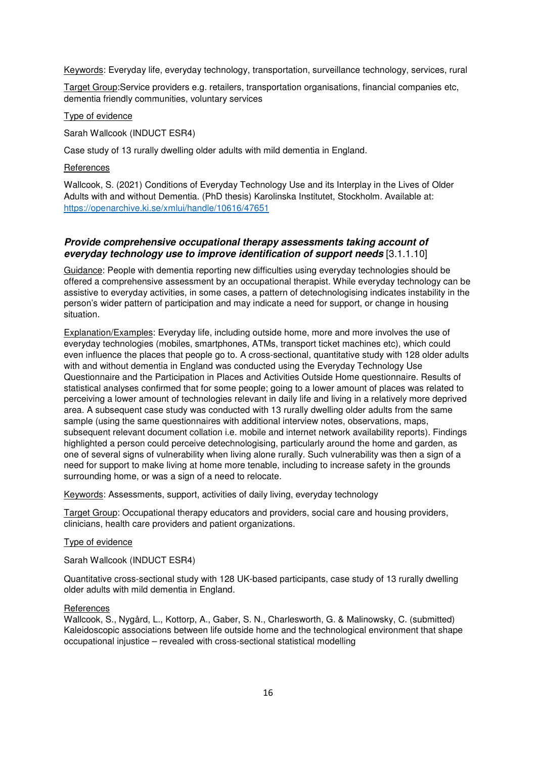Keywords: Everyday life, everyday technology, transportation, surveillance technology, services, rural

Target Group:Service providers e.g. retailers, transportation organisations, financial companies etc, dementia friendly communities, voluntary services

Type of evidence

Sarah Wallcook (INDUCT ESR4)

Case study of 13 rurally dwelling older adults with mild dementia in England.

References

Wallcook, S. (2021) Conditions of Everyday Technology Use and its Interplay in the Lives of Older Adults with and without Dementia. (PhD thesis) Karolinska Institutet, Stockholm. Available at: https://openarchive.ki.se/xmlui/handle/10616/47651

### ***Provide comprehensive occupational therapy assessments taking account of everyday technology use to improve identification of support needs*** [3.1.1.10]

Guidance: People with dementia reporting new difficulties using everyday technologies should be offered a comprehensive assessment by an occupational therapist. While everyday technology can be assistive to everyday activities, in some cases, a pattern of detechnologising indicates instability in the person's wider pattern of participation and may indicate a need for support, or change in housing situation.

Explanation/Examples: Everyday life, including outside home, more and more involves the use of everyday technologies (mobiles, smartphones, ATMs, transport ticket machines etc), which could even influence the places that people go to. A cross-sectional, quantitative study with 128 older adults with and without dementia in England was conducted using the Everyday Technology Use Questionnaire and the Participation in Places and Activities Outside Home questionnaire. Results of statistical analyses confirmed that for some people; going to a lower amount of places was related to perceiving a lower amount of technologies relevant in daily life and living in a relatively more deprived area. A subsequent case study was conducted with 13 rurally dwelling older adults from the same sample (using the same questionnaires with additional interview notes, observations, maps, subsequent relevant document collation i.e. mobile and internet network availability reports). Findings highlighted a person could perceive detechnologising, particularly around the home and garden, as one of several signs of vulnerability when living alone rurally. Such vulnerability was then a sign of a need for support to make living at home more tenable, including to increase safety in the grounds surrounding home, or was a sign of a need to relocate.

Keywords: Assessments, support, activities of daily living, everyday technology

Target Group: Occupational therapy educators and providers, social care and housing providers, clinicians, health care providers and patient organizations.

Type of evidence

Sarah Wallcook (INDUCT ESR4)

Quantitative cross-sectional study with 128 UK-based participants, case study of 13 rurally dwelling older adults with mild dementia in England.

References

Wallcook, S., Nygård, L., Kottorp, A., Gaber, S. N., Charlesworth, G. & Malinowsky, C. (submitted) Kaleidoscopic associations between life outside home and the technological environment that shape occupational injustice – revealed with cross-sectional statistical modelling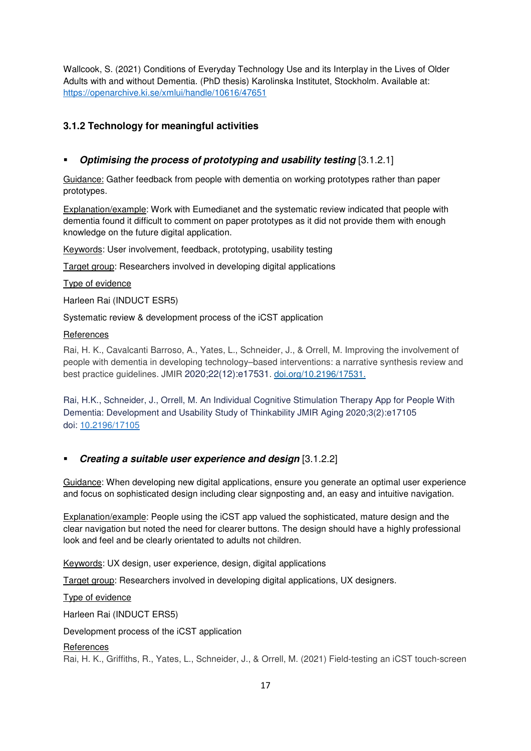Wallcook, S. (2021) Conditions of Everyday Technology Use and its Interplay in the Lives of Older Adults with and without Dementia. (PhD thesis) Karolinska Institutet, Stockholm. Available at: https://openarchive.ki.se/xmlui/handle/10616/47651

### 3.1.2 Technology for meaningful activities

- ***Optimising the process of prototyping and usability testing*** [3.1.2.1]

Guidance: Gather feedback from people with dementia on working prototypes rather than paper prototypes.

Explanation/example: Work with Eumedianet and the systematic review indicated that people with dementia found it difficult to comment on paper prototypes as it did not provide them with enough knowledge on the future digital application.

Keywords: User involvement, feedback, prototyping, usability testing

Target group: Researchers involved in developing digital applications

Type of evidence

Harleen Rai (INDUCT ESR5)

Systematic review & development process of the iCST application

References

Rai, H. K., Cavalcanti Barroso, A., Yates, L., Schneider, J., & Orrell, M. Improving the involvement of people with dementia in developing technology–based interventions: a narrative synthesis review and best practice guidelines. JMIR 2020;22(12):e17531. doi.org/10.2196/17531.

Rai, H.K., Schneider, J., Orrell, M. An Individual Cognitive Stimulation Therapy App for People With Dementia: Development and Usability Study of Thinkability JMIR Aging 2020;3(2):e17105 doi: 10.2196/17105

- ***Creating a suitable user experience and design*** [3.1.2.2]

Guidance: When developing new digital applications, ensure you generate an optimal user experience and focus on sophisticated design including clear signposting and, an easy and intuitive navigation.

Explanation/example: People using the iCST app valued the sophisticated, mature design and the clear navigation but noted the need for clearer buttons. The design should have a highly professional look and feel and be clearly orientated to adults not children.

Keywords: UX design, user experience, design, digital applications

Target group: Researchers involved in developing digital applications, UX designers.

Type of evidence

Harleen Rai (INDUCT ERS5)

Development process of the iCST application

References

Rai, H. K., Griffiths, R., Yates, L., Schneider, J., & Orrell, M. (2021) Field-testing an iCST touch-screen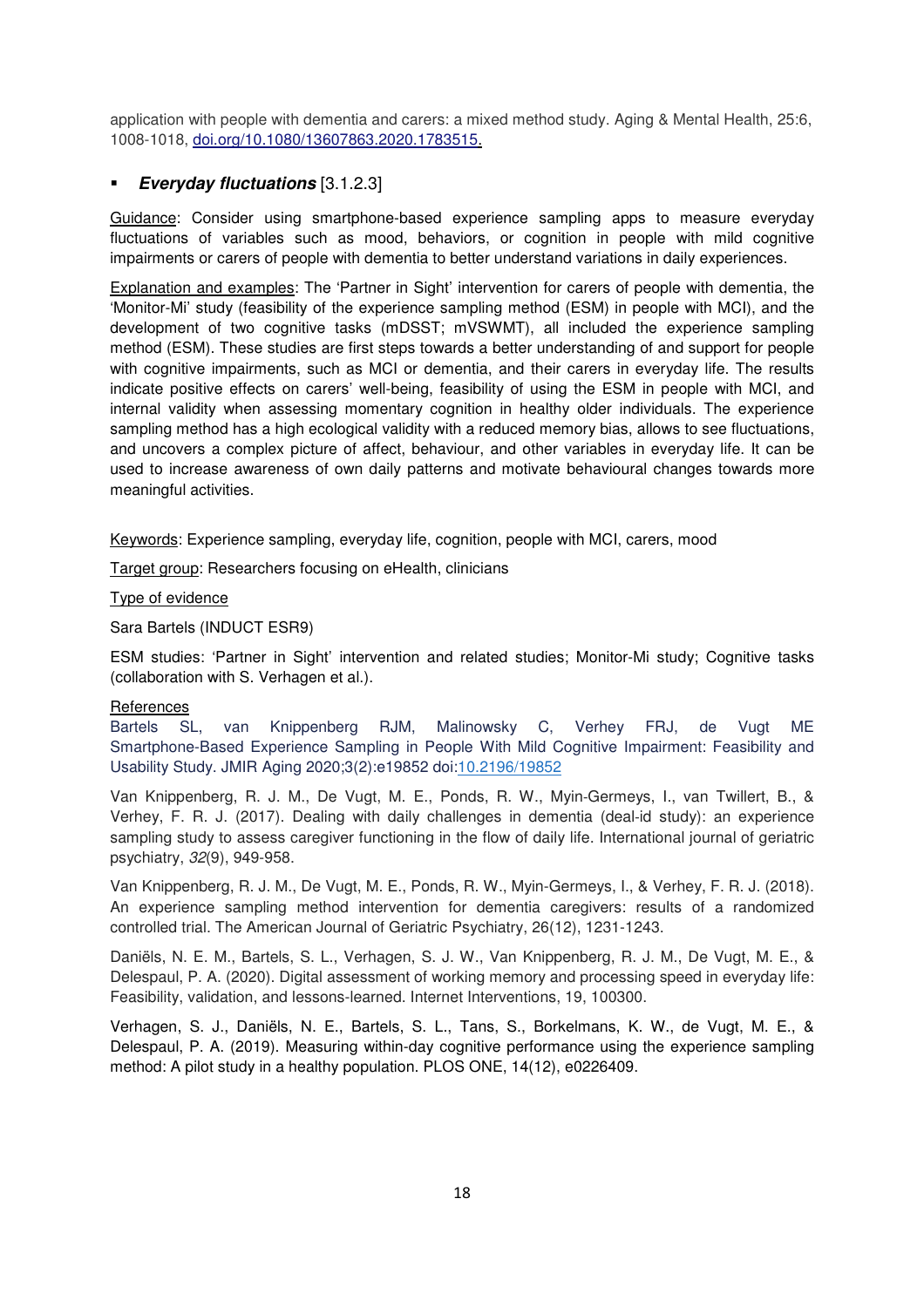application with people with dementia and carers: a mixed method study. Aging & Mental Health, 25:6, 1008-1018, [doi.org/10.1080/13607863.2020.1783515.](https://doi.org/10.1080/13607863.2020.1783515)

- ***Everyday fluctuations*** [3.1.2.3]

Guidance: Consider using smartphone-based experience sampling apps to measure everyday fluctuations of variables such as mood, behaviors, or cognition in people with mild cognitive impairments or carers of people with dementia to better understand variations in daily experiences.

Explanation and examples: The 'Partner in Sight' intervention for carers of people with dementia, the 'Monitor-Mi' study (feasibility of the experience sampling method (ESM) in people with MCI), and the development of two cognitive tasks (mDSST; mVSWMT), all included the experience sampling method (ESM). These studies are first steps towards a better understanding of and support for people with cognitive impairments, such as MCI or dementia, and their carers in everyday life. The results indicate positive effects on carers' well-being, feasibility of using the ESM in people with MCI, and internal validity when assessing momentary cognition in healthy older individuals. The experience sampling method has a high ecological validity with a reduced memory bias, allows to see fluctuations, and uncovers a complex picture of affect, behaviour, and other variables in everyday life. It can be used to increase awareness of own daily patterns and motivate behavioural changes towards more meaningful activities.

Keywords: Experience sampling, everyday life, cognition, people with MCI, carers, mood

Target group: Researchers focusing on eHealth, clinicians

Type of evidence

Sara Bartels (INDUCT ESR9)

ESM studies: 'Partner in Sight' intervention and related studies; Monitor-Mi study; Cognitive tasks (collaboration with S. Verhagen et al.).

References

Bartels SL, van Knippenberg RJM, Malinowsky C, Verhey FRJ, de Vugt ME Smartphone-Based Experience Sampling in People With Mild Cognitive Impairment: Feasibility and Usability Study. JMIR Aging 2020;3(2):e19852 doi:[10.2196/19852](https://doi.org/10.2196/19852)

Van Knippenberg, R. J. M., De Vugt, M. E., Ponds, R. W., Myin-Germeys, I., van Twillert, B., & Verhey, F. R. J. (2017). Dealing with daily challenges in dementia (deal-id study): an experience sampling study to assess caregiver functioning in the flow of daily life. International journal of geriatric psychiatry, *32*(9), 949-958.

Van Knippenberg, R. J. M., De Vugt, M. E., Ponds, R. W., Myin-Germeys, I., & Verhey, F. R. J. (2018). An experience sampling method intervention for dementia caregivers: results of a randomized controlled trial. The American Journal of Geriatric Psychiatry, 26(12), 1231-1243.

Daniëls, N. E. M., Bartels, S. L., Verhagen, S. J. W., Van Knippenberg, R. J. M., De Vugt, M. E., & Delespaul, P. A. (2020). Digital assessment of working memory and processing speed in everyday life: Feasibility, validation, and lessons-learned. Internet Interventions, 19, 100300.

Verhagen, S. J., Daniëls, N. E., Bartels, S. L., Tans, S., Borkelmans, K. W., de Vugt, M. E., & Delespaul, P. A. (2019). Measuring within-day cognitive performance using the experience sampling method: A pilot study in a healthy population. PLOS ONE, 14(12), e0226409.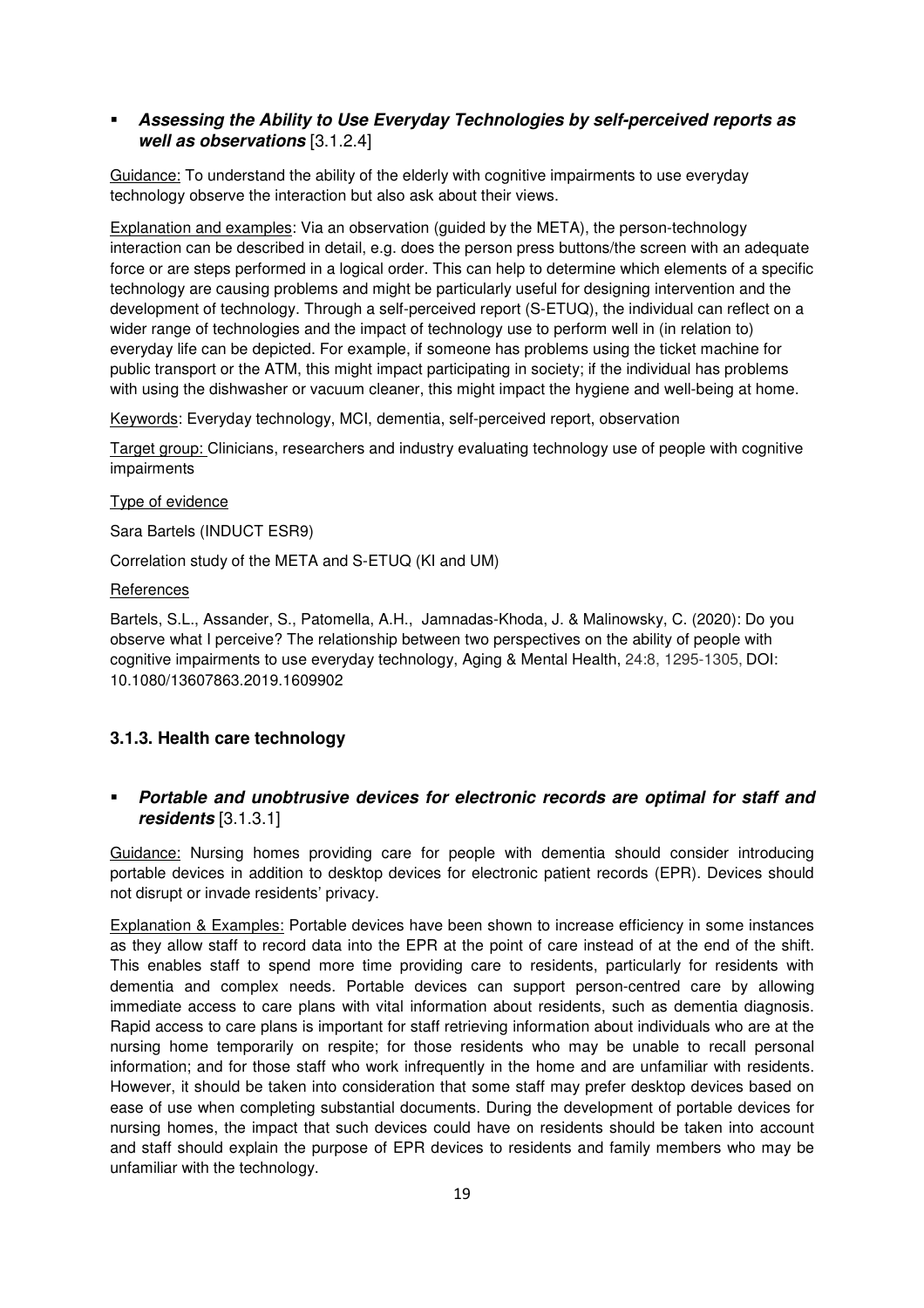- ***Assessing the Ability to Use Everyday Technologies by self-perceived reports as well as observations*** [3.1.2.4]

Guidance: To understand the ability of the elderly with cognitive impairments to use everyday technology observe the interaction but also ask about their views.

Explanation and examples: Via an observation (guided by the META), the person-technology interaction can be described in detail, e.g. does the person press buttons/the screen with an adequate force or are steps performed in a logical order. This can help to determine which elements of a specific technology are causing problems and might be particularly useful for designing intervention and the development of technology. Through a self-perceived report (S-ETUQ), the individual can reflect on a wider range of technologies and the impact of technology use to perform well in (in relation to) everyday life can be depicted. For example, if someone has problems using the ticket machine for public transport or the ATM, this might impact participating in society; if the individual has problems with using the dishwasher or vacuum cleaner, this might impact the hygiene and well-being at home.

Keywords: Everyday technology, MCI, dementia, self-perceived report, observation

Target group: Clinicians, researchers and industry evaluating technology use of people with cognitive impairments

Type of evidence

Sara Bartels (INDUCT ESR9)

Correlation study of the META and S-ETUQ (KI and UM)

References

Bartels, S.L., Assander, S., Patomella, A.H., Jamnadas-Khoda, J. & Malinowsky, C. (2020): Do you observe what I perceive? The relationship between two perspectives on the ability of people with cognitive impairments to use everyday technology, Aging & Mental Health, 24:8, 1295-1305, DOI: 10.1080/13607863.2019.1609902

### 3.1.3. Health care technology

- ***Portable and unobtrusive devices for electronic records are optimal for staff and residents*** [3.1.3.1]

Guidance: Nursing homes providing care for people with dementia should consider introducing portable devices in addition to desktop devices for electronic patient records (EPR). Devices should not disrupt or invade residents' privacy.

Explanation & Examples: Portable devices have been shown to increase efficiency in some instances as they allow staff to record data into the EPR at the point of care instead of at the end of the shift. This enables staff to spend more time providing care to residents, particularly for residents with dementia and complex needs. Portable devices can support person-centred care by allowing immediate access to care plans with vital information about residents, such as dementia diagnosis. Rapid access to care plans is important for staff retrieving information about individuals who are at the nursing home temporarily on respite; for those residents who may be unable to recall personal information; and for those staff who work infrequently in the home and are unfamiliar with residents. However, it should be taken into consideration that some staff may prefer desktop devices based on ease of use when completing substantial documents. During the development of portable devices for nursing homes, the impact that such devices could have on residents should be taken into account and staff should explain the purpose of EPR devices to residents and family members who may be unfamiliar with the technology.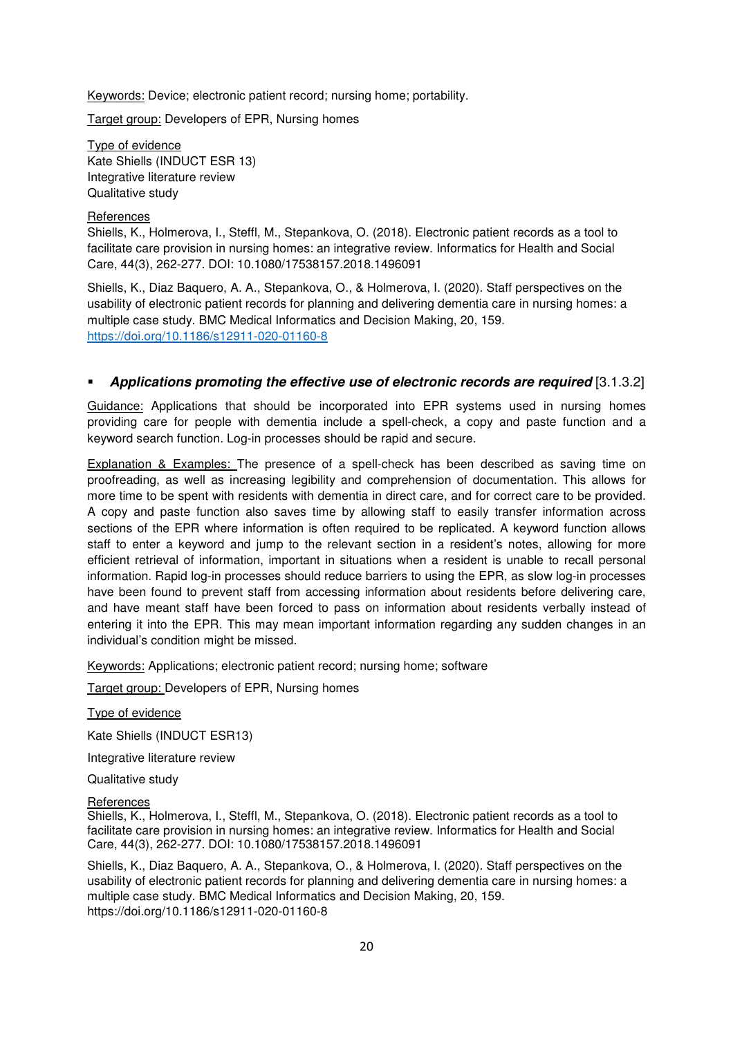Keywords: Device; electronic patient record; nursing home; portability.

Target group: Developers of EPR, Nursing homes

Type of evidence
Kate Shiells (INDUCT ESR 13)
Integrative literature review
Qualitative study

References
Shiells, K., Holmerova, I., Steffl, M., Stepankova, O. (2018). Electronic patient records as a tool to facilitate care provision in nursing homes: an integrative review. Informatics for Health and Social Care, 44(3), 262-277. DOI: 10.1080/17538157.2018.1496091

Shiells, K., Diaz Baquero, A. A., Stepankova, O., & Holmerova, I. (2020). Staff perspectives on the usability of electronic patient records for planning and delivering dementia care in nursing homes: a multiple case study. BMC Medical Informatics and Decision Making, 20, 159. https://doi.org/10.1186/s12911-020-01160-8

- ***Applications promoting the effective use of electronic records are required*** [3.1.3.2]

Guidance: Applications that should be incorporated into EPR systems used in nursing homes providing care for people with dementia include a spell-check, a copy and paste function and a keyword search function. Log-in processes should be rapid and secure.

Explanation & Examples: The presence of a spell-check has been described as saving time on proofreading, as well as increasing legibility and comprehension of documentation. This allows for more time to be spent with residents with dementia in direct care, and for correct care to be provided. A copy and paste function also saves time by allowing staff to easily transfer information across sections of the EPR where information is often required to be replicated. A keyword function allows staff to enter a keyword and jump to the relevant section in a resident's notes, allowing for more efficient retrieval of information, important in situations when a resident is unable to recall personal information. Rapid log-in processes should reduce barriers to using the EPR, as slow log-in processes have been found to prevent staff from accessing information about residents before delivering care, and have meant staff have been forced to pass on information about residents verbally instead of entering it into the EPR. This may mean important information regarding any sudden changes in an individual's condition might be missed.

Keywords: Applications; electronic patient record; nursing home; software

Target group: Developers of EPR, Nursing homes

Type of evidence

Kate Shiells (INDUCT ESR13)

Integrative literature review

Qualitative study

References
Shiells, K., Holmerova, I., Steffl, M., Stepankova, O. (2018). Electronic patient records as a tool to facilitate care provision in nursing homes: an integrative review. Informatics for Health and Social Care, 44(3), 262-277. DOI: 10.1080/17538157.2018.1496091

Shiells, K., Diaz Baquero, A. A., Stepankova, O., & Holmerova, I. (2020). Staff perspectives on the usability of electronic patient records for planning and delivering dementia care in nursing homes: a multiple case study. BMC Medical Informatics and Decision Making, 20, 159. https://doi.org/10.1186/s12911-020-01160-8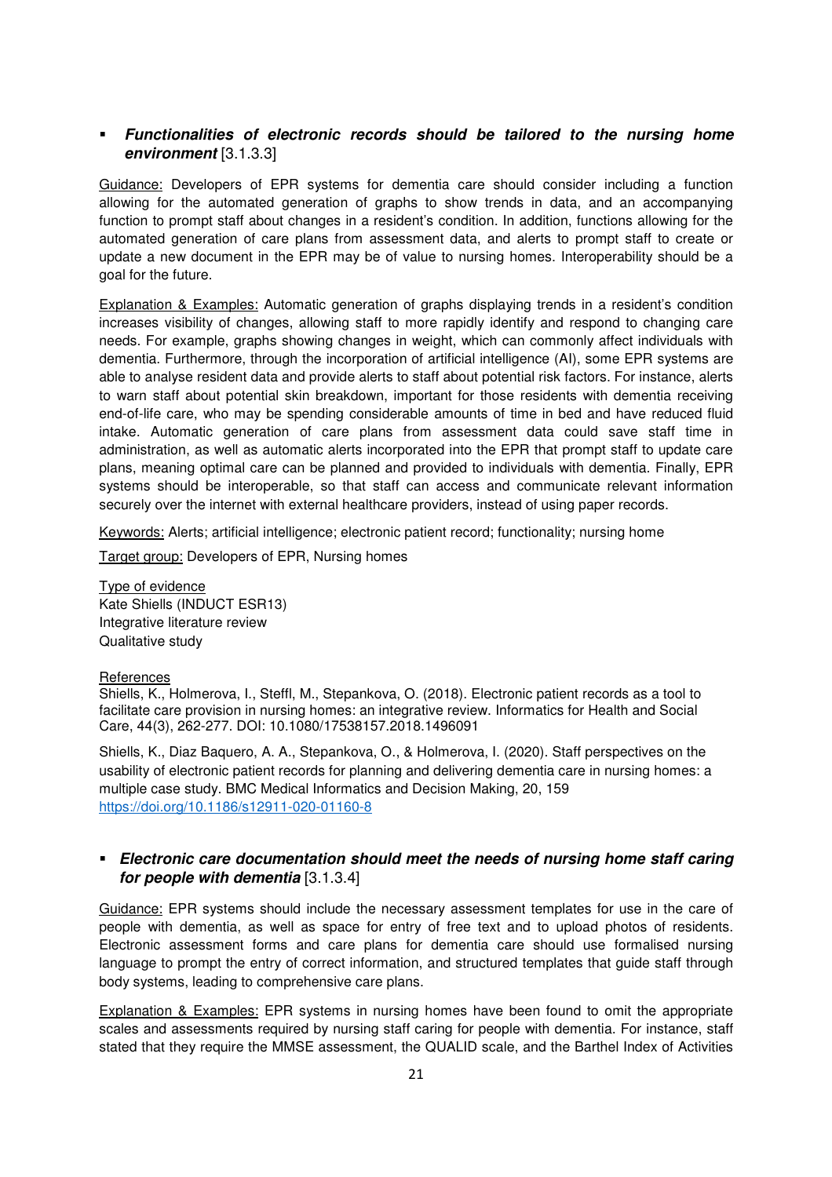- ***Functionalities of electronic records should be tailored to the nursing home environment*** [3.1.3.3]

Guidance: Developers of EPR systems for dementia care should consider including a function allowing for the automated generation of graphs to show trends in data, and an accompanying function to prompt staff about changes in a resident's condition. In addition, functions allowing for the automated generation of care plans from assessment data, and alerts to prompt staff to create or update a new document in the EPR may be of value to nursing homes. Interoperability should be a goal for the future.

Explanation & Examples: Automatic generation of graphs displaying trends in a resident's condition increases visibility of changes, allowing staff to more rapidly identify and respond to changing care needs. For example, graphs showing changes in weight, which can commonly affect individuals with dementia. Furthermore, through the incorporation of artificial intelligence (AI), some EPR systems are able to analyse resident data and provide alerts to staff about potential risk factors. For instance, alerts to warn staff about potential skin breakdown, important for those residents with dementia receiving end-of-life care, who may be spending considerable amounts of time in bed and have reduced fluid intake. Automatic generation of care plans from assessment data could save staff time in administration, as well as automatic alerts incorporated into the EPR that prompt staff to update care plans, meaning optimal care can be planned and provided to individuals with dementia. Finally, EPR systems should be interoperable, so that staff can access and communicate relevant information securely over the internet with external healthcare providers, instead of using paper records.

Keywords: Alerts; artificial intelligence; electronic patient record; functionality; nursing home

Target group: Developers of EPR, Nursing homes

Type of evidence
Kate Shiells (INDUCT ESR13)
Integrative literature review
Qualitative study

References
Shiells, K., Holmerova, I., Steffl, M., Stepankova, O. (2018). Electronic patient records as a tool to facilitate care provision in nursing homes: an integrative review. Informatics for Health and Social Care, 44(3), 262-277. DOI: 10.1080/17538157.2018.1496091

Shiells, K., Diaz Baquero, A. A., Stepankova, O., & Holmerova, I. (2020). Staff perspectives on the usability of electronic patient records for planning and delivering dementia care in nursing homes: a multiple case study. BMC Medical Informatics and Decision Making, 20, 159 https://doi.org/10.1186/s12911-020-01160-8

- ***Electronic care documentation should meet the needs of nursing home staff caring for people with dementia*** [3.1.3.4]

Guidance: EPR systems should include the necessary assessment templates for use in the care of people with dementia, as well as space for entry of free text and to upload photos of residents. Electronic assessment forms and care plans for dementia care should use formalised nursing language to prompt the entry of correct information, and structured templates that guide staff through body systems, leading to comprehensive care plans.

Explanation & Examples: EPR systems in nursing homes have been found to omit the appropriate scales and assessments required by nursing staff caring for people with dementia. For instance, staff stated that they require the MMSE assessment, the QUALID scale, and the Barthel Index of Activities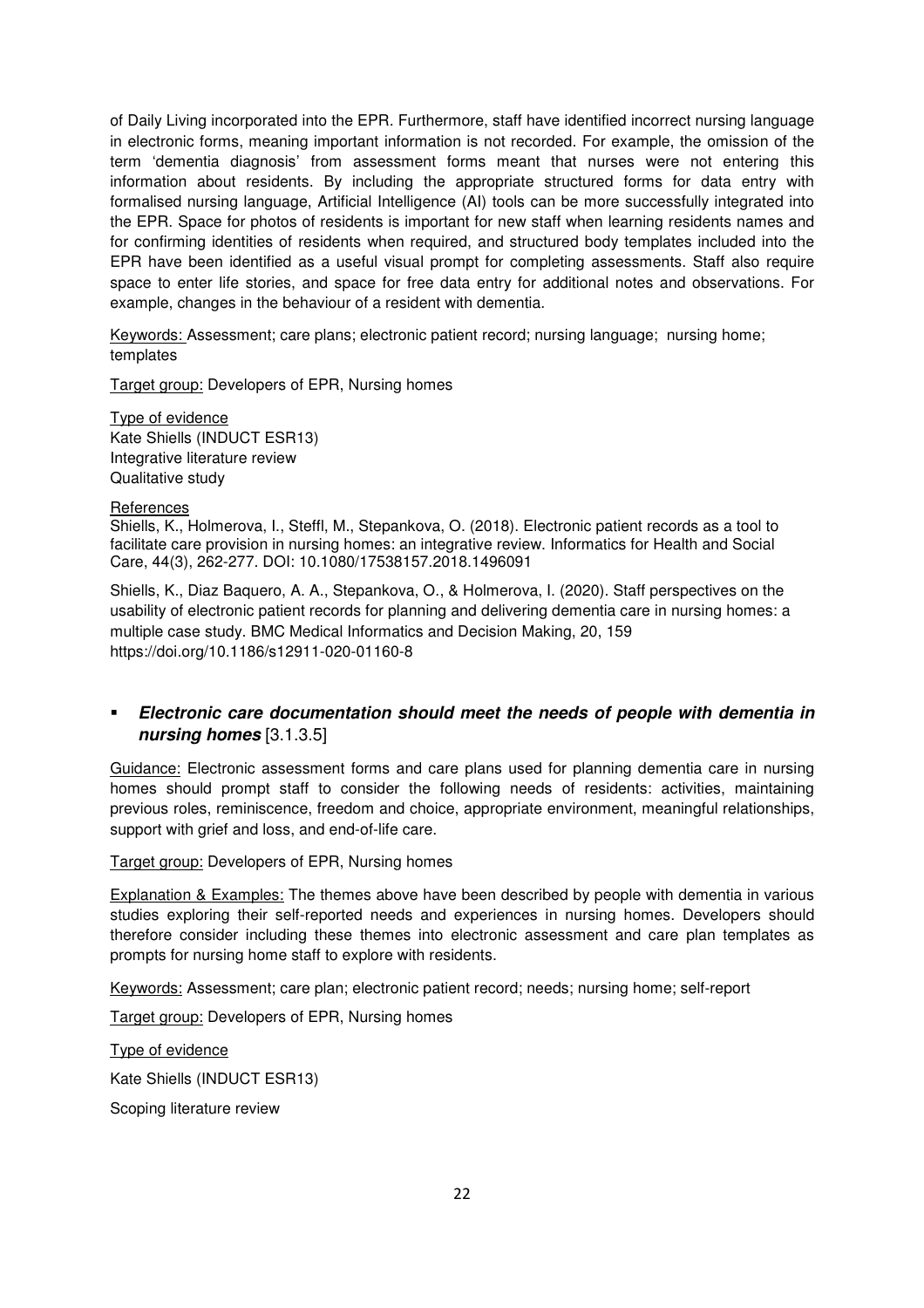of Daily Living incorporated into the EPR. Furthermore, staff have identified incorrect nursing language in electronic forms, meaning important information is not recorded. For example, the omission of the term 'dementia diagnosis' from assessment forms meant that nurses were not entering this information about residents. By including the appropriate structured forms for data entry with formalised nursing language, Artificial Intelligence (AI) tools can be more successfully integrated into the EPR. Space for photos of residents is important for new staff when learning residents names and for confirming identities of residents when required, and structured body templates included into the EPR have been identified as a useful visual prompt for completing assessments. Staff also require space to enter life stories, and space for free data entry for additional notes and observations. For example, changes in the behaviour of a resident with dementia.

Keywords: Assessment; care plans; electronic patient record; nursing language; nursing home; templates

Target group: Developers of EPR, Nursing homes

Type of evidence
Kate Shiells (INDUCT ESR13)
Integrative literature review
Qualitative study

References
Shiells, K., Holmerova, I., Steffl, M., Stepankova, O. (2018). Electronic patient records as a tool to facilitate care provision in nursing homes: an integrative review. Informatics for Health and Social Care, 44(3), 262-277. DOI: 10.1080/17538157.2018.1496091

Shiells, K., Diaz Baquero, A. A., Stepankova, O., & Holmerova, I. (2020). Staff perspectives on the usability of electronic patient records for planning and delivering dementia care in nursing homes: a multiple case study. BMC Medical Informatics and Decision Making, 20, 159 https://doi.org/10.1186/s12911-020-01160-8

- ***Electronic care documentation should meet the needs of people with dementia in nursing homes*** [3.1.3.5]

Guidance: Electronic assessment forms and care plans used for planning dementia care in nursing homes should prompt staff to consider the following needs of residents: activities, maintaining previous roles, reminiscence, freedom and choice, appropriate environment, meaningful relationships, support with grief and loss, and end-of-life care.

Target group: Developers of EPR, Nursing homes

Explanation & Examples: The themes above have been described by people with dementia in various studies exploring their self-reported needs and experiences in nursing homes. Developers should therefore consider including these themes into electronic assessment and care plan templates as prompts for nursing home staff to explore with residents.

Keywords: Assessment; care plan; electronic patient record; needs; nursing home; self-report

Target group: Developers of EPR, Nursing homes

Type of evidence

Kate Shiells (INDUCT ESR13)

Scoping literature review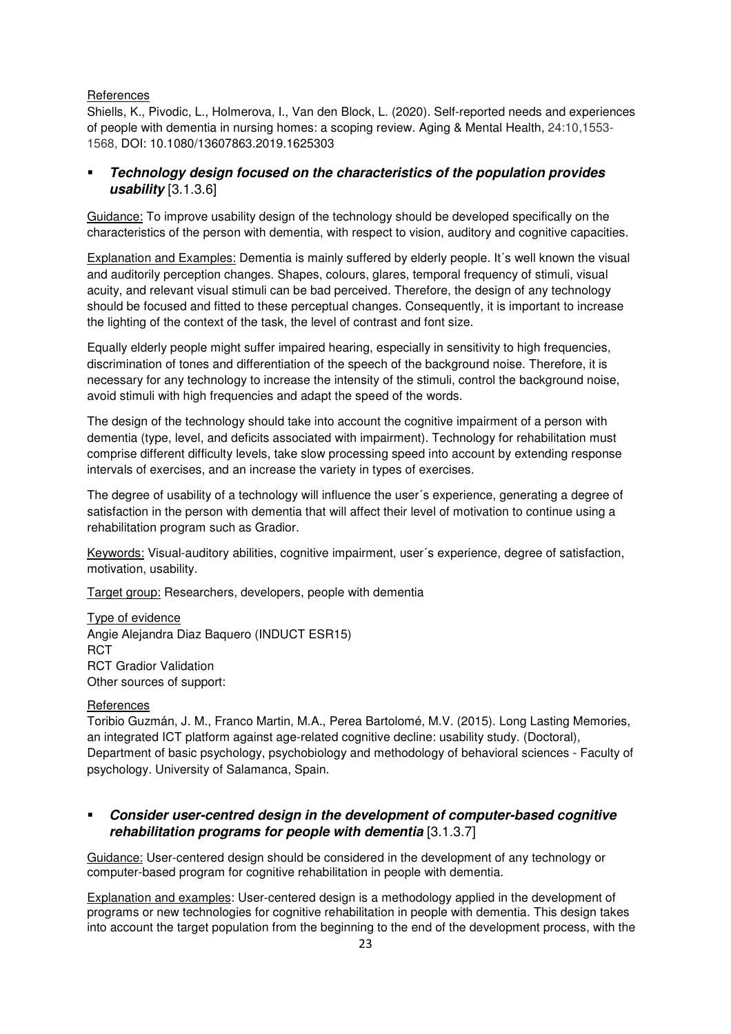References

Shiells, K., Pivodic, L., Holmerova, I., Van den Block, L. (2020). Self-reported needs and experiences of people with dementia in nursing homes: a scoping review. Aging & Mental Health, 24:10,1553-1568, DOI: 10.1080/13607863.2019.1625303

- ***Technology design focused on the characteristics of the population provides usability*** [3.1.3.6]

Guidance: To improve usability design of the technology should be developed specifically on the characteristics of the person with dementia, with respect to vision, auditory and cognitive capacities.

Explanation and Examples: Dementia is mainly suffered by elderly people. It´s well known the visual and auditorily perception changes. Shapes, colours, glares, temporal frequency of stimuli, visual acuity, and relevant visual stimuli can be bad perceived. Therefore, the design of any technology should be focused and fitted to these perceptual changes. Consequently, it is important to increase the lighting of the context of the task, the level of contrast and font size.

Equally elderly people might suffer impaired hearing, especially in sensitivity to high frequencies, discrimination of tones and differentiation of the speech of the background noise. Therefore, it is necessary for any technology to increase the intensity of the stimuli, control the background noise, avoid stimuli with high frequencies and adapt the speed of the words.

The design of the technology should take into account the cognitive impairment of a person with dementia (type, level, and deficits associated with impairment). Technology for rehabilitation must comprise different difficulty levels, take slow processing speed into account by extending response intervals of exercises, and an increase the variety in types of exercises.

The degree of usability of a technology will influence the user´s experience, generating a degree of satisfaction in the person with dementia that will affect their level of motivation to continue using a rehabilitation program such as Gradior.

Keywords: Visual-auditory abilities, cognitive impairment, user´s experience, degree of satisfaction, motivation, usability.

Target group: Researchers, developers, people with dementia

Type of evidence
Angie Alejandra Diaz Baquero (INDUCT ESR15)
RCT
RCT Gradior Validation
Other sources of support:

References

Toribio Guzmán, J. M., Franco Martin, M.A., Perea Bartolomé, M.V. (2015). Long Lasting Memories, an integrated ICT platform against age-related cognitive decline: usability study. (Doctoral), Department of basic psychology, psychobiology and methodology of behavioral sciences - Faculty of psychology. University of Salamanca, Spain.

- ***Consider user-centred design in the development of computer-based cognitive rehabilitation programs for people with dementia*** [3.1.3.7]

Guidance: User-centered design should be considered in the development of any technology or computer-based program for cognitive rehabilitation in people with dementia.

Explanation and examples: User-centered design is a methodology applied in the development of programs or new technologies for cognitive rehabilitation in people with dementia. This design takes into account the target population from the beginning to the end of the development process, with the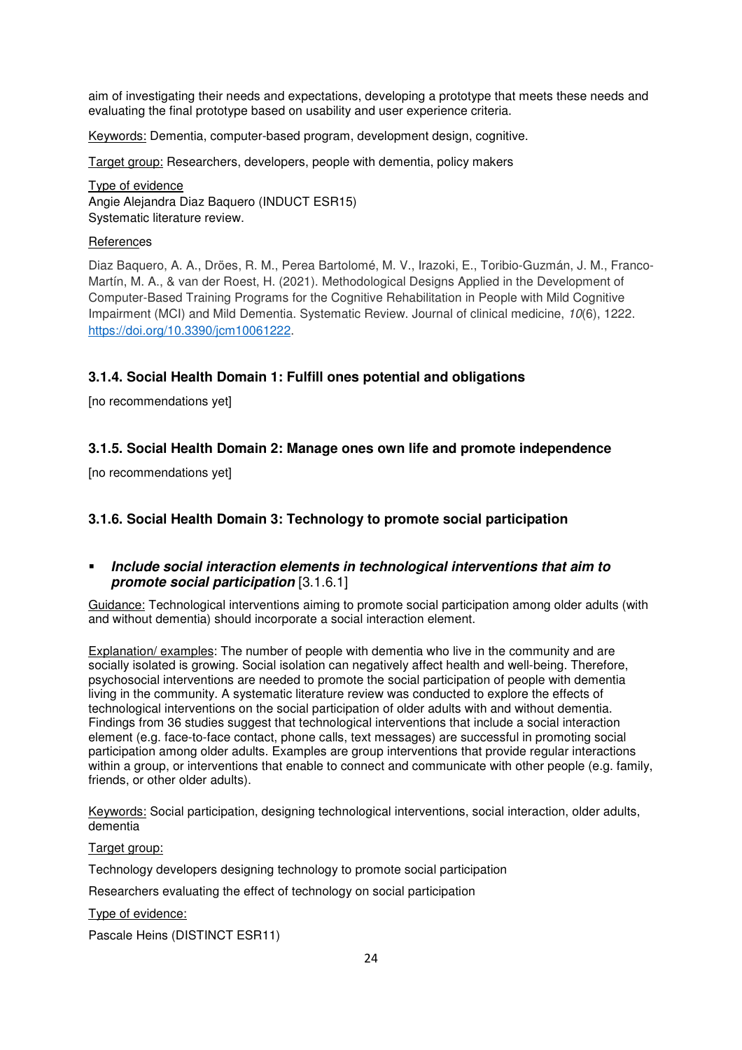aim of investigating their needs and expectations, developing a prototype that meets these needs and evaluating the final prototype based on usability and user experience criteria.

Keywords: Dementia, computer-based program, development design, cognitive.

Target group: Researchers, developers, people with dementia, policy makers

Type of evidence
Angie Alejandra Diaz Baquero (INDUCT ESR15)
Systematic literature review.

References

Diaz Baquero, A. A., Dröes, R. M., Perea Bartolomé, M. V., Irazoki, E., Toribio-Guzmán, J. M., Franco-Martín, M. A., & van der Roest, H. (2021). Methodological Designs Applied in the Development of Computer-Based Training Programs for the Cognitive Rehabilitation in People with Mild Cognitive Impairment (MCI) and Mild Dementia. Systematic Review. Journal of clinical medicine, *10*(6), 1222. https://doi.org/10.3390/jcm10061222.

### 3.1.4. Social Health Domain 1: Fulfill ones potential and obligations

[no recommendations yet]

### 3.1.5. Social Health Domain 2: Manage ones own life and promote independence

[no recommendations yet]

### 3.1.6. Social Health Domain 3: Technology to promote social participation

- ***Include social interaction elements in technological interventions that aim to promote social participation*** [3.1.6.1]

Guidance: Technological interventions aiming to promote social participation among older adults (with and without dementia) should incorporate a social interaction element.

Explanation/ examples: The number of people with dementia who live in the community and are socially isolated is growing. Social isolation can negatively affect health and well-being. Therefore, psychosocial interventions are needed to promote the social participation of people with dementia living in the community. A systematic literature review was conducted to explore the effects of technological interventions on the social participation of older adults with and without dementia. Findings from 36 studies suggest that technological interventions that include a social interaction element (e.g. face-to-face contact, phone calls, text messages) are successful in promoting social participation among older adults. Examples are group interventions that provide regular interactions within a group, or interventions that enable to connect and communicate with other people (e.g. family, friends, or other older adults).

Keywords: Social participation, designing technological interventions, social interaction, older adults, dementia

Target group:

Technology developers designing technology to promote social participation

Researchers evaluating the effect of technology on social participation

Type of evidence:

Pascale Heins (DISTINCT ESR11)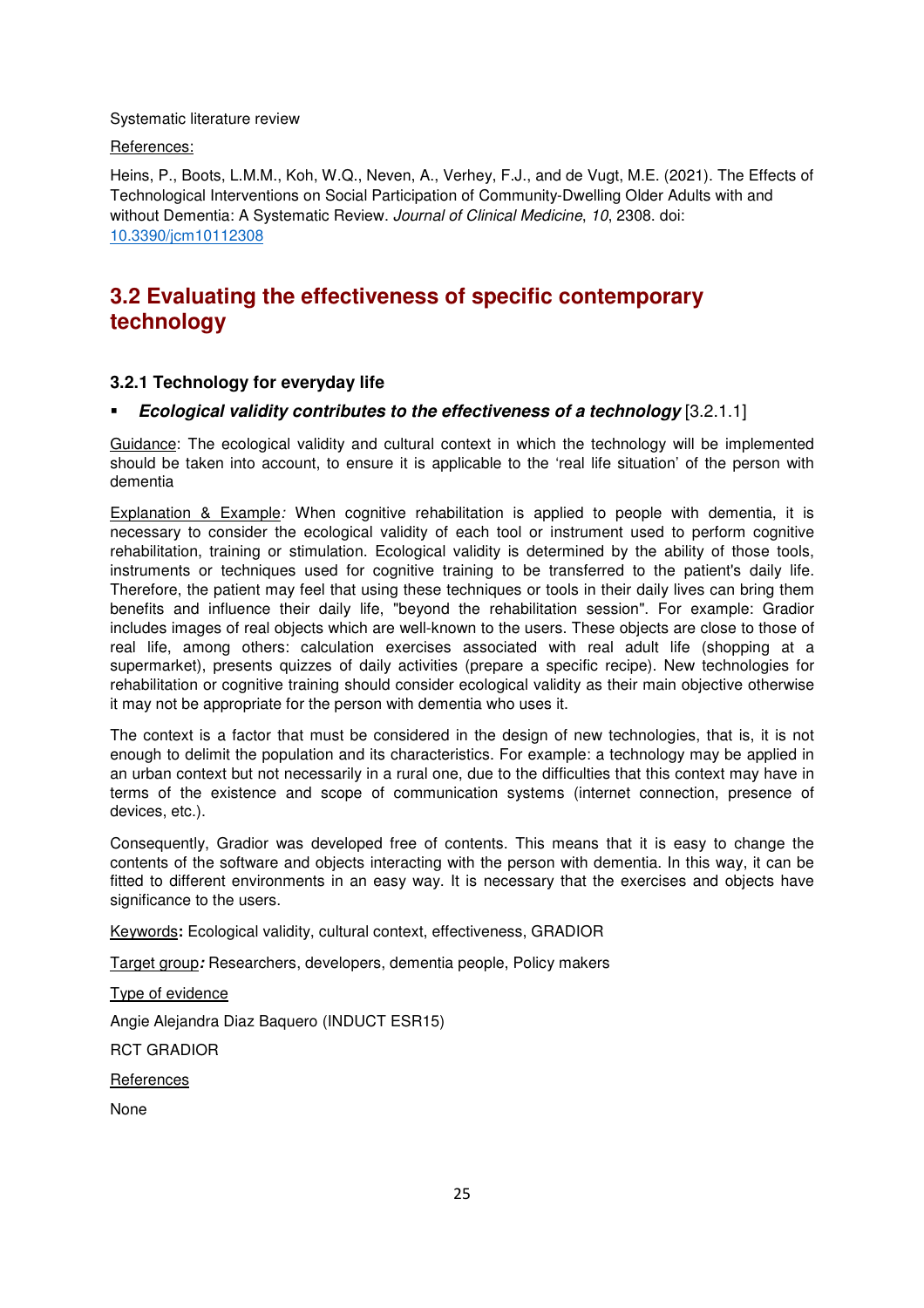Systematic literature review

References:

Heins, P., Boots, L.M.M., Koh, W.Q., Neven, A., Verhey, F.J., and de Vugt, M.E. (2021). The Effects of Technological Interventions on Social Participation of Community-Dwelling Older Adults with and without Dementia: A Systematic Review. *Journal of Clinical Medicine*, *10*, 2308. doi: 10.3390/jcm10112308

## 3.2 Evaluating the effectiveness of specific contemporary technology

### 3.2.1 Technology for everyday life

- ***Ecological validity contributes to the effectiveness of a technology*** [3.2.1.1]

Guidance: The ecological validity and cultural context in which the technology will be implemented should be taken into account, to ensure it is applicable to the 'real life situation' of the person with dementia

Explanation & Example*:* When cognitive rehabilitation is applied to people with dementia, it is necessary to consider the ecological validity of each tool or instrument used to perform cognitive rehabilitation, training or stimulation. Ecological validity is determined by the ability of those tools, instruments or techniques used for cognitive training to be transferred to the patient's daily life. Therefore, the patient may feel that using these techniques or tools in their daily lives can bring them benefits and influence their daily life, "beyond the rehabilitation session". For example: Gradior includes images of real objects which are well-known to the users. These objects are close to those of real life, among others: calculation exercises associated with real adult life (shopping at a supermarket), presents quizzes of daily activities (prepare a specific recipe). New technologies for rehabilitation or cognitive training should consider ecological validity as their main objective otherwise it may not be appropriate for the person with dementia who uses it.

The context is a factor that must be considered in the design of new technologies, that is, it is not enough to delimit the population and its characteristics. For example: a technology may be applied in an urban context but not necessarily in a rural one, due to the difficulties that this context may have in terms of the existence and scope of communication systems (internet connection, presence of devices, etc.).

Consequently, Gradior was developed free of contents. This means that it is easy to change the contents of the software and objects interacting with the person with dementia. In this way, it can be fitted to different environments in an easy way. It is necessary that the exercises and objects have significance to the users.

Keywords**:** Ecological validity, cultural context, effectiveness, GRADIOR

Target group***:*** Researchers, developers, dementia people, Policy makers

Type of evidence

Angie Alejandra Diaz Baquero (INDUCT ESR15)

RCT GRADIOR

References

None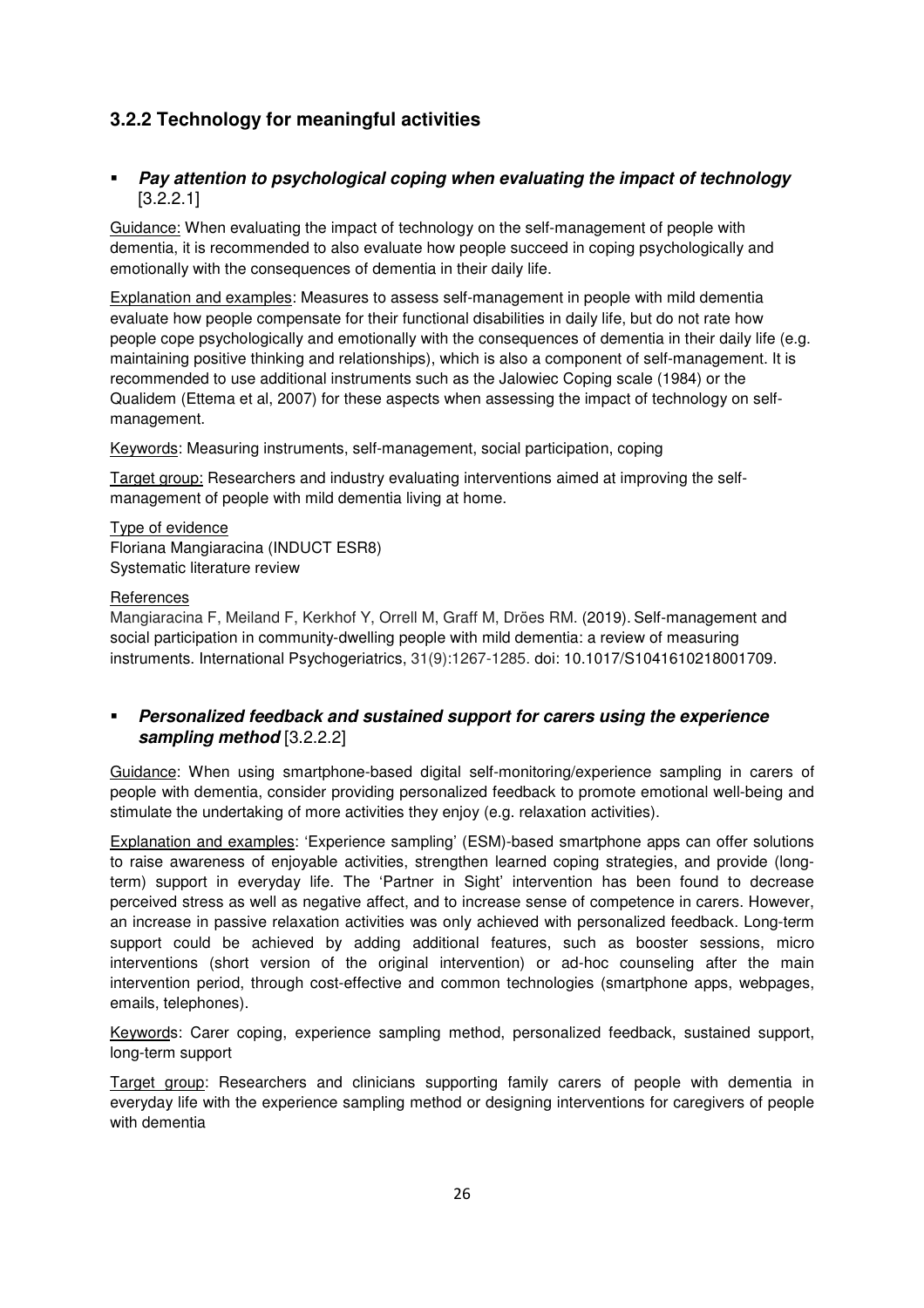### 3.2.2 Technology for meaningful activities

- ***Pay attention to psychological coping when evaluating the impact of technology*** [3.2.2.1]

Guidance: When evaluating the impact of technology on the self-management of people with dementia, it is recommended to also evaluate how people succeed in coping psychologically and emotionally with the consequences of dementia in their daily life.

Explanation and examples: Measures to assess self-management in people with mild dementia evaluate how people compensate for their functional disabilities in daily life, but do not rate how people cope psychologically and emotionally with the consequences of dementia in their daily life (e.g. maintaining positive thinking and relationships), which is also a component of self-management. It is recommended to use additional instruments such as the Jalowiec Coping scale (1984) or the Qualidem (Ettema et al, 2007) for these aspects when assessing the impact of technology on self-management.

Keywords: Measuring instruments, self-management, social participation, coping

Target group: Researchers and industry evaluating interventions aimed at improving the self-management of people with mild dementia living at home.

Type of evidence
Floriana Mangiaracina (INDUCT ESR8)
Systematic literature review

References
Mangiaracina F, Meiland F, Kerkhof Y, Orrell M, Graff M, Dröes RM. (2019). Self-management and social participation in community-dwelling people with mild dementia: a review of measuring instruments. International Psychogeriatrics, 31(9):1267-1285. doi: 10.1017/S1041610218001709.

- ***Personalized feedback and sustained support for carers using the experience sampling method*** [3.2.2.2]

Guidance: When using smartphone-based digital self-monitoring/experience sampling in carers of people with dementia, consider providing personalized feedback to promote emotional well-being and stimulate the undertaking of more activities they enjoy (e.g. relaxation activities).

Explanation and examples: 'Experience sampling' (ESM)-based smartphone apps can offer solutions to raise awareness of enjoyable activities, strengthen learned coping strategies, and provide (long-term) support in everyday life. The 'Partner in Sight' intervention has been found to decrease perceived stress as well as negative affect, and to increase sense of competence in carers. However, an increase in passive relaxation activities was only achieved with personalized feedback. Long-term support could be achieved by adding additional features, such as booster sessions, micro interventions (short version of the original intervention) or ad-hoc counseling after the main intervention period, through cost-effective and common technologies (smartphone apps, webpages, emails, telephones).

Keywords: Carer coping, experience sampling method, personalized feedback, sustained support, long-term support

Target group: Researchers and clinicians supporting family carers of people with dementia in everyday life with the experience sampling method or designing interventions for caregivers of people with dementia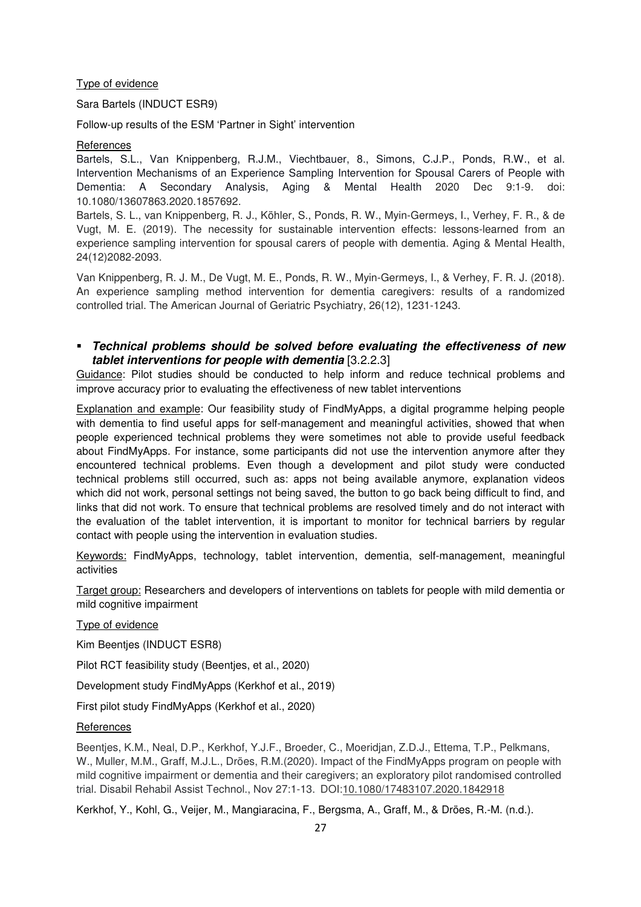Type of evidence

Sara Bartels (INDUCT ESR9)

Follow-up results of the ESM 'Partner in Sight' intervention

References

Bartels, S.L., Van Knippenberg, R.J.M., Viechtbauer, 8., Simons, C.J.P., Ponds, R.W., et al. Intervention Mechanisms of an Experience Sampling Intervention for Spousal Carers of People with Dementia: A Secondary Analysis, Aging & Mental Health 2020 Dec 9:1-9. doi: 10.1080/13607863.2020.1857692.

Bartels, S. L., van Knippenberg, R. J., Köhler, S., Ponds, R. W., Myin-Germeys, I., Verhey, F. R., & de Vugt, M. E. (2019). The necessity for sustainable intervention effects: lessons-learned from an experience sampling intervention for spousal carers of people with dementia. Aging & Mental Health, 24(12)2082-2093.

Van Knippenberg, R. J. M., De Vugt, M. E., Ponds, R. W., Myin-Germeys, I., & Verhey, F. R. J. (2018). An experience sampling method intervention for dementia caregivers: results of a randomized controlled trial. The American Journal of Geriatric Psychiatry, 26(12), 1231-1243.

- ***Technical problems should be solved before evaluating the effectiveness of new tablet interventions for people with dementia*** [3.2.2.3]

Guidance: Pilot studies should be conducted to help inform and reduce technical problems and improve accuracy prior to evaluating the effectiveness of new tablet interventions

Explanation and example: Our feasibility study of FindMyApps, a digital programme helping people with dementia to find useful apps for self-management and meaningful activities, showed that when people experienced technical problems they were sometimes not able to provide useful feedback about FindMyApps. For instance, some participants did not use the intervention anymore after they encountered technical problems. Even though a development and pilot study were conducted technical problems still occurred, such as: apps not being available anymore, explanation videos which did not work, personal settings not being saved, the button to go back being difficult to find, and links that did not work. To ensure that technical problems are resolved timely and do not interact with the evaluation of the tablet intervention, it is important to monitor for technical barriers by regular contact with people using the intervention in evaluation studies.

Keywords: FindMyApps, technology, tablet intervention, dementia, self-management, meaningful activities

Target group: Researchers and developers of interventions on tablets for people with mild dementia or mild cognitive impairment

Type of evidence

Kim Beentjes (INDUCT ESR8)

Pilot RCT feasibility study (Beentjes, et al., 2020)

Development study FindMyApps (Kerkhof et al., 2019)

First pilot study FindMyApps (Kerkhof et al., 2020)

References

Beentjes, K.M., Neal, D.P., Kerkhof, Y.J.F., Broeder, C., Moeridjan, Z.D.J., Ettema, T.P., Pelkmans, W., Muller, M.M., Graff, M.J.L., Dröes, R.M.(2020). Impact of the FindMyApps program on people with mild cognitive impairment or dementia and their caregivers; an exploratory pilot randomised controlled trial. Disabil Rehabil Assist Technol., Nov 27:1-13. DOI:10.1080/17483107.2020.1842918

Kerkhof, Y., Kohl, G., Veijer, M., Mangiaracina, F., Bergsma, A., Graff, M., & Dröes, R.-M. (n.d.).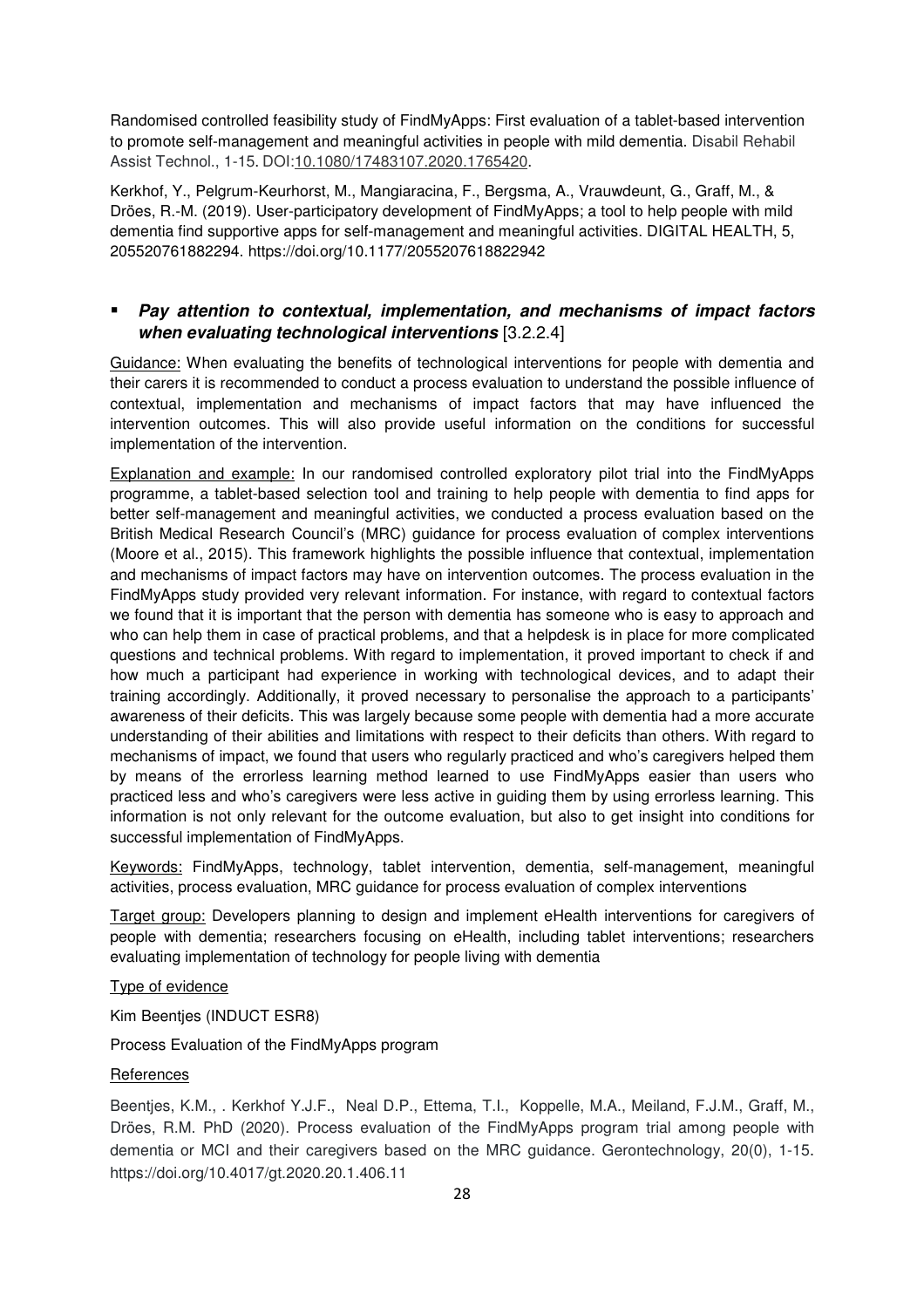Randomised controlled feasibility study of FindMyApps: First evaluation of a tablet-based intervention to promote self-management and meaningful activities in people with mild dementia. Disabil Rehabil Assist Technol., 1-15. DOI:10.1080/17483107.2020.1765420.

Kerkhof, Y., Pelgrum-Keurhorst, M., Mangiaracina, F., Bergsma, A., Vrauwdeunt, G., Graff, M., & Dröes, R.-M. (2019). User-participatory development of FindMyApps; a tool to help people with mild dementia find supportive apps for self-management and meaningful activities. DIGITAL HEALTH, 5, 205520761882294. https://doi.org/10.1177/2055207618822942

- ***Pay attention to contextual, implementation, and mechanisms of impact factors when evaluating technological interventions*** [3.2.2.4]

Guidance: When evaluating the benefits of technological interventions for people with dementia and their carers it is recommended to conduct a process evaluation to understand the possible influence of contextual, implementation and mechanisms of impact factors that may have influenced the intervention outcomes. This will also provide useful information on the conditions for successful implementation of the intervention.

Explanation and example: In our randomised controlled exploratory pilot trial into the FindMyApps programme, a tablet-based selection tool and training to help people with dementia to find apps for better self-management and meaningful activities, we conducted a process evaluation based on the British Medical Research Council's (MRC) guidance for process evaluation of complex interventions (Moore et al., 2015). This framework highlights the possible influence that contextual, implementation and mechanisms of impact factors may have on intervention outcomes. The process evaluation in the FindMyApps study provided very relevant information. For instance, with regard to contextual factors we found that it is important that the person with dementia has someone who is easy to approach and who can help them in case of practical problems, and that a helpdesk is in place for more complicated questions and technical problems. With regard to implementation, it proved important to check if and how much a participant had experience in working with technological devices, and to adapt their training accordingly. Additionally, it proved necessary to personalise the approach to a participants' awareness of their deficits. This was largely because some people with dementia had a more accurate understanding of their abilities and limitations with respect to their deficits than others. With regard to mechanisms of impact, we found that users who regularly practiced and who's caregivers helped them by means of the errorless learning method learned to use FindMyApps easier than users who practiced less and who's caregivers were less active in guiding them by using errorless learning. This information is not only relevant for the outcome evaluation, but also to get insight into conditions for successful implementation of FindMyApps.

Keywords: FindMyApps, technology, tablet intervention, dementia, self-management, meaningful activities, process evaluation, MRC guidance for process evaluation of complex interventions

Target group: Developers planning to design and implement eHealth interventions for caregivers of people with dementia; researchers focusing on eHealth, including tablet interventions; researchers evaluating implementation of technology for people living with dementia

Type of evidence

Kim Beentjes (INDUCT ESR8)

Process Evaluation of the FindMyApps program

References

Beentjes, K.M., . Kerkhof Y.J.F., Neal D.P., Ettema, T.I., Koppelle, M.A., Meiland, F.J.M., Graff, M., Dröes, R.M. PhD (2020). Process evaluation of the FindMyApps program trial among people with dementia or MCI and their caregivers based on the MRC guidance. Gerontechnology, 20(0), 1-15. https://doi.org/10.4017/gt.2020.20.1.406.11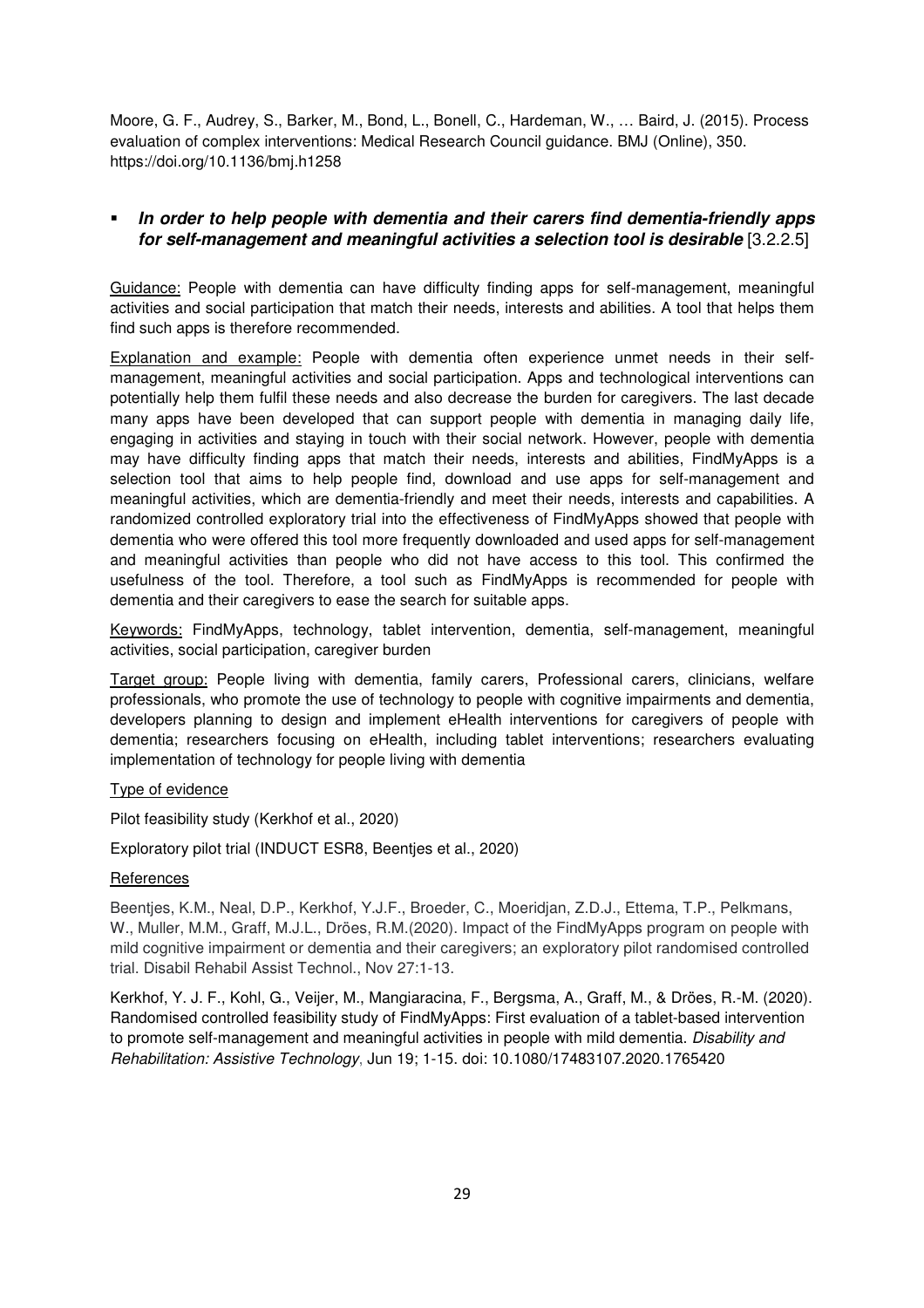Moore, G. F., Audrey, S., Barker, M., Bond, L., Bonell, C., Hardeman, W., … Baird, J. (2015). Process evaluation of complex interventions: Medical Research Council guidance. BMJ (Online), 350. https://doi.org/10.1136/bmj.h1258

- ***In order to help people with dementia and their carers find dementia-friendly apps for self-management and meaningful activities a selection tool is desirable*** [3.2.2.5]

Guidance: People with dementia can have difficulty finding apps for self-management, meaningful activities and social participation that match their needs, interests and abilities. A tool that helps them find such apps is therefore recommended.

Explanation and example: People with dementia often experience unmet needs in their self-management, meaningful activities and social participation. Apps and technological interventions can potentially help them fulfil these needs and also decrease the burden for caregivers. The last decade many apps have been developed that can support people with dementia in managing daily life, engaging in activities and staying in touch with their social network. However, people with dementia may have difficulty finding apps that match their needs, interests and abilities, FindMyApps is a selection tool that aims to help people find, download and use apps for self-management and meaningful activities, which are dementia-friendly and meet their needs, interests and capabilities. A randomized controlled exploratory trial into the effectiveness of FindMyApps showed that people with dementia who were offered this tool more frequently downloaded and used apps for self-management and meaningful activities than people who did not have access to this tool. This confirmed the usefulness of the tool. Therefore, a tool such as FindMyApps is recommended for people with dementia and their caregivers to ease the search for suitable apps.

Keywords: FindMyApps, technology, tablet intervention, dementia, self-management, meaningful activities, social participation, caregiver burden

Target group: People living with dementia, family carers, Professional carers, clinicians, welfare professionals, who promote the use of technology to people with cognitive impairments and dementia, developers planning to design and implement eHealth interventions for caregivers of people with dementia; researchers focusing on eHealth, including tablet interventions; researchers evaluating implementation of technology for people living with dementia

Type of evidence

Pilot feasibility study (Kerkhof et al., 2020)

Exploratory pilot trial (INDUCT ESR8, Beentjes et al., 2020)

References

Beentjes, K.M., Neal, D.P., Kerkhof, Y.J.F., Broeder, C., Moeridjan, Z.D.J., Ettema, T.P., Pelkmans, W., Muller, M.M., Graff, M.J.L., Dröes, R.M.(2020). Impact of the FindMyApps program on people with mild cognitive impairment or dementia and their caregivers; an exploratory pilot randomised controlled trial. Disabil Rehabil Assist Technol., Nov 27:1-13.

Kerkhof, Y. J. F., Kohl, G., Veijer, M., Mangiaracina, F., Bergsma, A., Graff, M., & Dröes, R.-M. (2020). Randomised controlled feasibility study of FindMyApps: First evaluation of a tablet-based intervention to promote self-management and meaningful activities in people with mild dementia. *Disability and Rehabilitation: Assistive Technology*, Jun 19; 1-15. doi: 10.1080/17483107.2020.1765420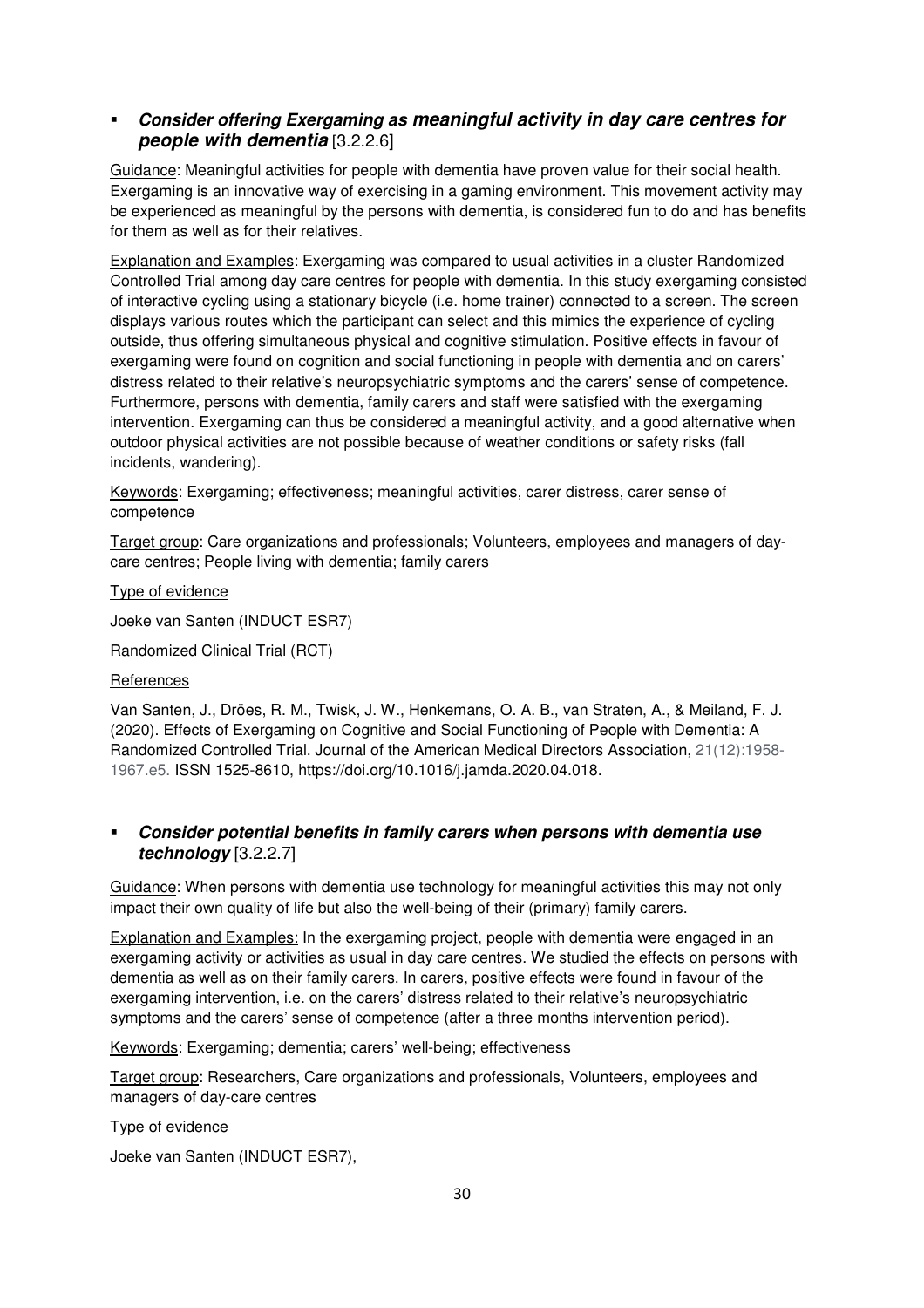- ***Consider offering Exergaming as meaningful activity in day care centres for people with dementia*** [3.2.2.6]

Guidance: Meaningful activities for people with dementia have proven value for their social health. Exergaming is an innovative way of exercising in a gaming environment. This movement activity may be experienced as meaningful by the persons with dementia, is considered fun to do and has benefits for them as well as for their relatives.

Explanation and Examples: Exergaming was compared to usual activities in a cluster Randomized Controlled Trial among day care centres for people with dementia. In this study exergaming consisted of interactive cycling using a stationary bicycle (i.e. home trainer) connected to a screen. The screen displays various routes which the participant can select and this mimics the experience of cycling outside, thus offering simultaneous physical and cognitive stimulation. Positive effects in favour of exergaming were found on cognition and social functioning in people with dementia and on carers' distress related to their relative's neuropsychiatric symptoms and the carers' sense of competence. Furthermore, persons with dementia, family carers and staff were satisfied with the exergaming intervention. Exergaming can thus be considered a meaningful activity, and a good alternative when outdoor physical activities are not possible because of weather conditions or safety risks (fall incidents, wandering).

Keywords: Exergaming; effectiveness; meaningful activities, carer distress, carer sense of competence

Target group: Care organizations and professionals; Volunteers, employees and managers of day-care centres; People living with dementia; family carers

Type of evidence

Joeke van Santen (INDUCT ESR7)

Randomized Clinical Trial (RCT)

References

Van Santen, J., Dröes, R. M., Twisk, J. W., Henkemans, O. A. B., van Straten, A., & Meiland, F. J. (2020). Effects of Exergaming on Cognitive and Social Functioning of People with Dementia: A Randomized Controlled Trial. Journal of the American Medical Directors Association, 21(12):1958-1967.e5. ISSN 1525-8610, https://doi.org/10.1016/j.jamda.2020.04.018.

- ***Consider potential benefits in family carers when persons with dementia use technology*** [3.2.2.7]

Guidance: When persons with dementia use technology for meaningful activities this may not only impact their own quality of life but also the well-being of their (primary) family carers.

Explanation and Examples: In the exergaming project, people with dementia were engaged in an exergaming activity or activities as usual in day care centres. We studied the effects on persons with dementia as well as on their family carers. In carers, positive effects were found in favour of the exergaming intervention, i.e. on the carers' distress related to their relative's neuropsychiatric symptoms and the carers' sense of competence (after a three months intervention period).

Keywords: Exergaming; dementia; carers' well-being; effectiveness

Target group: Researchers, Care organizations and professionals, Volunteers, employees and managers of day-care centres

Type of evidence

Joeke van Santen (INDUCT ESR7),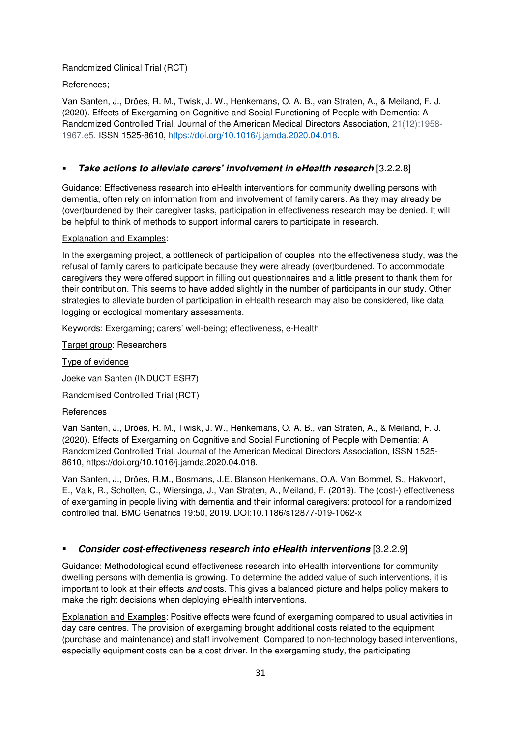Randomized Clinical Trial (RCT)

References;

Van Santen, J., Dröes, R. M., Twisk, J. W., Henkemans, O. A. B., van Straten, A., & Meiland, F. J. (2020). Effects of Exergaming on Cognitive and Social Functioning of People with Dementia: A Randomized Controlled Trial. Journal of the American Medical Directors Association, 21(12):1958-1967.e5. ISSN 1525-8610, https://doi.org/10.1016/j.jamda.2020.04.018.

- ***Take actions to alleviate carers' involvement in eHealth research*** [3.2.2.8]

Guidance: Effectiveness research into eHealth interventions for community dwelling persons with dementia, often rely on information from and involvement of family carers. As they may already be (over)burdened by their caregiver tasks, participation in effectiveness research may be denied. It will be helpful to think of methods to support informal carers to participate in research.

Explanation and Examples:

In the exergaming project, a bottleneck of participation of couples into the effectiveness study, was the refusal of family carers to participate because they were already (over)burdened. To accommodate caregivers they were offered support in filling out questionnaires and a little present to thank them for their contribution. This seems to have added slightly in the number of participants in our study. Other strategies to alleviate burden of participation in eHealth research may also be considered, like data logging or ecological momentary assessments.

Keywords: Exergaming; carers' well-being; effectiveness, e-Health

Target group: Researchers

Type of evidence

Joeke van Santen (INDUCT ESR7)

Randomised Controlled Trial (RCT)

References

Van Santen, J., Dröes, R. M., Twisk, J. W., Henkemans, O. A. B., van Straten, A., & Meiland, F. J. (2020). Effects of Exergaming on Cognitive and Social Functioning of People with Dementia: A Randomized Controlled Trial. Journal of the American Medical Directors Association, ISSN 1525-8610, https://doi.org/10.1016/j.jamda.2020.04.018.

Van Santen, J., Dröes, R.M., Bosmans, J.E. Blanson Henkemans, O.A. Van Bommel, S., Hakvoort, E., Valk, R., Scholten, C., Wiersinga, J., Van Straten, A., Meiland, F. (2019). The (cost-) effectiveness of exergaming in people living with dementia and their informal caregivers: protocol for a randomized controlled trial. BMC Geriatrics 19:50, 2019. DOI:10.1186/s12877-019-1062-x

- ***Consider cost-effectiveness research into eHealth interventions*** [3.2.2.9]

Guidance: Methodological sound effectiveness research into eHealth interventions for community dwelling persons with dementia is growing. To determine the added value of such interventions, it is important to look at their effects *and* costs. This gives a balanced picture and helps policy makers to make the right decisions when deploying eHealth interventions.

Explanation and Examples: Positive effects were found of exergaming compared to usual activities in day care centres. The provision of exergaming brought additional costs related to the equipment (purchase and maintenance) and staff involvement. Compared to non-technology based interventions, especially equipment costs can be a cost driver. In the exergaming study, the participating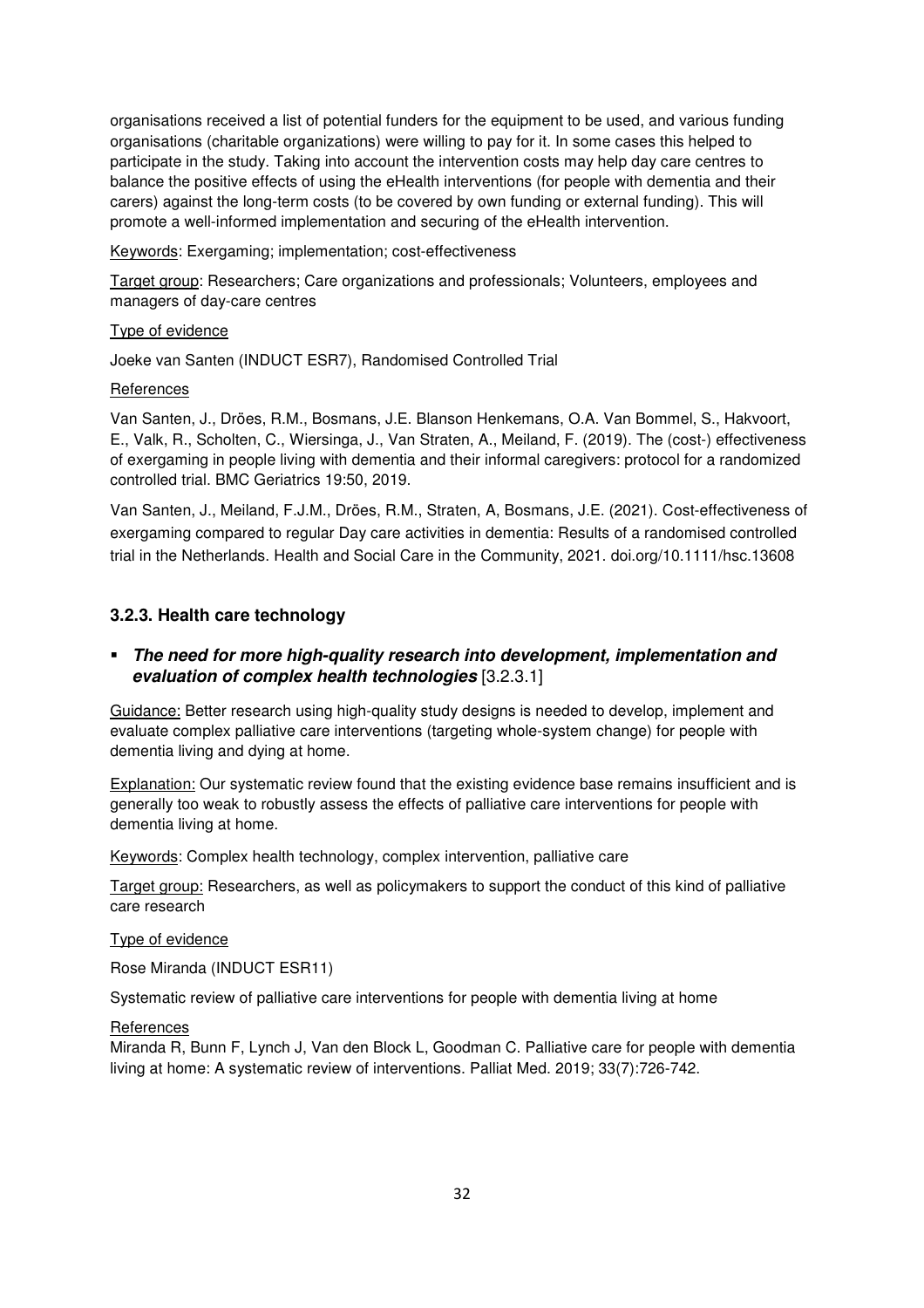organisations received a list of potential funders for the equipment to be used, and various funding organisations (charitable organizations) were willing to pay for it. In some cases this helped to participate in the study. Taking into account the intervention costs may help day care centres to balance the positive effects of using the eHealth interventions (for people with dementia and their carers) against the long-term costs (to be covered by own funding or external funding). This will promote a well-informed implementation and securing of the eHealth intervention.

Keywords: Exergaming; implementation; cost-effectiveness

Target group: Researchers; Care organizations and professionals; Volunteers, employees and managers of day-care centres

Type of evidence

Joeke van Santen (INDUCT ESR7), Randomised Controlled Trial

References

Van Santen, J., Dröes, R.M., Bosmans, J.E. Blanson Henkemans, O.A. Van Bommel, S., Hakvoort, E., Valk, R., Scholten, C., Wiersinga, J., Van Straten, A., Meiland, F. (2019). The (cost-) effectiveness of exergaming in people living with dementia and their informal caregivers: protocol for a randomized controlled trial. BMC Geriatrics 19:50, 2019.

Van Santen, J., Meiland, F.J.M., Dröes, R.M., Straten, A, Bosmans, J.E. (2021). Cost-effectiveness of exergaming compared to regular Day care activities in dementia: Results of a randomised controlled trial in the Netherlands. Health and Social Care in the Community, 2021. doi.org/10.1111/hsc.13608

### 3.2.3. Health care technology

- ***The need for more high-quality research into development, implementation and evaluation of complex health technologies*** [3.2.3.1]

Guidance: Better research using high-quality study designs is needed to develop, implement and evaluate complex palliative care interventions (targeting whole-system change) for people with dementia living and dying at home.

Explanation: Our systematic review found that the existing evidence base remains insufficient and is generally too weak to robustly assess the effects of palliative care interventions for people with dementia living at home.

Keywords: Complex health technology, complex intervention, palliative care

Target group: Researchers, as well as policymakers to support the conduct of this kind of palliative care research

Type of evidence

Rose Miranda (INDUCT ESR11)

Systematic review of palliative care interventions for people with dementia living at home

References

Miranda R, Bunn F, Lynch J, Van den Block L, Goodman C. Palliative care for people with dementia living at home: A systematic review of interventions. Palliat Med. 2019; 33(7):726-742.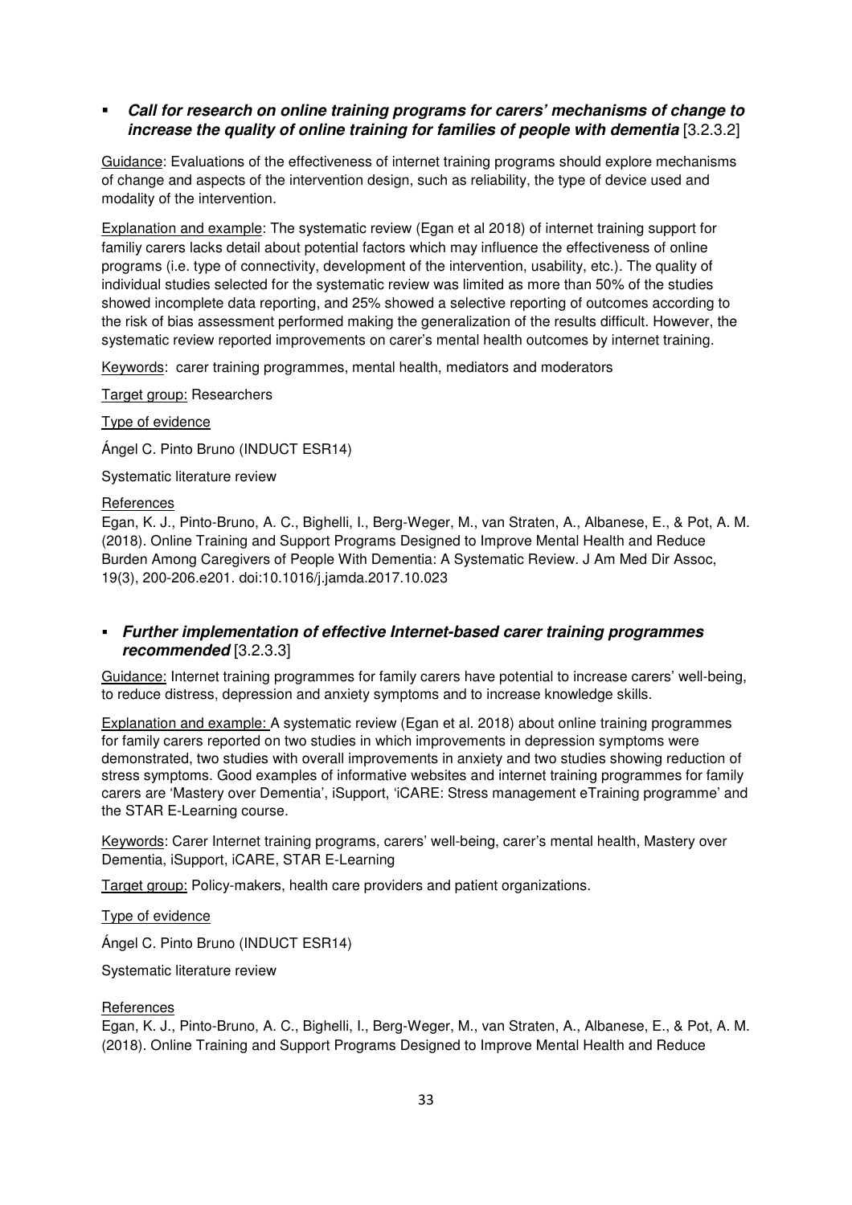- ***Call for research on online training programs for carers' mechanisms of change to increase the quality of online training for families of people with dementia*** [3.2.3.2]

Guidance: Evaluations of the effectiveness of internet training programs should explore mechanisms of change and aspects of the intervention design, such as reliability, the type of device used and modality of the intervention.

Explanation and example: The systematic review (Egan et al 2018) of internet training support for familiy carers lacks detail about potential factors which may influence the effectiveness of online programs (i.e. type of connectivity, development of the intervention, usability, etc.). The quality of individual studies selected for the systematic review was limited as more than 50% of the studies showed incomplete data reporting, and 25% showed a selective reporting of outcomes according to the risk of bias assessment performed making the generalization of the results difficult. However, the systematic review reported improvements on carer's mental health outcomes by internet training.

Keywords: carer training programmes, mental health, mediators and moderators

Target group: Researchers

Type of evidence

Ángel C. Pinto Bruno (INDUCT ESR14)

Systematic literature review

References

Egan, K. J., Pinto-Bruno, A. C., Bighelli, I., Berg-Weger, M., van Straten, A., Albanese, E., & Pot, A. M. (2018). Online Training and Support Programs Designed to Improve Mental Health and Reduce Burden Among Caregivers of People With Dementia: A Systematic Review. J Am Med Dir Assoc, 19(3), 200-206.e201. doi:10.1016/j.jamda.2017.10.023

- ***Further implementation of effective Internet-based carer training programmes recommended*** [3.2.3.3]

Guidance: Internet training programmes for family carers have potential to increase carers' well-being, to reduce distress, depression and anxiety symptoms and to increase knowledge skills.

Explanation and example: A systematic review (Egan et al. 2018) about online training programmes for family carers reported on two studies in which improvements in depression symptoms were demonstrated, two studies with overall improvements in anxiety and two studies showing reduction of stress symptoms. Good examples of informative websites and internet training programmes for family carers are 'Mastery over Dementia', iSupport, 'iCARE: Stress management eTraining programme' and the STAR E-Learning course.

Keywords: Carer Internet training programs, carers' well-being, carer's mental health, Mastery over Dementia, iSupport, iCARE, STAR E-Learning

Target group: Policy-makers, health care providers and patient organizations.

Type of evidence

Ángel C. Pinto Bruno (INDUCT ESR14)

Systematic literature review

References

Egan, K. J., Pinto-Bruno, A. C., Bighelli, I., Berg-Weger, M., van Straten, A., Albanese, E., & Pot, A. M. (2018). Online Training and Support Programs Designed to Improve Mental Health and Reduce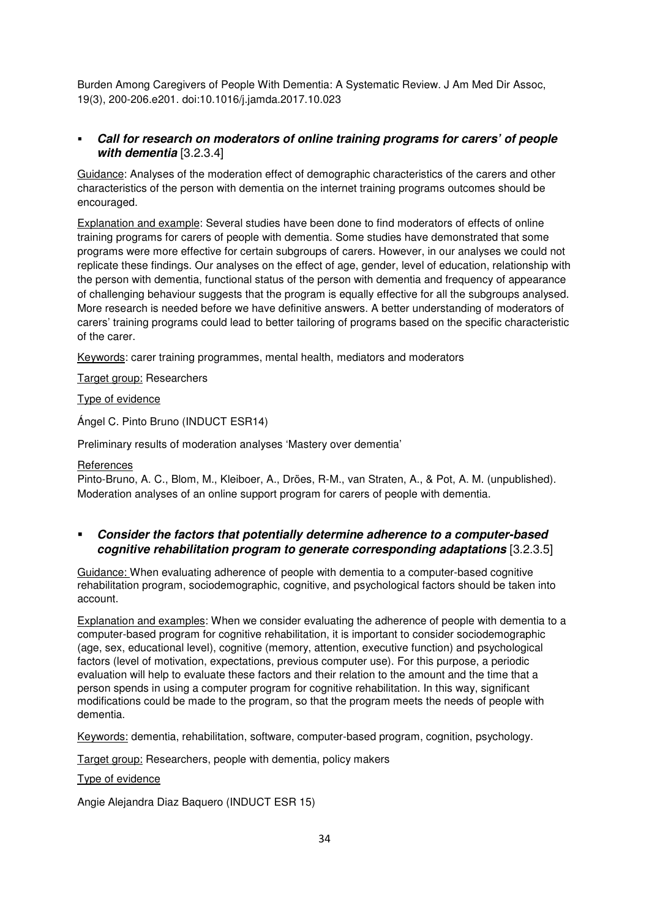Burden Among Caregivers of People With Dementia: A Systematic Review. J Am Med Dir Assoc, 19(3), 200-206.e201. doi:10.1016/j.jamda.2017.10.023

- ***Call for research on moderators of online training programs for carers' of people with dementia*** [3.2.3.4]

Guidance: Analyses of the moderation effect of demographic characteristics of the carers and other characteristics of the person with dementia on the internet training programs outcomes should be encouraged.

Explanation and example: Several studies have been done to find moderators of effects of online training programs for carers of people with dementia. Some studies have demonstrated that some programs were more effective for certain subgroups of carers. However, in our analyses we could not replicate these findings. Our analyses on the effect of age, gender, level of education, relationship with the person with dementia, functional status of the person with dementia and frequency of appearance of challenging behaviour suggests that the program is equally effective for all the subgroups analysed. More research is needed before we have definitive answers. A better understanding of moderators of carers' training programs could lead to better tailoring of programs based on the specific characteristic of the carer.

Keywords: carer training programmes, mental health, mediators and moderators

Target group: Researchers

Type of evidence

Ángel C. Pinto Bruno (INDUCT ESR14)

Preliminary results of moderation analyses 'Mastery over dementia'

References

Pinto-Bruno, A. C., Blom, M., Kleiboer, A., Dröes, R-M., van Straten, A., & Pot, A. M. (unpublished). Moderation analyses of an online support program for carers of people with dementia.

- ***Consider the factors that potentially determine adherence to a computer-based cognitive rehabilitation program to generate corresponding adaptations*** [3.2.3.5]

Guidance: When evaluating adherence of people with dementia to a computer-based cognitive rehabilitation program, sociodemographic, cognitive, and psychological factors should be taken into account.

Explanation and examples: When we consider evaluating the adherence of people with dementia to a computer-based program for cognitive rehabilitation, it is important to consider sociodemographic (age, sex, educational level), cognitive (memory, attention, executive function) and psychological factors (level of motivation, expectations, previous computer use). For this purpose, a periodic evaluation will help to evaluate these factors and their relation to the amount and the time that a person spends in using a computer program for cognitive rehabilitation. In this way, significant modifications could be made to the program, so that the program meets the needs of people with dementia.

Keywords: dementia, rehabilitation, software, computer-based program, cognition, psychology.

Target group: Researchers, people with dementia, policy makers

Type of evidence

Angie Alejandra Diaz Baquero (INDUCT ESR 15)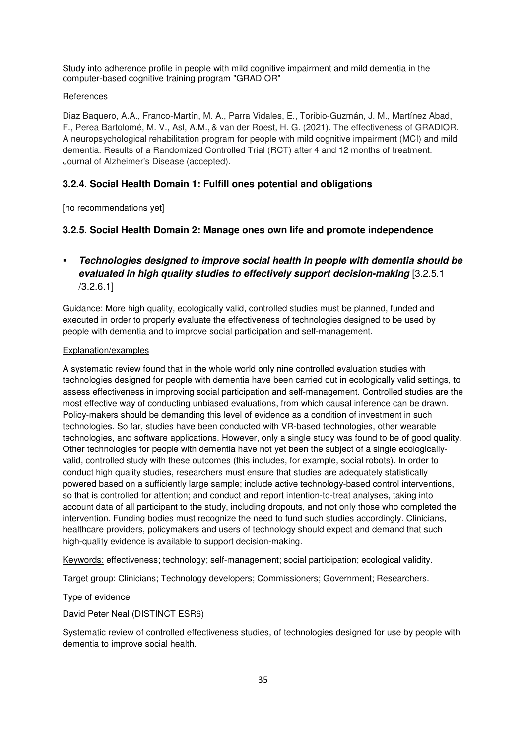Study into adherence profile in people with mild cognitive impairment and mild dementia in the computer-based cognitive training program "GRADIOR"

References

Diaz Baquero, A.A., Franco-Martín, M. A., Parra Vidales, E., Toribio-Guzmán, J. M., Martínez Abad, F., Perea Bartolomé, M. V., Asl, A.M., & van der Roest, H. G. (2021). The effectiveness of GRADIOR. A neuropsychological rehabilitation program for people with mild cognitive impairment (MCI) and mild dementia. Results of a Randomized Controlled Trial (RCT) after 4 and 12 months of treatment. Journal of Alzheimer's Disease (accepted).

### 3.2.4. Social Health Domain 1: Fulfill ones potential and obligations

[no recommendations yet]

### 3.2.5. Social Health Domain 2: Manage ones own life and promote independence

- ***Technologies designed to improve social health in people with dementia should be evaluated in high quality studies to effectively support decision-making*** [3.2.5.1 /3.2.6.1]

Guidance: More high quality, ecologically valid, controlled studies must be planned, funded and executed in order to properly evaluate the effectiveness of technologies designed to be used by people with dementia and to improve social participation and self-management.

Explanation/examples

A systematic review found that in the whole world only nine controlled evaluation studies with technologies designed for people with dementia have been carried out in ecologically valid settings, to assess effectiveness in improving social participation and self-management. Controlled studies are the most effective way of conducting unbiased evaluations, from which causal inference can be drawn. Policy-makers should be demanding this level of evidence as a condition of investment in such technologies. So far, studies have been conducted with VR-based technologies, other wearable technologies, and software applications. However, only a single study was found to be of good quality. Other technologies for people with dementia have not yet been the subject of a single ecologically-valid, controlled study with these outcomes (this includes, for example, social robots). In order to conduct high quality studies, researchers must ensure that studies are adequately statistically powered based on a sufficiently large sample; include active technology-based control interventions, so that is controlled for attention; and conduct and report intention-to-treat analyses, taking into account data of all participant to the study, including dropouts, and not only those who completed the intervention. Funding bodies must recognize the need to fund such studies accordingly. Clinicians, healthcare providers, policymakers and users of technology should expect and demand that such high-quality evidence is available to support decision-making.

Keywords: effectiveness; technology; self-management; social participation; ecological validity.

Target group: Clinicians; Technology developers; Commissioners; Government; Researchers.

Type of evidence

David Peter Neal (DISTINCT ESR6)

Systematic review of controlled effectiveness studies, of technologies designed for use by people with dementia to improve social health.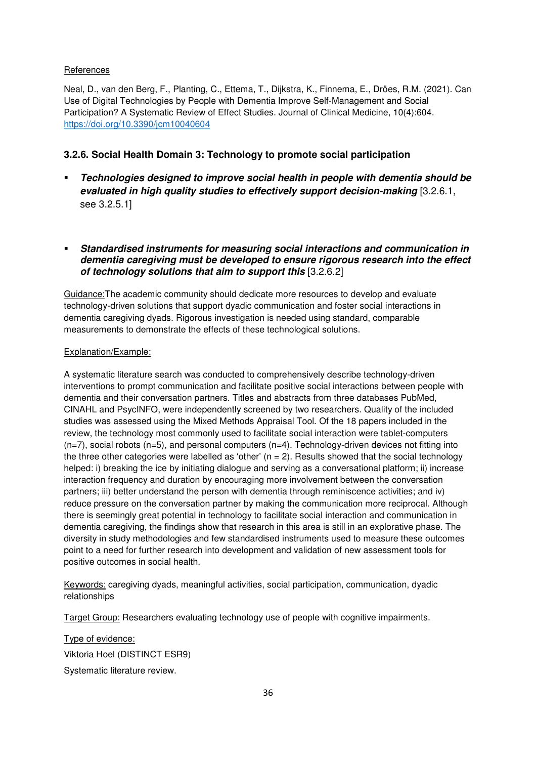References

Neal, D., van den Berg, F., Planting, C., Ettema, T., Dijkstra, K., Finnema, E., Dröes, R.M. (2021). Can Use of Digital Technologies by People with Dementia Improve Self-Management and Social Participation? A Systematic Review of Effect Studies. Journal of Clinical Medicine, 10(4):604. https://doi.org/10.3390/jcm10040604

### 3.2.6. Social Health Domain 3: Technology to promote social participation

- ***Technologies designed to improve social health in people with dementia should be evaluated in high quality studies to effectively support decision-making*** [3.2.6.1, see 3.2.5.1]

- ***Standardised instruments for measuring social interactions and communication in dementia caregiving must be developed to ensure rigorous research into the effect of technology solutions that aim to support this*** [3.2.6.2]

Guidance: The academic community should dedicate more resources to develop and evaluate technology-driven solutions that support dyadic communication and foster social interactions in dementia caregiving dyads. Rigorous investigation is needed using standard, comparable measurements to demonstrate the effects of these technological solutions.

Explanation/Example:

A systematic literature search was conducted to comprehensively describe technology-driven interventions to prompt communication and facilitate positive social interactions between people with dementia and their conversation partners. Titles and abstracts from three databases PubMed, CINAHL and PsycINFO, were independently screened by two researchers. Quality of the included studies was assessed using the Mixed Methods Appraisal Tool. Of the 18 papers included in the review, the technology most commonly used to facilitate social interaction were tablet-computers (n=7), social robots (n=5), and personal computers (n=4). Technology-driven devices not fitting into the three other categories were labelled as 'other' (n = 2). Results showed that the social technology helped: i) breaking the ice by initiating dialogue and serving as a conversational platform; ii) increase interaction frequency and duration by encouraging more involvement between the conversation partners; iii) better understand the person with dementia through reminiscence activities; and iv) reduce pressure on the conversation partner by making the communication more reciprocal. Although there is seemingly great potential in technology to facilitate social interaction and communication in dementia caregiving, the findings show that research in this area is still in an explorative phase. The diversity in study methodologies and few standardised instruments used to measure these outcomes point to a need for further research into development and validation of new assessment tools for positive outcomes in social health.

Keywords: caregiving dyads, meaningful activities, social participation, communication, dyadic relationships

Target Group: Researchers evaluating technology use of people with cognitive impairments.

Type of evidence:

Viktoria Hoel (DISTINCT ESR9)

Systematic literature review.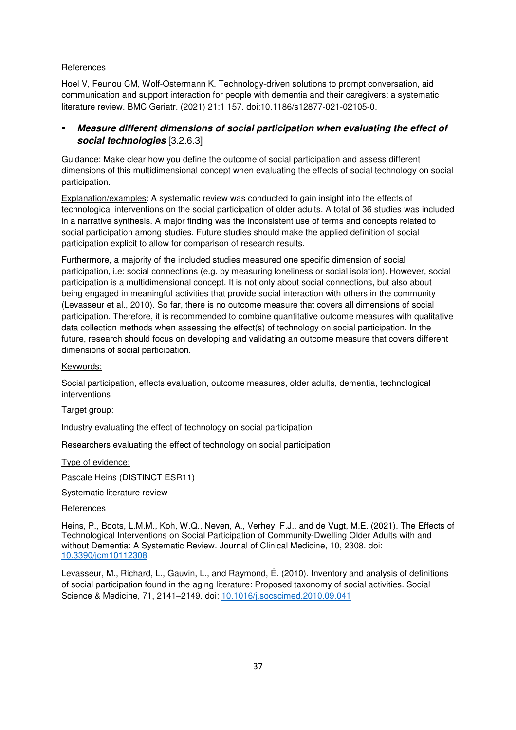References

Hoel V, Feunou CM, Wolf-Ostermann K. Technology-driven solutions to prompt conversation, aid communication and support interaction for people with dementia and their caregivers: a systematic literature review. BMC Geriatr. (2021) 21:1 157. doi:10.1186/s12877-021-02105-0.

- ***Measure different dimensions of social participation when evaluating the effect of social technologies*** [3.2.6.3]

Guidance: Make clear how you define the outcome of social participation and assess different dimensions of this multidimensional concept when evaluating the effects of social technology on social participation.

Explanation/examples: A systematic review was conducted to gain insight into the effects of technological interventions on the social participation of older adults. A total of 36 studies was included in a narrative synthesis. A major finding was the inconsistent use of terms and concepts related to social participation among studies. Future studies should make the applied definition of social participation explicit to allow for comparison of research results.

Furthermore, a majority of the included studies measured one specific dimension of social participation, i.e: social connections (e.g. by measuring loneliness or social isolation). However, social participation is a multidimensional concept. It is not only about social connections, but also about being engaged in meaningful activities that provide social interaction with others in the community (Levasseur et al., 2010). So far, there is no outcome measure that covers all dimensions of social participation. Therefore, it is recommended to combine quantitative outcome measures with qualitative data collection methods when assessing the effect(s) of technology on social participation. In the future, research should focus on developing and validating an outcome measure that covers different dimensions of social participation.

Keywords:

Social participation, effects evaluation, outcome measures, older adults, dementia, technological interventions

Target group:

Industry evaluating the effect of technology on social participation

Researchers evaluating the effect of technology on social participation

Type of evidence:

Pascale Heins (DISTINCT ESR11)

Systematic literature review

References

Heins, P., Boots, L.M.M., Koh, W.Q., Neven, A., Verhey, F.J., and de Vugt, M.E. (2021). The Effects of Technological Interventions on Social Participation of Community-Dwelling Older Adults with and without Dementia: A Systematic Review. Journal of Clinical Medicine, 10, 2308. doi: 10.3390/jcm10112308

Levasseur, M., Richard, L., Gauvin, L., and Raymond, É. (2010). Inventory and analysis of definitions of social participation found in the aging literature: Proposed taxonomy of social activities. Social Science & Medicine, 71, 2141–2149. doi: 10.1016/j.socscimed.2010.09.041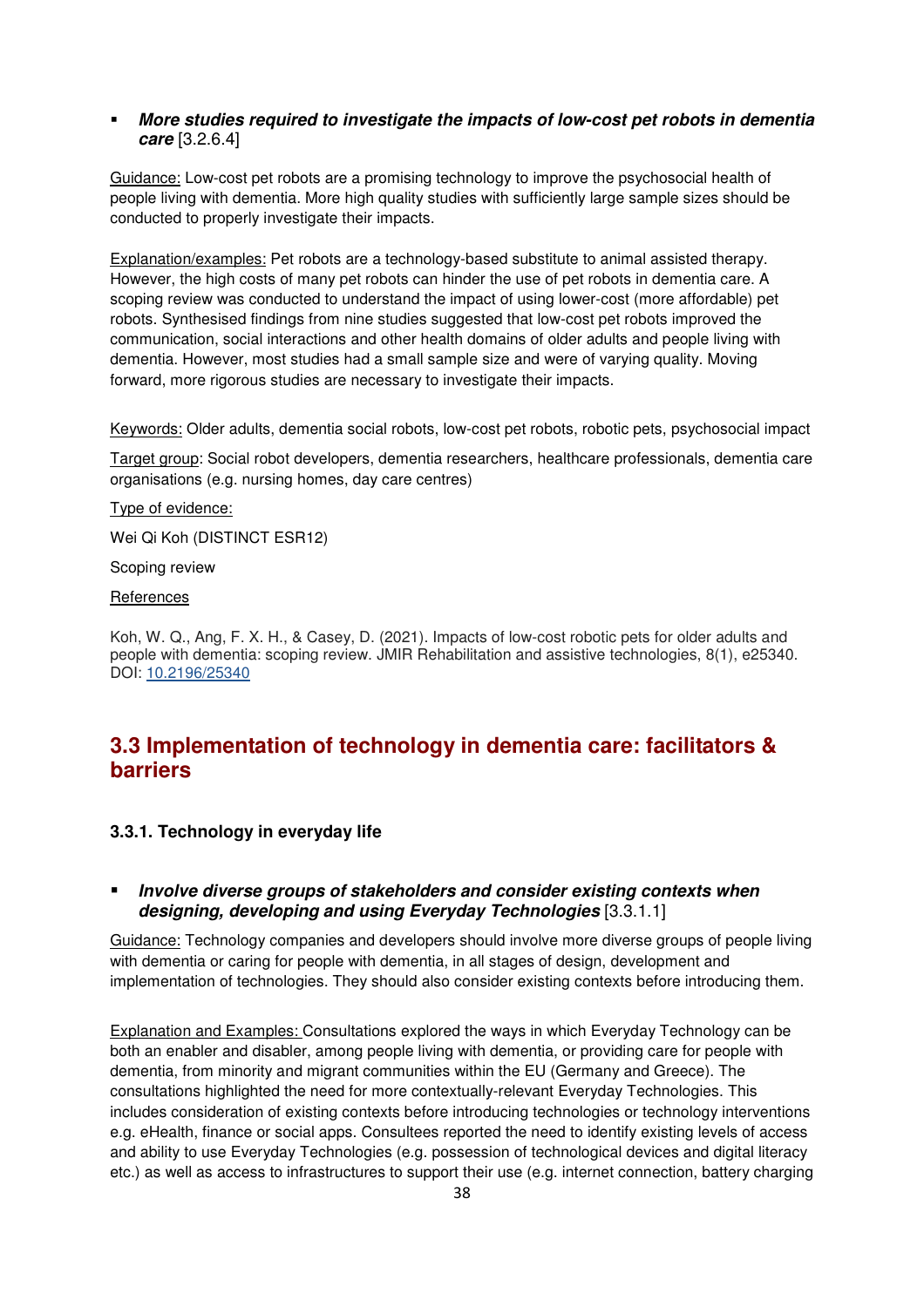- ***More studies required to investigate the impacts of low-cost pet robots in dementia care*** [3.2.6.4]

Guidance: Low-cost pet robots are a promising technology to improve the psychosocial health of people living with dementia. More high quality studies with sufficiently large sample sizes should be conducted to properly investigate their impacts.

Explanation/examples: Pet robots are a technology-based substitute to animal assisted therapy. However, the high costs of many pet robots can hinder the use of pet robots in dementia care. A scoping review was conducted to understand the impact of using lower-cost (more affordable) pet robots. Synthesised findings from nine studies suggested that low-cost pet robots improved the communication, social interactions and other health domains of older adults and people living with dementia. However, most studies had a small sample size and were of varying quality. Moving forward, more rigorous studies are necessary to investigate their impacts.

Keywords: Older adults, dementia social robots, low-cost pet robots, robotic pets, psychosocial impact

Target group: Social robot developers, dementia researchers, healthcare professionals, dementia care organisations (e.g. nursing homes, day care centres)

Type of evidence:

Wei Qi Koh (DISTINCT ESR12)

Scoping review

References

Koh, W. Q., Ang, F. X. H., & Casey, D. (2021). Impacts of low-cost robotic pets for older adults and people with dementia: scoping review. JMIR Rehabilitation and assistive technologies, 8(1), e25340. DOI: 10.2196/25340

## 3.3 Implementation of technology in dementia care: facilitators & barriers

### 3.3.1. Technology in everyday life

- ***Involve diverse groups of stakeholders and consider existing contexts when designing, developing and using Everyday Technologies*** [3.3.1.1]

Guidance: Technology companies and developers should involve more diverse groups of people living with dementia or caring for people with dementia, in all stages of design, development and implementation of technologies. They should also consider existing contexts before introducing them.

Explanation and Examples: Consultations explored the ways in which Everyday Technology can be both an enabler and disabler, among people living with dementia, or providing care for people with dementia, from minority and migrant communities within the EU (Germany and Greece). The consultations highlighted the need for more contextually-relevant Everyday Technologies. This includes consideration of existing contexts before introducing technologies or technology interventions e.g. eHealth, finance or social apps. Consultees reported the need to identify existing levels of access and ability to use Everyday Technologies (e.g. possession of technological devices and digital literacy etc.) as well as access to infrastructures to support their use (e.g. internet connection, battery charging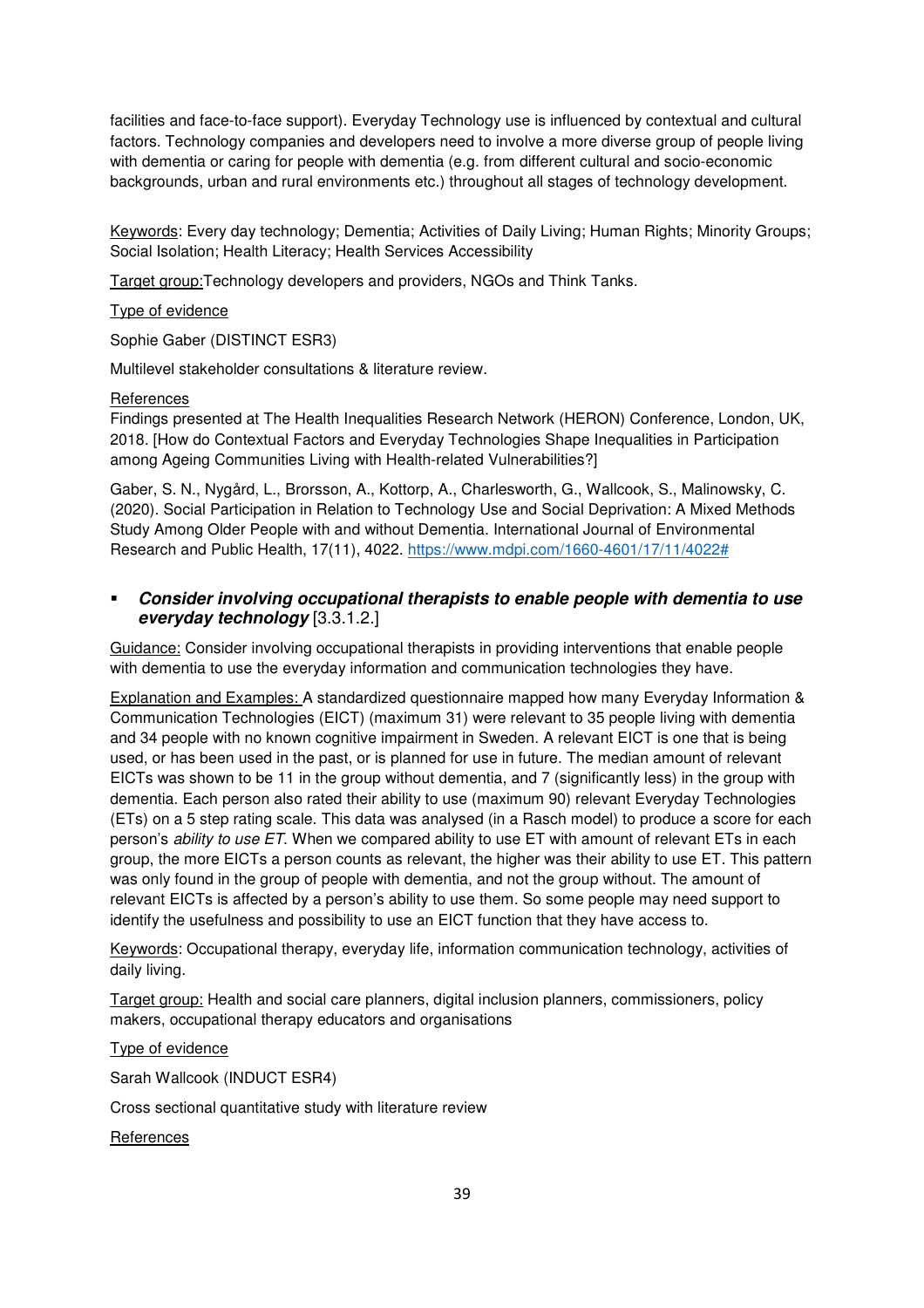facilities and face-to-face support). Everyday Technology use is influenced by contextual and cultural factors. Technology companies and developers need to involve a more diverse group of people living with dementia or caring for people with dementia (e.g. from different cultural and socio-economic backgrounds, urban and rural environments etc.) throughout all stages of technology development.

Keywords: Every day technology; Dementia; Activities of Daily Living; Human Rights; Minority Groups; Social Isolation; Health Literacy; Health Services Accessibility

Target group: Technology developers and providers, NGOs and Think Tanks.

Type of evidence

Sophie Gaber (DISTINCT ESR3)

Multilevel stakeholder consultations & literature review.

References

Findings presented at The Health Inequalities Research Network (HERON) Conference, London, UK, 2018. [How do Contextual Factors and Everyday Technologies Shape Inequalities in Participation among Ageing Communities Living with Health-related Vulnerabilities?]

Gaber, S. N., Nygård, L., Brorsson, A., Kottorp, A., Charlesworth, G., Wallcook, S., Malinowsky, C. (2020). Social Participation in Relation to Technology Use and Social Deprivation: A Mixed Methods Study Among Older People with and without Dementia. International Journal of Environmental Research and Public Health, 17(11), 4022. https://www.mdpi.com/1660-4601/17/11/4022#

- ***Consider involving occupational therapists to enable people with dementia to use everyday technology*** [3.3.1.2.]

Guidance: Consider involving occupational therapists in providing interventions that enable people with dementia to use the everyday information and communication technologies they have.

Explanation and Examples: A standardized questionnaire mapped how many Everyday Information & Communication Technologies (EICT) (maximum 31) were relevant to 35 people living with dementia and 34 people with no known cognitive impairment in Sweden. A relevant EICT is one that is being used, or has been used in the past, or is planned for use in future. The median amount of relevant EICTs was shown to be 11 in the group without dementia, and 7 (significantly less) in the group with dementia. Each person also rated their ability to use (maximum 90) relevant Everyday Technologies (ETs) on a 5 step rating scale. This data was analysed (in a Rasch model) to produce a score for each person's *ability to use ET*. When we compared ability to use ET with amount of relevant ETs in each group, the more EICTs a person counts as relevant, the higher was their ability to use ET. This pattern was only found in the group of people with dementia, and not the group without. The amount of relevant EICTs is affected by a person's ability to use them. So some people may need support to identify the usefulness and possibility to use an EICT function that they have access to.

Keywords: Occupational therapy, everyday life, information communication technology, activities of daily living.

Target group: Health and social care planners, digital inclusion planners, commissioners, policy makers, occupational therapy educators and organisations

Type of evidence

Sarah Wallcook (INDUCT ESR4)

Cross sectional quantitative study with literature review

References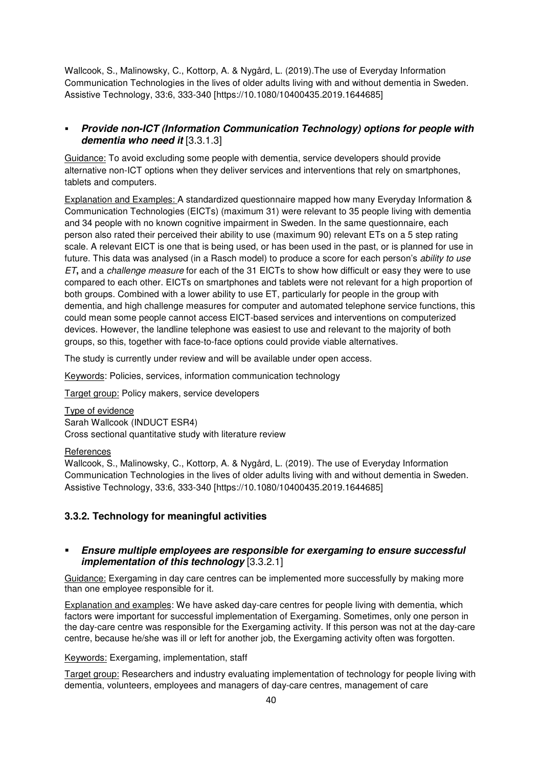Wallcook, S., Malinowsky, C., Kottorp, A. & Nygård, L. (2019).The use of Everyday Information Communication Technologies in the lives of older adults living with and without dementia in Sweden. Assistive Technology, 33:6, 333-340 [https://10.1080/10400435.2019.1644685]

- ***Provide non-ICT (Information Communication Technology) options for people with dementia who need it*** [3.3.1.3]

Guidance: To avoid excluding some people with dementia, service developers should provide alternative non-ICT options when they deliver services and interventions that rely on smartphones, tablets and computers.

Explanation and Examples: A standardized questionnaire mapped how many Everyday Information & Communication Technologies (EICTs) (maximum 31) were relevant to 35 people living with dementia and 34 people with no known cognitive impairment in Sweden. In the same questionnaire, each person also rated their perceived their ability to use (maximum 90) relevant ETs on a 5 step rating scale. A relevant EICT is one that is being used, or has been used in the past, or is planned for use in future. This data was analysed (in a Rasch model) to produce a score for each person's *ability to use ET***,** and a *challenge measure* for each of the 31 EICTs to show how difficult or easy they were to use compared to each other. EICTs on smartphones and tablets were not relevant for a high proportion of both groups. Combined with a lower ability to use ET, particularly for people in the group with dementia, and high challenge measures for computer and automated telephone service functions, this could mean some people cannot access EICT-based services and interventions on computerized devices. However, the landline telephone was easiest to use and relevant to the majority of both groups, so this, together with face-to-face options could provide viable alternatives.

The study is currently under review and will be available under open access.

Keywords: Policies, services, information communication technology

Target group: Policy makers, service developers

Type of evidence
Sarah Wallcook (INDUCT ESR4)
Cross sectional quantitative study with literature review

References
Wallcook, S., Malinowsky, C., Kottorp, A. & Nygård, L. (2019). The use of Everyday Information Communication Technologies in the lives of older adults living with and without dementia in Sweden. Assistive Technology, 33:6, 333-340 [https://10.1080/10400435.2019.1644685]

### 3.3.2. Technology for meaningful activities

- ***Ensure multiple employees are responsible for exergaming to ensure successful implementation of this technology*** [3.3.2.1]

Guidance: Exergaming in day care centres can be implemented more successfully by making more than one employee responsible for it.

Explanation and examples: We have asked day-care centres for people living with dementia, which factors were important for successful implementation of Exergaming. Sometimes, only one person in the day-care centre was responsible for the Exergaming activity. If this person was not at the day-care centre, because he/she was ill or left for another job, the Exergaming activity often was forgotten.

Keywords: Exergaming, implementation, staff

Target group: Researchers and industry evaluating implementation of technology for people living with dementia, volunteers, employees and managers of day-care centres, management of care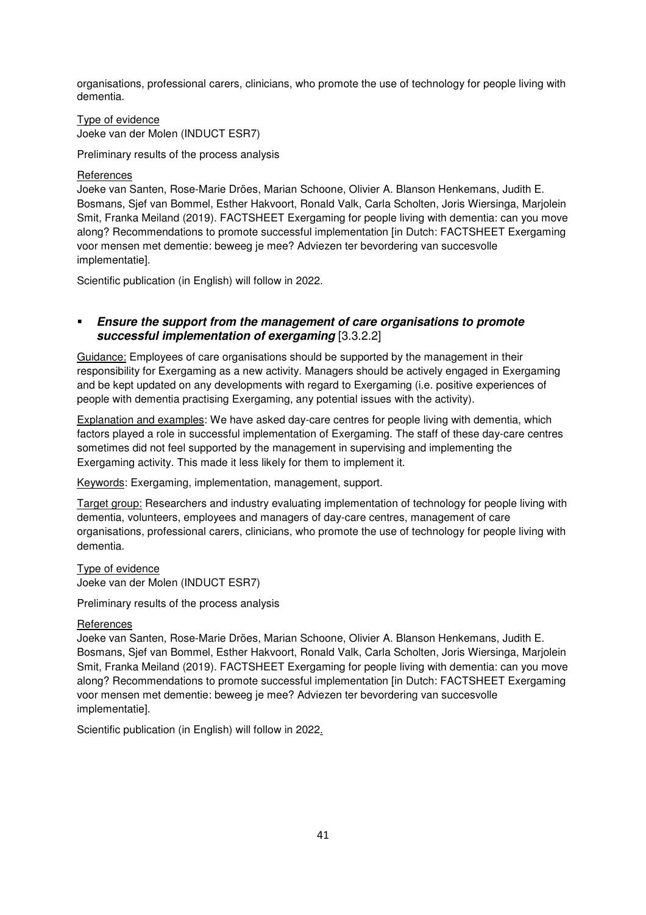organisations, professional carers, clinicians, who promote the use of technology for people living with dementia.

Type of evidence
Joeke van der Molen (INDUCT ESR7)

Preliminary results of the process analysis

References
Joeke van Santen, Rose-Marie Dröes, Marian Schoone, Olivier A. Blanson Henkemans, Judith E. Bosmans, Sjef van Bommel, Esther Hakvoort, Ronald Valk, Carla Scholten, Joris Wiersinga, Marjolein Smit, Franka Meiland (2019). FACTSHEET Exergaming for people living with dementia: can you move along? Recommendations to promote successful implementation [in Dutch: FACTSHEET Exergaming voor mensen met dementie: beweeg je mee? Adviezen ter bevordering van succesvolle implementatie].

Scientific publication (in English) will follow in 2022.

- ***Ensure the support from the management of care organisations to promote successful implementation of exergaming*** [3.3.2.2]

Guidance: Employees of care organisations should be supported by the management in their responsibility for Exergaming as a new activity. Managers should be actively engaged in Exergaming and be kept updated on any developments with regard to Exergaming (i.e. positive experiences of people with dementia practising Exergaming, any potential issues with the activity).

Explanation and examples: We have asked day-care centres for people living with dementia, which factors played a role in successful implementation of Exergaming. The staff of these day-care centres sometimes did not feel supported by the management in supervising and implementing the Exergaming activity. This made it less likely for them to implement it.

Keywords: Exergaming, implementation, management, support.

Target group: Researchers and industry evaluating implementation of technology for people living with dementia, volunteers, employees and managers of day-care centres, management of care organisations, professional carers, clinicians, who promote the use of technology for people living with dementia.

Type of evidence
Joeke van der Molen (INDUCT ESR7)

Preliminary results of the process analysis

References
Joeke van Santen, Rose-Marie Dröes, Marian Schoone, Olivier A. Blanson Henkemans, Judith E. Bosmans, Sjef van Bommel, Esther Hakvoort, Ronald Valk, Carla Scholten, Joris Wiersinga, Marjolein Smit, Franka Meiland (2019). FACTSHEET Exergaming for people living with dementia: can you move along? Recommendations to promote successful implementation [in Dutch: FACTSHEET Exergaming voor mensen met dementie: beweeg je mee? Adviezen ter bevordering van succesvolle implementatie].

Scientific publication (in English) will follow in 2022.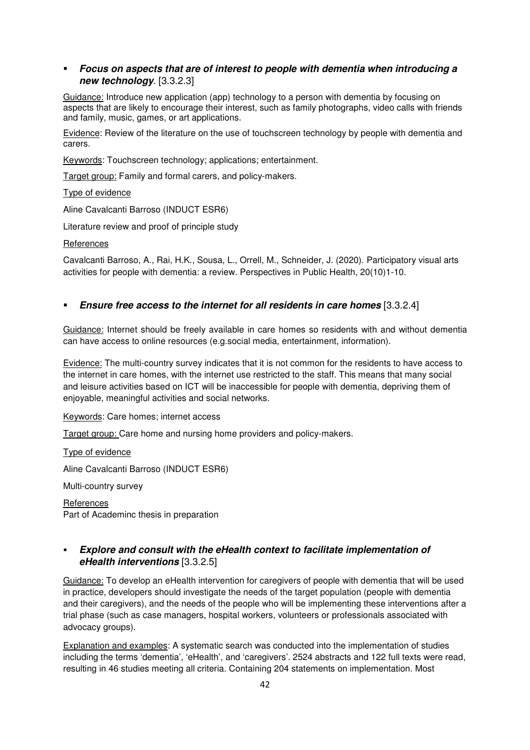- ***Focus on aspects that are of interest to people with dementia when introducing a new technology***. [3.3.2.3]

<u>Guidance:</u> Introduce new application (app) technology to a person with dementia by focusing on aspects that are likely to encourage their interest, such as family photographs, video calls with friends and family, music, games, or art applications.

<u>Evidence</u>: Review of the literature on the use of touchscreen technology by people with dementia and carers.

<u>Keywords</u>: Touchscreen technology; applications; entertainment.

<u>Target group:</u> Family and formal carers, and policy-makers.

<u>Type of evidence</u>

Aline Cavalcanti Barroso (INDUCT ESR6)

Literature review and proof of principle study

<u>References</u>

Cavalcanti Barroso, A., Rai, H.K., Sousa, L., Orrell, M., Schneider, J. (2020). Participatory visual arts activities for people with dementia: a review. Perspectives in Public Health, 20(10)1-10.

- ***Ensure free access to the internet for all residents in care homes*** [3.3.2.4]

<u>Guidance:</u> Internet should be freely available in care homes so residents with and without dementia can have access to online resources (e.g.social media, entertainment, information).

<u>Evidence:</u> The multi-country survey indicates that it is not common for the residents to have access to the internet in care homes, with the internet use restricted to the staff. This means that many social and leisure activities based on ICT will be inaccessible for people with dementia, depriving them of enjoyable, meaningful activities and social networks.

<u>Keywords</u>: Care homes; internet access

<u>Target group:</u> Care home and nursing home providers and policy-makers.

<u>Type of evidence</u>

Aline Cavalcanti Barroso (INDUCT ESR6)

Multi-country survey

<u>References</u>
Part of Academinc thesis in preparation

- ***Explore and consult with the eHealth context to facilitate implementation of eHealth interventions*** [3.3.2.5]

<u>Guidance:</u> To develop an eHealth intervention for caregivers of people with dementia that will be used in practice, developers should investigate the needs of the target population (people with dementia and their caregivers), and the needs of the people who will be implementing these interventions after a trial phase (such as case managers, hospital workers, volunteers or professionals associated with advocacy groups).

<u>Explanation and examples</u>: A systematic search was conducted into the implementation of studies including the terms 'dementia', 'eHealth', and 'caregivers'. 2524 abstracts and 122 full texts were read, resulting in 46 studies meeting all criteria. Containing 204 statements on implementation. Most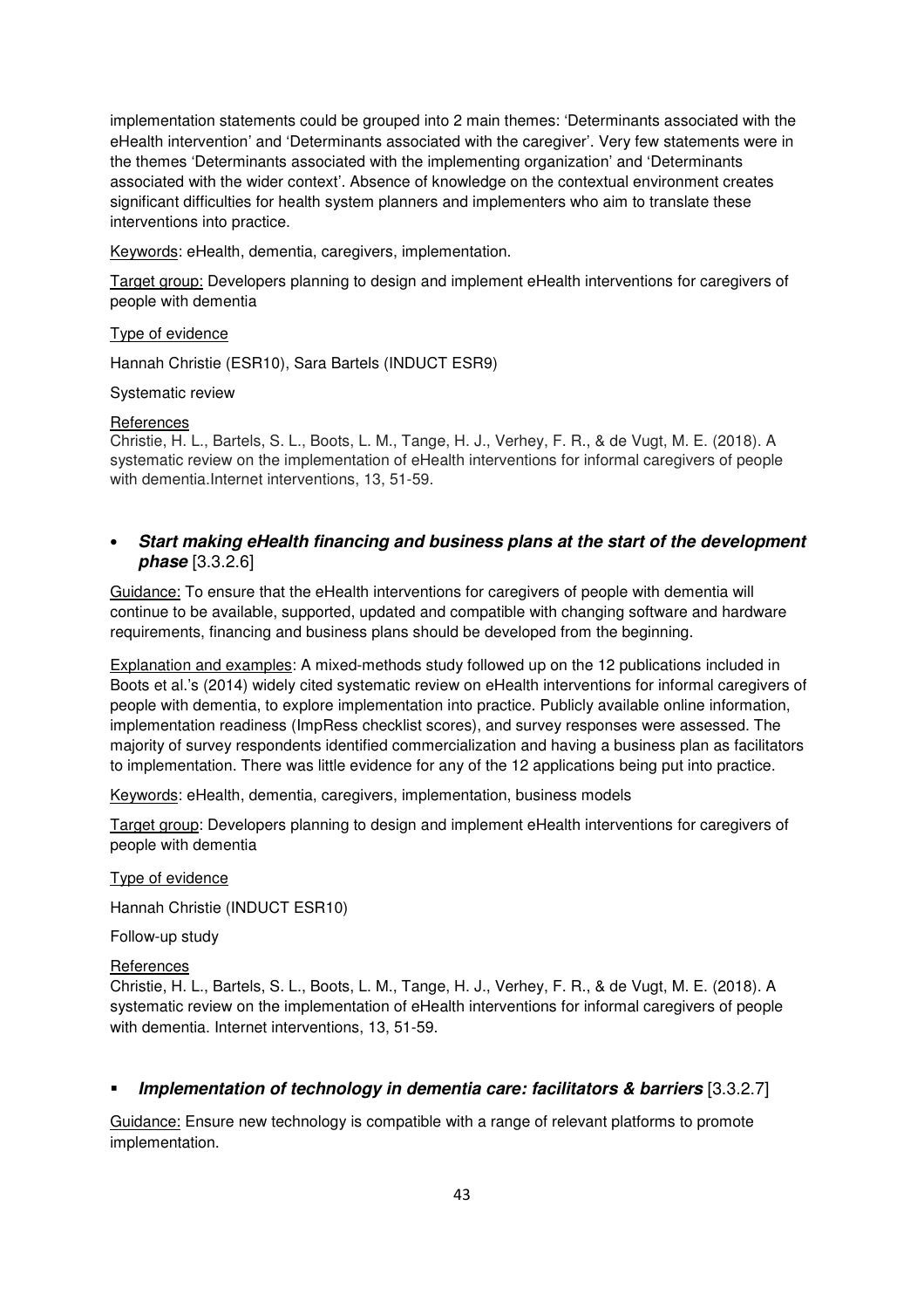implementation statements could be grouped into 2 main themes: 'Determinants associated with the eHealth intervention' and 'Determinants associated with the caregiver'. Very few statements were in the themes 'Determinants associated with the implementing organization' and 'Determinants associated with the wider context'. Absence of knowledge on the contextual environment creates significant difficulties for health system planners and implementers who aim to translate these interventions into practice.

Keywords: eHealth, dementia, caregivers, implementation.

Target group: Developers planning to design and implement eHealth interventions for caregivers of people with dementia

Type of evidence

Hannah Christie (ESR10), Sara Bartels (INDUCT ESR9)

Systematic review

References

Christie, H. L., Bartels, S. L., Boots, L. M., Tange, H. J., Verhey, F. R., & de Vugt, M. E. (2018). A systematic review on the implementation of eHealth interventions for informal caregivers of people with dementia.Internet interventions, 13, 51-59.

- ***Start making eHealth financing and business plans at the start of the development phase*** [3.3.2.6]

Guidance: To ensure that the eHealth interventions for caregivers of people with dementia will continue to be available, supported, updated and compatible with changing software and hardware requirements, financing and business plans should be developed from the beginning.

Explanation and examples: A mixed-methods study followed up on the 12 publications included in Boots et al.'s (2014) widely cited systematic review on eHealth interventions for informal caregivers of people with dementia, to explore implementation into practice. Publicly available online information, implementation readiness (ImpRess checklist scores), and survey responses were assessed. The majority of survey respondents identified commercialization and having a business plan as facilitators to implementation. There was little evidence for any of the 12 applications being put into practice.

Keywords: eHealth, dementia, caregivers, implementation, business models

Target group: Developers planning to design and implement eHealth interventions for caregivers of people with dementia

Type of evidence

Hannah Christie (INDUCT ESR10)

Follow-up study

References

Christie, H. L., Bartels, S. L., Boots, L. M., Tange, H. J., Verhey, F. R., & de Vugt, M. E. (2018). A systematic review on the implementation of eHealth interventions for informal caregivers of people with dementia. Internet interventions, 13, 51-59.

- ***Implementation of technology in dementia care: facilitators & barriers*** [3.3.2.7]

Guidance: Ensure new technology is compatible with a range of relevant platforms to promote implementation.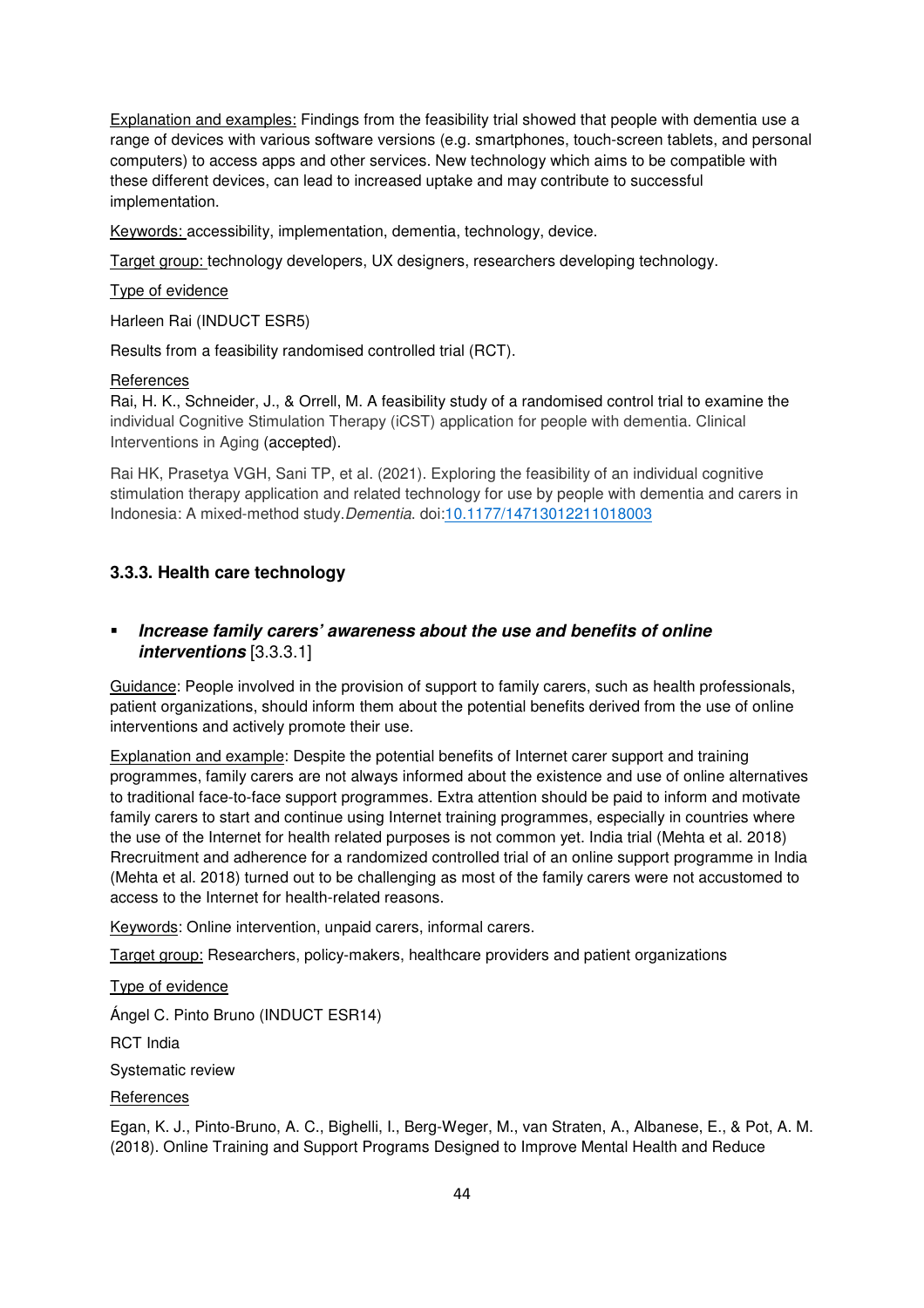Explanation and examples: Findings from the feasibility trial showed that people with dementia use a range of devices with various software versions (e.g. smartphones, touch-screen tablets, and personal computers) to access apps and other services. New technology which aims to be compatible with these different devices, can lead to increased uptake and may contribute to successful implementation.

Keywords: accessibility, implementation, dementia, technology, device.

Target group: technology developers, UX designers, researchers developing technology.

Type of evidence

Harleen Rai (INDUCT ESR5)

Results from a feasibility randomised controlled trial (RCT).

References

Rai, H. K., Schneider, J., & Orrell, M. A feasibility study of a randomised control trial to examine the individual Cognitive Stimulation Therapy (iCST) application for people with dementia. Clinical Interventions in Aging (accepted).

Rai HK, Prasetya VGH, Sani TP, et al. (2021). Exploring the feasibility of an individual cognitive stimulation therapy application and related technology for use by people with dementia and carers in Indonesia: A mixed-method study. *Dementia*. doi:10.1177/14713012211018003

### 3.3.3. Health care technology

- ***Increase family carers' awareness about the use and benefits of online interventions*** [3.3.3.1]

Guidance: People involved in the provision of support to family carers, such as health professionals, patient organizations, should inform them about the potential benefits derived from the use of online interventions and actively promote their use.

Explanation and example: Despite the potential benefits of Internet carer support and training programmes, family carers are not always informed about the existence and use of online alternatives to traditional face-to-face support programmes. Extra attention should be paid to inform and motivate family carers to start and continue using Internet training programmes, especially in countries where the use of the Internet for health related purposes is not common yet. India trial (Mehta et al. 2018) Rrecruitment and adherence for a randomized controlled trial of an online support programme in India (Mehta et al. 2018) turned out to be challenging as most of the family carers were not accustomed to access to the Internet for health-related reasons.

Keywords: Online intervention, unpaid carers, informal carers.

Target group: Researchers, policy-makers, healthcare providers and patient organizations

Type of evidence

Ángel C. Pinto Bruno (INDUCT ESR14)

RCT India

Systematic review

References

Egan, K. J., Pinto-Bruno, A. C., Bighelli, I., Berg-Weger, M., van Straten, A., Albanese, E., & Pot, A. M. (2018). Online Training and Support Programs Designed to Improve Mental Health and Reduce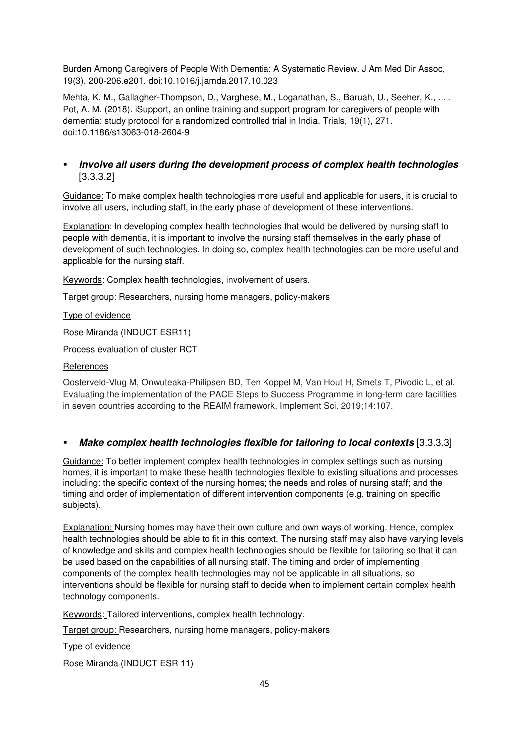Burden Among Caregivers of People With Dementia: A Systematic Review. J Am Med Dir Assoc, 19(3), 200-206.e201. doi:10.1016/j.jamda.2017.10.023

Mehta, K. M., Gallagher-Thompson, D., Varghese, M., Loganathan, S., Baruah, U., Seeher, K., . . . Pot, A. M. (2018). iSupport, an online training and support program for caregivers of people with dementia: study protocol for a randomized controlled trial in India. Trials, 19(1), 271. doi:10.1186/s13063-018-2604-9

- ***Involve all users during the development process of complex health technologies*** [3.3.3.2]

Guidance: To make complex health technologies more useful and applicable for users, it is crucial to involve all users, including staff, in the early phase of development of these interventions.

Explanation: In developing complex health technologies that would be delivered by nursing staff to people with dementia, it is important to involve the nursing staff themselves in the early phase of development of such technologies. In doing so, complex health technologies can be more useful and applicable for the nursing staff.

Keywords: Complex health technologies, involvement of users.

Target group: Researchers, nursing home managers, policy-makers

Type of evidence

Rose Miranda (INDUCT ESR11)

Process evaluation of cluster RCT

References

Oosterveld-Vlug M, Onwuteaka-Philipsen BD, Ten Koppel M, Van Hout H, Smets T, Pivodic L, et al. Evaluating the implementation of the PACE Steps to Success Programme in long-term care facilities in seven countries according to the REAIM framework. Implement Sci. 2019;14:107.

- ***Make complex health technologies flexible for tailoring to local contexts*** [3.3.3.3]

Guidance: To better implement complex health technologies in complex settings such as nursing homes, it is important to make these health technologies flexible to existing situations and processes including: the specific context of the nursing homes; the needs and roles of nursing staff; and the timing and order of implementation of different intervention components (e.g. training on specific subjects).

Explanation: Nursing homes may have their own culture and own ways of working. Hence, complex health technologies should be able to fit in this context. The nursing staff may also have varying levels of knowledge and skills and complex health technologies should be flexible for tailoring so that it can be used based on the capabilities of all nursing staff. The timing and order of implementing components of the complex health technologies may not be applicable in all situations, so interventions should be flexible for nursing staff to decide when to implement certain complex health technology components.

Keywords: Tailored interventions, complex health technology.

Target group: Researchers, nursing home managers, policy-makers

Type of evidence

Rose Miranda (INDUCT ESR 11)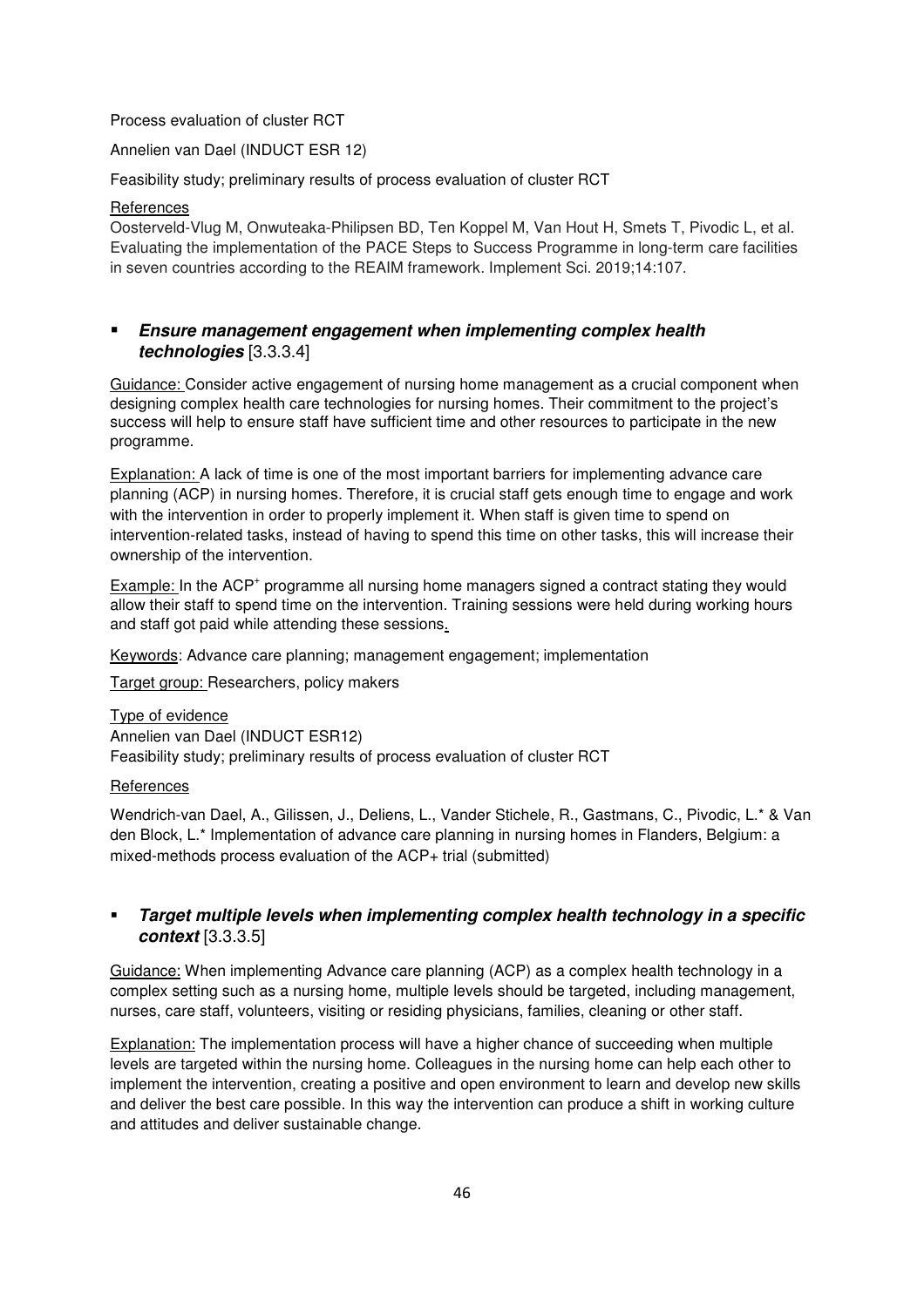Process evaluation of cluster RCT

Annelien van Dael (INDUCT ESR 12)

Feasibility study; preliminary results of process evaluation of cluster RCT

References

Oosterveld-Vlug M, Onwuteaka-Philipsen BD, Ten Koppel M, Van Hout H, Smets T, Pivodic L, et al. Evaluating the implementation of the PACE Steps to Success Programme in long-term care facilities in seven countries according to the REAIM framework. Implement Sci. 2019;14:107.

- ***Ensure management engagement when implementing complex health technologies*** [3.3.3.4]

Guidance: Consider active engagement of nursing home management as a crucial component when designing complex health care technologies for nursing homes. Their commitment to the project's success will help to ensure staff have sufficient time and other resources to participate in the new programme.

Explanation: A lack of time is one of the most important barriers for implementing advance care planning (ACP) in nursing homes. Therefore, it is crucial staff gets enough time to engage and work with the intervention in order to properly implement it. When staff is given time to spend on intervention-related tasks, instead of having to spend this time on other tasks, this will increase their ownership of the intervention.

Example: In the ACP+ programme all nursing home managers signed a contract stating they would allow their staff to spend time on the intervention. Training sessions were held during working hours and staff got paid while attending these sessions.

Keywords: Advance care planning; management engagement; implementation

Target group: Researchers, policy makers

Type of evidence

Annelien van Dael (INDUCT ESR12)

Feasibility study; preliminary results of process evaluation of cluster RCT

References

Wendrich-van Dael, A., Gilissen, J., Deliens, L., Vander Stichele, R., Gastmans, C., Pivodic, L.* & Van den Block, L.* Implementation of advance care planning in nursing homes in Flanders, Belgium: a mixed-methods process evaluation of the ACP+ trial (submitted)

- ***Target multiple levels when implementing complex health technology in a specific context*** [3.3.3.5]

Guidance: When implementing Advance care planning (ACP) as a complex health technology in a complex setting such as a nursing home, multiple levels should be targeted, including management, nurses, care staff, volunteers, visiting or residing physicians, families, cleaning or other staff.

Explanation: The implementation process will have a higher chance of succeeding when multiple levels are targeted within the nursing home. Colleagues in the nursing home can help each other to implement the intervention, creating a positive and open environment to learn and develop new skills and deliver the best care possible. In this way the intervention can produce a shift in working culture and attitudes and deliver sustainable change.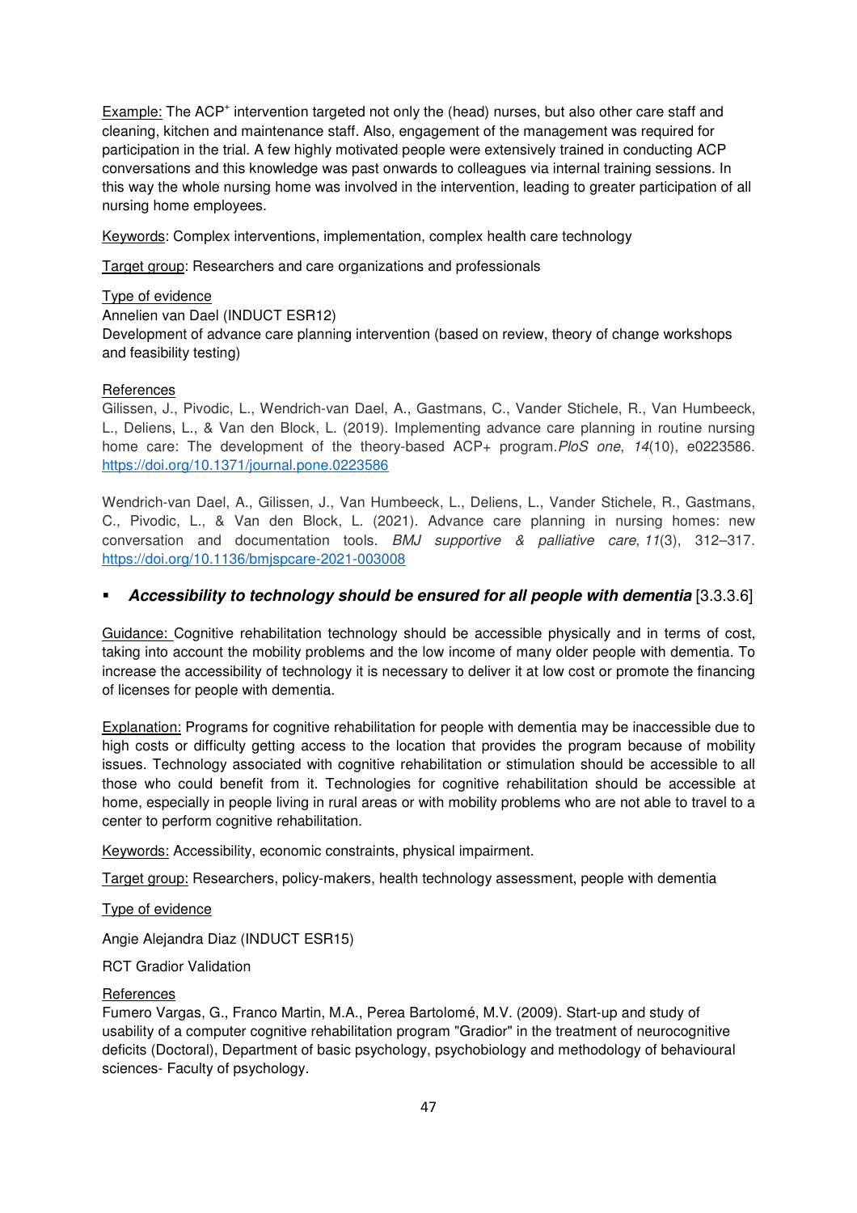Example: The ACP+ intervention targeted not only the (head) nurses, but also other care staff and cleaning, kitchen and maintenance staff. Also, engagement of the management was required for participation in the trial. A few highly motivated people were extensively trained in conducting ACP conversations and this knowledge was past onwards to colleagues via internal training sessions. In this way the whole nursing home was involved in the intervention, leading to greater participation of all nursing home employees.

Keywords: Complex interventions, implementation, complex health care technology

Target group: Researchers and care organizations and professionals

Type of evidence

Annelien van Dael (INDUCT ESR12)

Development of advance care planning intervention (based on review, theory of change workshops and feasibility testing)

References

Gilissen, J., Pivodic, L., Wendrich-van Dael, A., Gastmans, C., Vander Stichele, R., Van Humbeeck, L., Deliens, L., & Van den Block, L. (2019). Implementing advance care planning in routine nursing home care: The development of the theory-based ACP+ program. *PloS one*, *14*(10), e0223586. https://doi.org/10.1371/journal.pone.0223586

Wendrich-van Dael, A., Gilissen, J., Van Humbeeck, L., Deliens, L., Vander Stichele, R., Gastmans, C., Pivodic, L., & Van den Block, L. (2021). Advance care planning in nursing homes: new conversation and documentation tools. *BMJ supportive & palliative care*, *11*(3), 312–317. https://doi.org/10.1136/bmjspcare-2021-003008

- ***Accessibility to technology should be ensured for all people with dementia*** [3.3.3.6]

Guidance: Cognitive rehabilitation technology should be accessible physically and in terms of cost, taking into account the mobility problems and the low income of many older people with dementia. To increase the accessibility of technology it is necessary to deliver it at low cost or promote the financing of licenses for people with dementia.

Explanation: Programs for cognitive rehabilitation for people with dementia may be inaccessible due to high costs or difficulty getting access to the location that provides the program because of mobility issues. Technology associated with cognitive rehabilitation or stimulation should be accessible to all those who could benefit from it. Technologies for cognitive rehabilitation should be accessible at home, especially in people living in rural areas or with mobility problems who are not able to travel to a center to perform cognitive rehabilitation.

Keywords: Accessibility, economic constraints, physical impairment.

Target group: Researchers, policy-makers, health technology assessment, people with dementia

Type of evidence

Angie Alejandra Diaz (INDUCT ESR15)

RCT Gradior Validation

References

Fumero Vargas, G., Franco Martin, M.A., Perea Bartolomé, M.V. (2009). Start-up and study of usability of a computer cognitive rehabilitation program "Gradior" in the treatment of neurocognitive deficits (Doctoral), Department of basic psychology, psychobiology and methodology of behavioural sciences- Faculty of psychology.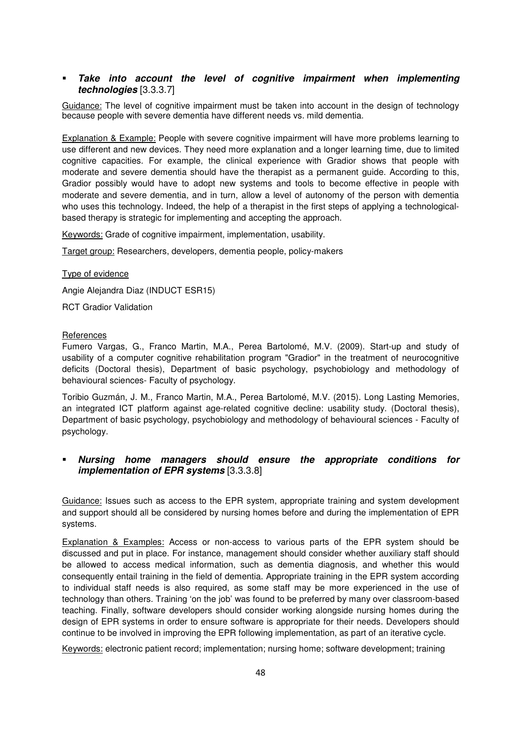- ***Take into account the level of cognitive impairment when implementing technologies*** [3.3.3.7]

Guidance: The level of cognitive impairment must be taken into account in the design of technology because people with severe dementia have different needs vs. mild dementia.

Explanation & Example: People with severe cognitive impairment will have more problems learning to use different and new devices. They need more explanation and a longer learning time, due to limited cognitive capacities. For example, the clinical experience with Gradior shows that people with moderate and severe dementia should have the therapist as a permanent guide. According to this, Gradior possibly would have to adopt new systems and tools to become effective in people with moderate and severe dementia, and in turn, allow a level of autonomy of the person with dementia who uses this technology. Indeed, the help of a therapist in the first steps of applying a technological-based therapy is strategic for implementing and accepting the approach.

Keywords: Grade of cognitive impairment, implementation, usability.

Target group: Researchers, developers, dementia people, policy-makers

Type of evidence

Angie Alejandra Diaz (INDUCT ESR15)

RCT Gradior Validation

References

Fumero Vargas, G., Franco Martin, M.A., Perea Bartolomé, M.V. (2009). Start-up and study of usability of a computer cognitive rehabilitation program "Gradior" in the treatment of neurocognitive deficits (Doctoral thesis), Department of basic psychology, psychobiology and methodology of behavioural sciences- Faculty of psychology.

Toribio Guzmán, J. M., Franco Martin, M.A., Perea Bartolomé, M.V. (2015). Long Lasting Memories, an integrated ICT platform against age-related cognitive decline: usability study. (Doctoral thesis), Department of basic psychology, psychobiology and methodology of behavioural sciences - Faculty of psychology.

- ***Nursing home managers should ensure the appropriate conditions for implementation of EPR systems*** [3.3.3.8]

Guidance: Issues such as access to the EPR system, appropriate training and system development and support should all be considered by nursing homes before and during the implementation of EPR systems.

Explanation & Examples: Access or non-access to various parts of the EPR system should be discussed and put in place. For instance, management should consider whether auxiliary staff should be allowed to access medical information, such as dementia diagnosis, and whether this would consequently entail training in the field of dementia. Appropriate training in the EPR system according to individual staff needs is also required, as some staff may be more experienced in the use of technology than others. Training 'on the job' was found to be preferred by many over classroom-based teaching. Finally, software developers should consider working alongside nursing homes during the design of EPR systems in order to ensure software is appropriate for their needs. Developers should continue to be involved in improving the EPR following implementation, as part of an iterative cycle.

Keywords: electronic patient record; implementation; nursing home; software development; training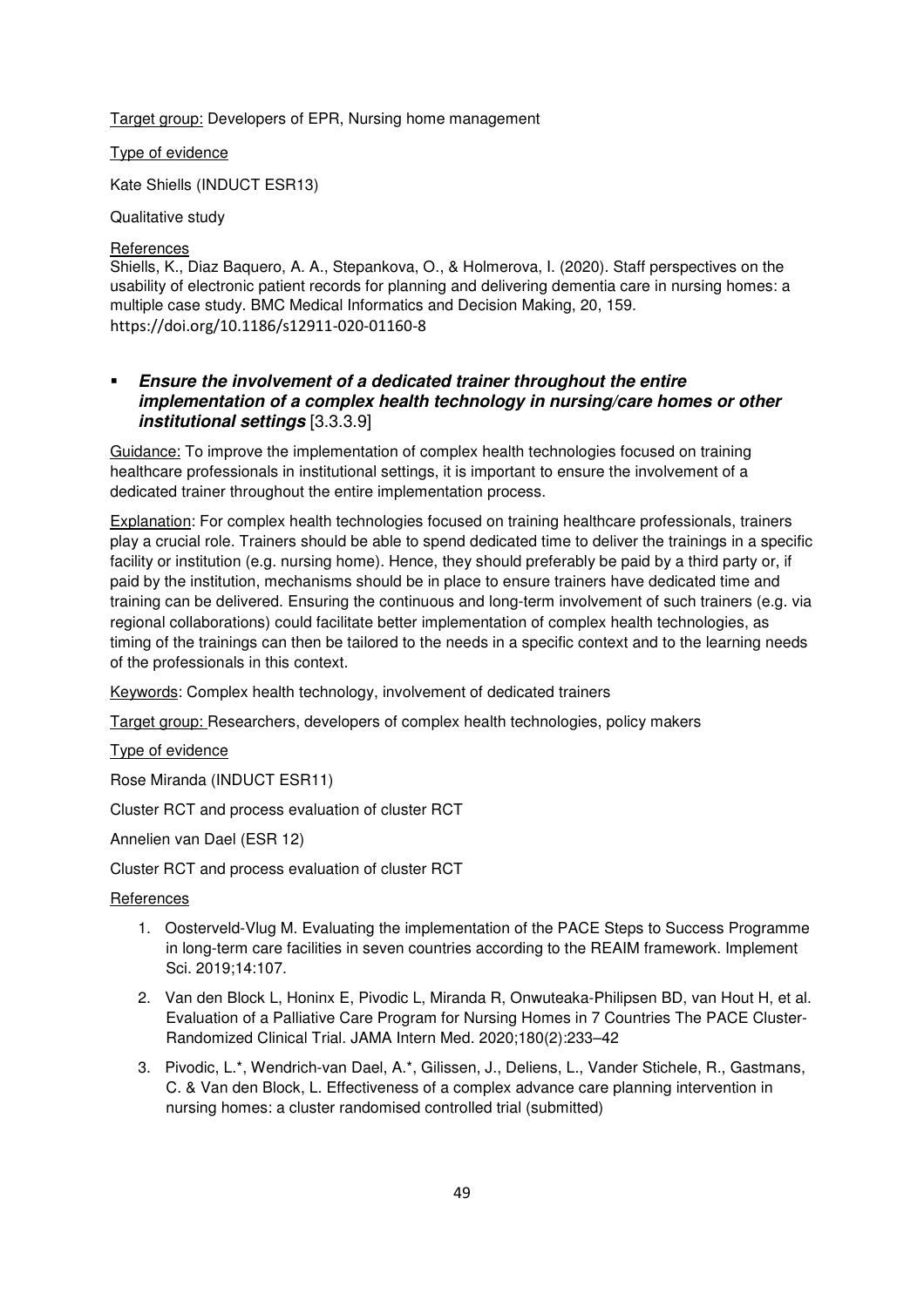Target group: Developers of EPR, Nursing home management

Type of evidence

Kate Shiells (INDUCT ESR13)

Qualitative study

References

Shiells, K., Diaz Baquero, A. A., Stepankova, O., & Holmerova, I. (2020). Staff perspectives on the usability of electronic patient records for planning and delivering dementia care in nursing homes: a multiple case study. BMC Medical Informatics and Decision Making, 20, 159. https://doi.org/10.1186/s12911-020-01160-8

- ***Ensure the involvement of a dedicated trainer throughout the entire implementation of a complex health technology in nursing/care homes or other institutional settings*** [3.3.3.9]

Guidance: To improve the implementation of complex health technologies focused on training healthcare professionals in institutional settings, it is important to ensure the involvement of a dedicated trainer throughout the entire implementation process.

Explanation: For complex health technologies focused on training healthcare professionals, trainers play a crucial role. Trainers should be able to spend dedicated time to deliver the trainings in a specific facility or institution (e.g. nursing home). Hence, they should preferably be paid by a third party or, if paid by the institution, mechanisms should be in place to ensure trainers have dedicated time and training can be delivered. Ensuring the continuous and long-term involvement of such trainers (e.g. via regional collaborations) could facilitate better implementation of complex health technologies, as timing of the trainings can then be tailored to the needs in a specific context and to the learning needs of the professionals in this context.

Keywords: Complex health technology, involvement of dedicated trainers

Target group: Researchers, developers of complex health technologies, policy makers

Type of evidence

Rose Miranda (INDUCT ESR11)

Cluster RCT and process evaluation of cluster RCT

Annelien van Dael (ESR 12)

Cluster RCT and process evaluation of cluster RCT

References

1. Oosterveld-Vlug M. Evaluating the implementation of the PACE Steps to Success Programme in long-term care facilities in seven countries according to the REAIM framework. Implement Sci. 2019;14:107.
2. Van den Block L, Honinx E, Pivodic L, Miranda R, Onwuteaka-Philipsen BD, van Hout H, et al. Evaluation of a Palliative Care Program for Nursing Homes in 7 Countries The PACE Cluster-Randomized Clinical Trial. JAMA Intern Med. 2020;180(2):233–42
3. Pivodic, L.*, Wendrich-van Dael, A.*, Gilissen, J., Deliens, L., Vander Stichele, R., Gastmans, C. & Van den Block, L. Effectiveness of a complex advance care planning intervention in nursing homes: a cluster randomised controlled trial (submitted)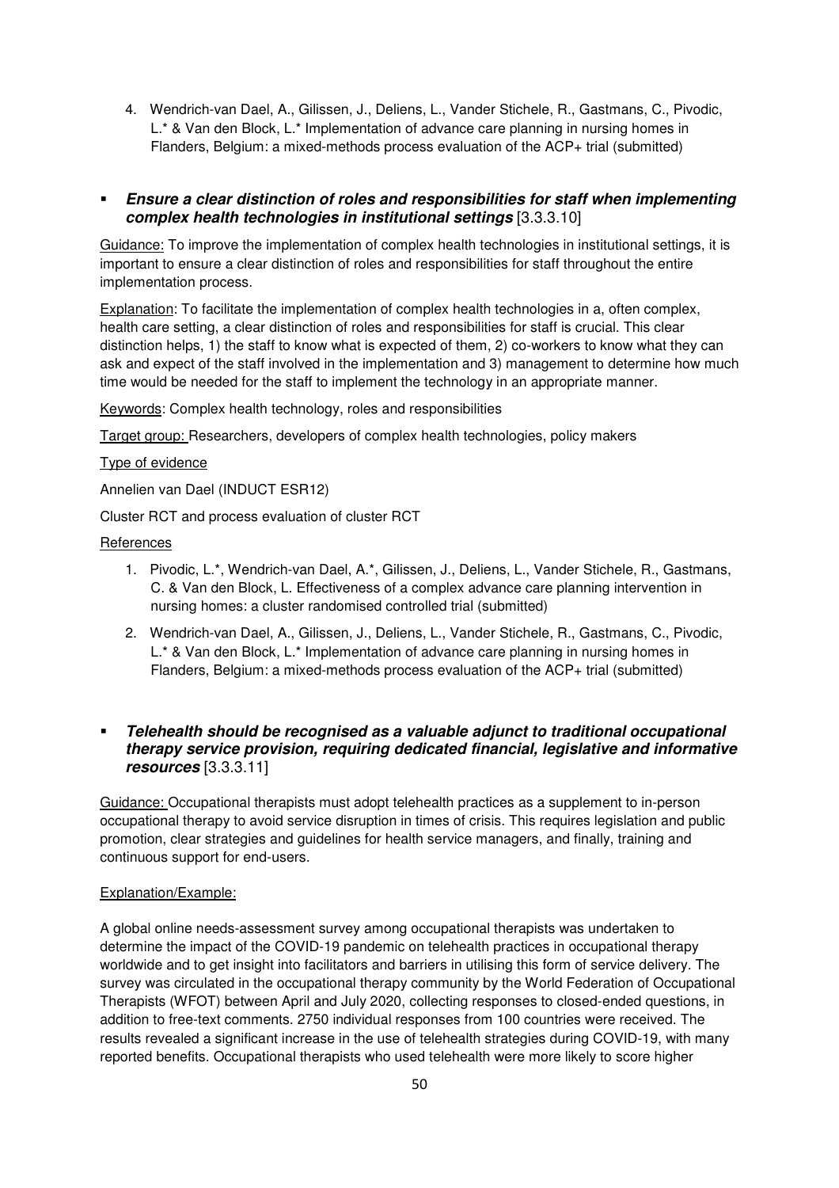4. Wendrich-van Dael, A., Gilissen, J., Deliens, L., Vander Stichele, R., Gastmans, C., Pivodic, L.* & Van den Block, L.* Implementation of advance care planning in nursing homes in Flanders, Belgium: a mixed-methods process evaluation of the ACP+ trial (submitted)

- ***Ensure a clear distinction of roles and responsibilities for staff when implementing complex health technologies in institutional settings*** [3.3.3.10]

Guidance: To improve the implementation of complex health technologies in institutional settings, it is important to ensure a clear distinction of roles and responsibilities for staff throughout the entire implementation process.

Explanation: To facilitate the implementation of complex health technologies in a, often complex, health care setting, a clear distinction of roles and responsibilities for staff is crucial. This clear distinction helps, 1) the staff to know what is expected of them, 2) co-workers to know what they can ask and expect of the staff involved in the implementation and 3) management to determine how much time would be needed for the staff to implement the technology in an appropriate manner.

Keywords: Complex health technology, roles and responsibilities

Target group: Researchers, developers of complex health technologies, policy makers

Type of evidence

Annelien van Dael (INDUCT ESR12)

Cluster RCT and process evaluation of cluster RCT

References

1. Pivodic, L.*, Wendrich-van Dael, A.*, Gilissen, J., Deliens, L., Vander Stichele, R., Gastmans, C. & Van den Block, L. Effectiveness of a complex advance care planning intervention in nursing homes: a cluster randomised controlled trial (submitted)
2. Wendrich-van Dael, A., Gilissen, J., Deliens, L., Vander Stichele, R., Gastmans, C., Pivodic, L.* & Van den Block, L.* Implementation of advance care planning in nursing homes in Flanders, Belgium: a mixed-methods process evaluation of the ACP+ trial (submitted)

- ***Telehealth should be recognised as a valuable adjunct to traditional occupational therapy service provision, requiring dedicated financial, legislative and informative resources*** [3.3.3.11]

Guidance: Occupational therapists must adopt telehealth practices as a supplement to in-person occupational therapy to avoid service disruption in times of crisis. This requires legislation and public promotion, clear strategies and guidelines for health service managers, and finally, training and continuous support for end-users.

Explanation/Example:

A global online needs-assessment survey among occupational therapists was undertaken to determine the impact of the COVID-19 pandemic on telehealth practices in occupational therapy worldwide and to get insight into facilitators and barriers in utilising this form of service delivery. The survey was circulated in the occupational therapy community by the World Federation of Occupational Therapists (WFOT) between April and July 2020, collecting responses to closed-ended questions, in addition to free-text comments. 2750 individual responses from 100 countries were received. The results revealed a significant increase in the use of telehealth strategies during COVID-19, with many reported benefits. Occupational therapists who used telehealth were more likely to score higher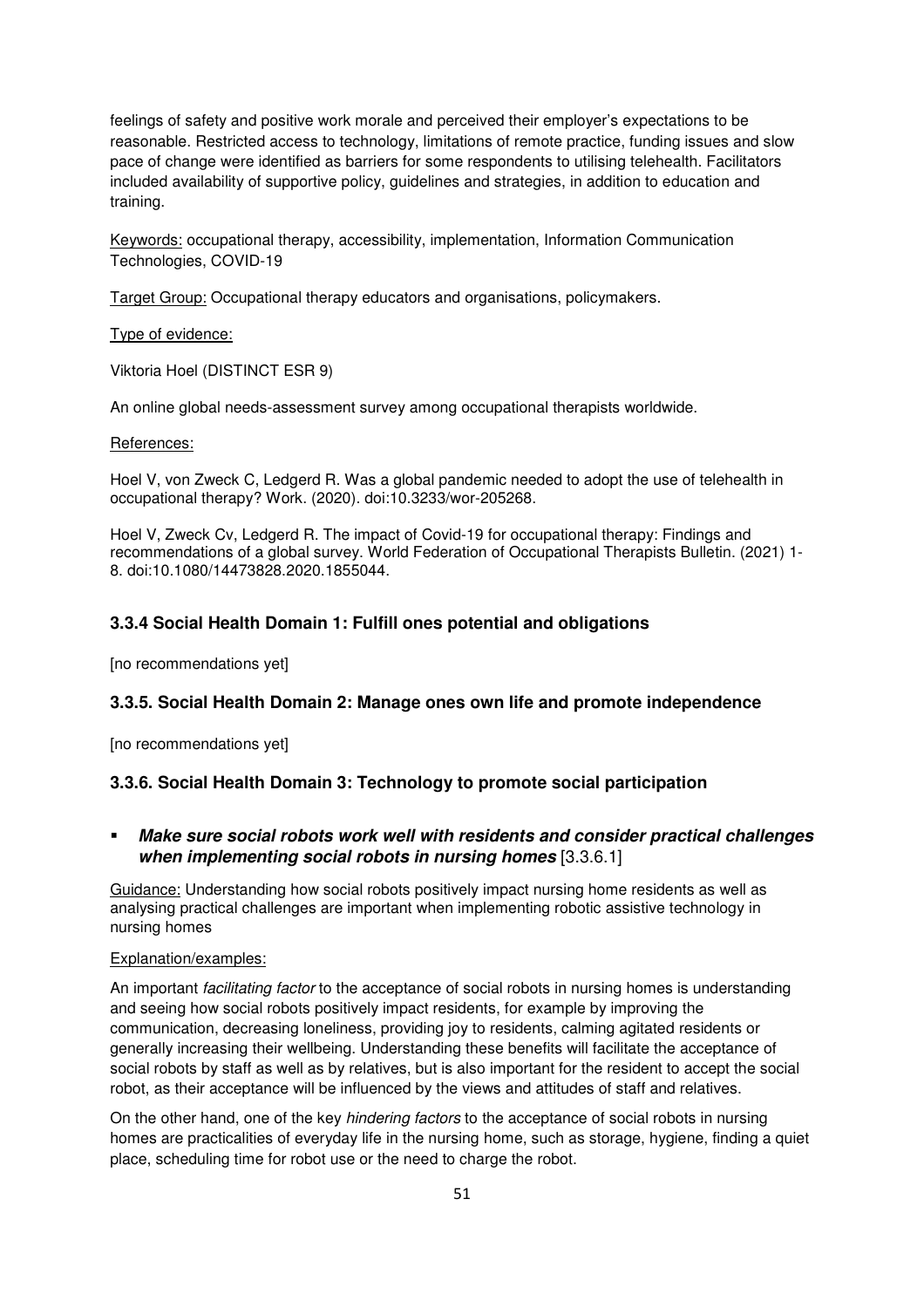feelings of safety and positive work morale and perceived their employer's expectations to be reasonable. Restricted access to technology, limitations of remote practice, funding issues and slow pace of change were identified as barriers for some respondents to utilising telehealth. Facilitators included availability of supportive policy, guidelines and strategies, in addition to education and training.

Keywords: occupational therapy, accessibility, implementation, Information Communication Technologies, COVID-19

Target Group: Occupational therapy educators and organisations, policymakers.

Type of evidence:

Viktoria Hoel (DISTINCT ESR 9)

An online global needs-assessment survey among occupational therapists worldwide.

References:

Hoel V, von Zweck C, Ledgerd R. Was a global pandemic needed to adopt the use of telehealth in occupational therapy? Work. (2020). doi:10.3233/wor-205268.

Hoel V, Zweck Cv, Ledgerd R. The impact of Covid-19 for occupational therapy: Findings and recommendations of a global survey. World Federation of Occupational Therapists Bulletin. (2021) 1-8. doi:10.1080/14473828.2020.1855044.

### 3.3.4 Social Health Domain 1: Fulfill ones potential and obligations

[no recommendations yet]

### 3.3.5. Social Health Domain 2: Manage ones own life and promote independence

[no recommendations yet]

### 3.3.6. Social Health Domain 3: Technology to promote social participation

- ***Make sure social robots work well with residents and consider practical challenges when implementing social robots in nursing homes*** [3.3.6.1]

Guidance: Understanding how social robots positively impact nursing home residents as well as analysing practical challenges are important when implementing robotic assistive technology in nursing homes

Explanation/examples:

An important *facilitating factor* to the acceptance of social robots in nursing homes is understanding and seeing how social robots positively impact residents, for example by improving the communication, decreasing loneliness, providing joy to residents, calming agitated residents or generally increasing their wellbeing. Understanding these benefits will facilitate the acceptance of social robots by staff as well as by relatives, but is also important for the resident to accept the social robot, as their acceptance will be influenced by the views and attitudes of staff and relatives.

On the other hand, one of the key *hindering factors* to the acceptance of social robots in nursing homes are practicalities of everyday life in the nursing home, such as storage, hygiene, finding a quiet place, scheduling time for robot use or the need to charge the robot.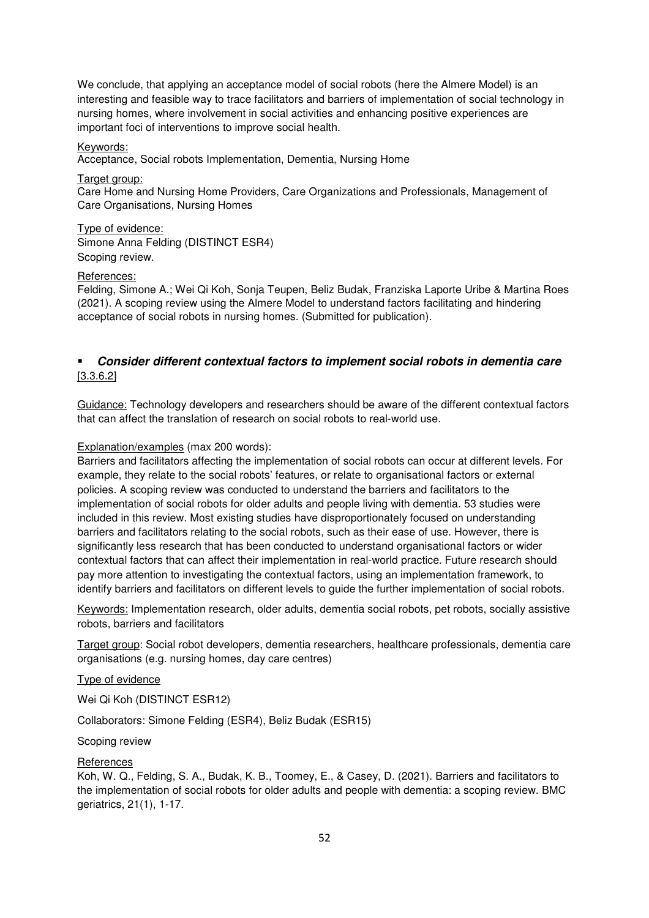We conclude, that applying an acceptance model of social robots (here the Almere Model) is an interesting and feasible way to trace facilitators and barriers of implementation of social technology in nursing homes, where involvement in social activities and enhancing positive experiences are important foci of interventions to improve social health.

Keywords:
Acceptance, Social robots Implementation, Dementia, Nursing Home

Target group:
Care Home and Nursing Home Providers, Care Organizations and Professionals, Management of Care Organisations, Nursing Homes

Type of evidence:
Simone Anna Felding (DISTINCT ESR4)
Scoping review.

References:
Felding, Simone A.; Wei Qi Koh, Sonja Teupen, Beliz Budak, Franziska Laporte Uribe & Martina Roes (2021). A scoping review using the Almere Model to understand factors facilitating and hindering acceptance of social robots in nursing homes. (Submitted for publication).

- ***Consider different contextual factors to implement social robots in dementia care*** [3.3.6.2]

Guidance: Technology developers and researchers should be aware of the different contextual factors that can affect the translation of research on social robots to real-world use.

Explanation/examples (max 200 words):
Barriers and facilitators affecting the implementation of social robots can occur at different levels. For example, they relate to the social robots' features, or relate to organisational factors or external policies. A scoping review was conducted to understand the barriers and facilitators to the implementation of social robots for older adults and people living with dementia. 53 studies were included in this review. Most existing studies have disproportionately focused on understanding barriers and facilitators relating to the social robots, such as their ease of use. However, there is significantly less research that has been conducted to understand organisational factors or wider contextual factors that can affect their implementation in real-world practice. Future research should pay more attention to investigating the contextual factors, using an implementation framework, to identify barriers and facilitators on different levels to guide the further implementation of social robots.

Keywords: Implementation research, older adults, dementia social robots, pet robots, socially assistive robots, barriers and facilitators

Target group: Social robot developers, dementia researchers, healthcare professionals, dementia care organisations (e.g. nursing homes, day care centres)

Type of evidence

Wei Qi Koh (DISTINCT ESR12)

Collaborators: Simone Felding (ESR4), Beliz Budak (ESR15)

Scoping review

References
Koh, W. Q., Felding, S. A., Budak, K. B., Toomey, E., & Casey, D. (2021). Barriers and facilitators to the implementation of social robots for older adults and people with dementia: a scoping review. BMC geriatrics, 21(1), 1-17.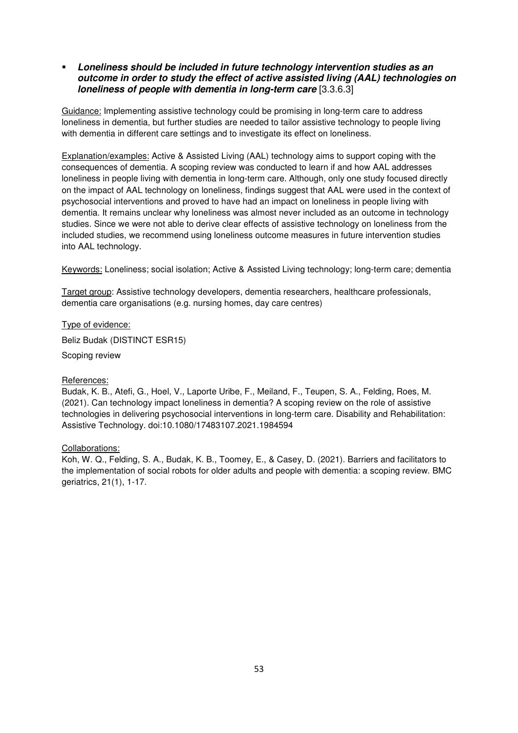- ***Loneliness should be included in future technology intervention studies as an outcome in order to study the effect of active assisted living (AAL) technologies on loneliness of people with dementia in long-term care*** [3.3.6.3]

Guidance: Implementing assistive technology could be promising in long-term care to address loneliness in dementia, but further studies are needed to tailor assistive technology to people living with dementia in different care settings and to investigate its effect on loneliness.

Explanation/examples: Active & Assisted Living (AAL) technology aims to support coping with the consequences of dementia. A scoping review was conducted to learn if and how AAL addresses loneliness in people living with dementia in long-term care. Although, only one study focused directly on the impact of AAL technology on loneliness, findings suggest that AAL were used in the context of psychosocial interventions and proved to have had an impact on loneliness in people living with dementia. It remains unclear why loneliness was almost never included as an outcome in technology studies. Since we were not able to derive clear effects of assistive technology on loneliness from the included studies, we recommend using loneliness outcome measures in future intervention studies into AAL technology.

Keywords: Loneliness; social isolation; Active & Assisted Living technology; long-term care; dementia

Target group: Assistive technology developers, dementia researchers, healthcare professionals, dementia care organisations (e.g. nursing homes, day care centres)

Type of evidence:

Beliz Budak (DISTINCT ESR15)

Scoping review

References:

Budak, K. B., Atefi, G., Hoel, V., Laporte Uribe, F., Meiland, F., Teupen, S. A., Felding, Roes, M. (2021). Can technology impact loneliness in dementia? A scoping review on the role of assistive technologies in delivering psychosocial interventions in long-term care. Disability and Rehabilitation: Assistive Technology. doi:10.1080/17483107.2021.1984594

Collaborations:

Koh, W. Q., Felding, S. A., Budak, K. B., Toomey, E., & Casey, D. (2021). Barriers and facilitators to the implementation of social robots for older adults and people with dementia: a scoping review. BMC geriatrics, 21(1), 1-17.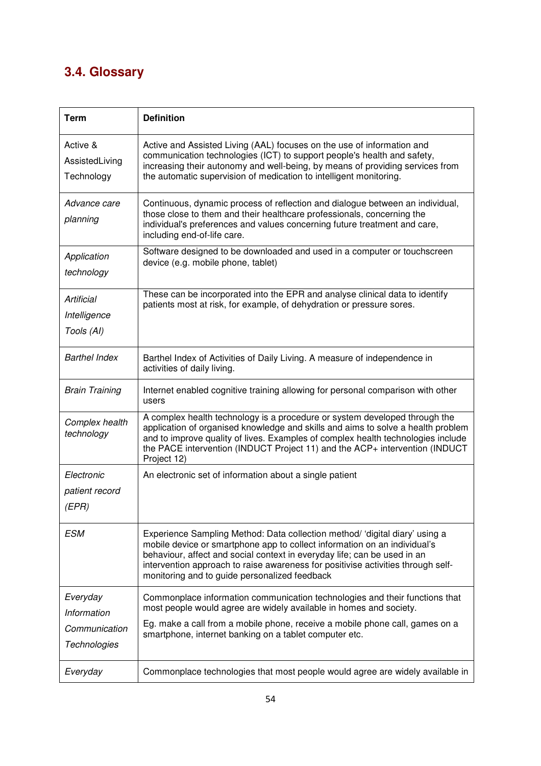## 3.4. Glossary

| Term | Definition |
|---|---|
| Active & AssistedLiving Technology | Active and Assisted Living (AAL) focuses on the use of information and communication technologies (ICT) to support people's health and safety, increasing their autonomy and well-being, by means of providing services from the automatic supervision of medication to intelligent monitoring. |
| *Advance care planning* | Continuous, dynamic process of reflection and dialogue between an individual, those close to them and their healthcare professionals, concerning the individual's preferences and values concerning future treatment and care, including end-of-life care. |
| *Application technology* | Software designed to be downloaded and used in a computer or touchscreen device (e.g. mobile phone, tablet) |
| *Artificial Intelligence Tools (AI)* | These can be incorporated into the EPR and analyse clinical data to identify patients most at risk, for example, of dehydration or pressure sores. |
| *Barthel Index* | Barthel Index of Activities of Daily Living. A measure of independence in activities of daily living. |
| *Brain Training* | Internet enabled cognitive training allowing for personal comparison with other users |
| *Complex health technology* | A complex health technology is a procedure or system developed through the application of organised knowledge and skills and aims to solve a health problem and to improve quality of lives. Examples of complex health technologies include the PACE intervention (INDUCT Project 11) and the ACP+ intervention (INDUCT Project 12) |
| *Electronic patient record (EPR)* | An electronic set of information about a single patient |
| *ESM* | Experience Sampling Method: Data collection method/ 'digital diary' using a mobile device or smartphone app to collect information on an individual's behaviour, affect and social context in everyday life; can be used in an intervention approach to raise awareness for positivise activities through self-monitoring and to guide personalized feedback |
| *Everyday Information Communication Technologies* | Commonplace information communication technologies and their functions that most people would agree are widely available in homes and society. Eg. make a call from a mobile phone, receive a mobile phone call, games on a smartphone, internet banking on a tablet computer etc. |
| *Everyday* | Commonplace technologies that most people would agree are widely available in |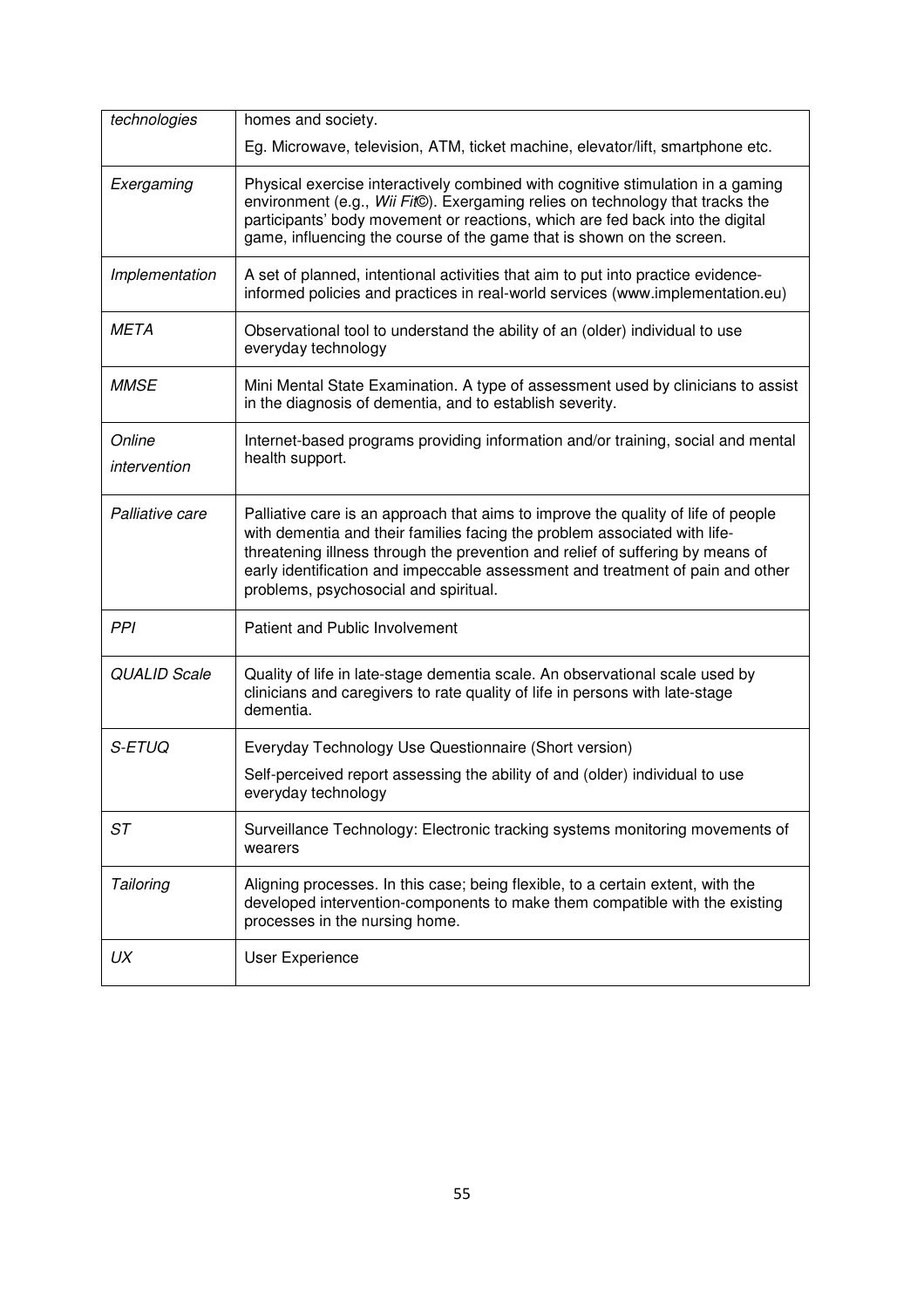| | |
|---|---|
| *technologies* | homes and society.<br>Eg. Microwave, television, ATM, ticket machine, elevator/lift, smartphone etc. |
| *Exergaming* | Physical exercise interactively combined with cognitive stimulation in a gaming environment (e.g., *Wii Fit©*). Exergaming relies on technology that tracks the participants' body movement or reactions, which are fed back into the digital game, influencing the course of the game that is shown on the screen. |
| *Implementation* | A set of planned, intentional activities that aim to put into practice evidence-informed policies and practices in real-world services (www.implementation.eu) |
| *META* | Observational tool to understand the ability of an (older) individual to use everyday technology |
| *MMSE* | Mini Mental State Examination. A type of assessment used by clinicians to assist in the diagnosis of dementia, and to establish severity. |
| *Online intervention* | Internet-based programs providing information and/or training, social and mental health support. |
| *Palliative care* | Palliative care is an approach that aims to improve the quality of life of people with dementia and their families facing the problem associated with life-threatening illness through the prevention and relief of suffering by means of early identification and impeccable assessment and treatment of pain and other problems, psychosocial and spiritual. |
| *PPI* | Patient and Public Involvement |
| *QUALID Scale* | Quality of life in late-stage dementia scale. An observational scale used by clinicians and caregivers to rate quality of life in persons with late-stage dementia. |
| *S-ETUQ* | Everyday Technology Use Questionnaire (Short version)<br>Self-perceived report assessing the ability of and (older) individual to use everyday technology |
| *ST* | Surveillance Technology: Electronic tracking systems monitoring movements of wearers |
| *Tailoring* | Aligning processes. In this case; being flexible, to a certain extent, with the developed intervention-components to make them compatible with the existing processes in the nursing home. |
| *UX* | User Experience |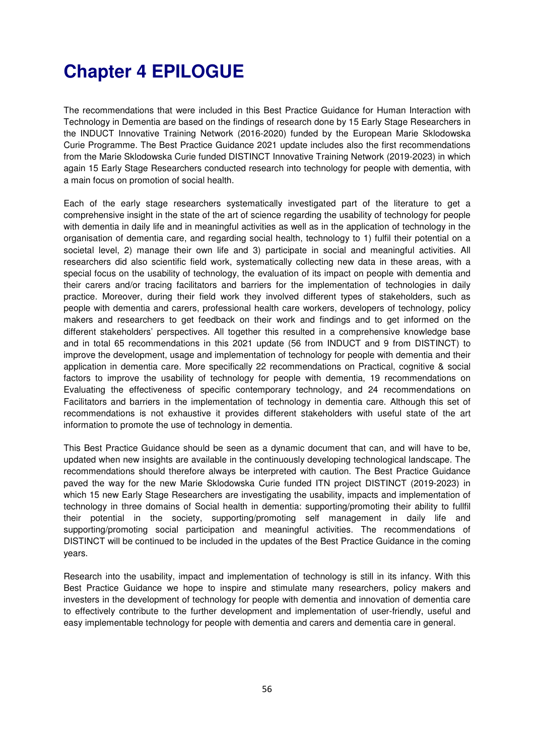# Chapter 4 EPILOGUE

The recommendations that were included in this Best Practice Guidance for Human Interaction with Technology in Dementia are based on the findings of research done by 15 Early Stage Researchers in the INDUCT Innovative Training Network (2016-2020) funded by the European Marie Sklodowska Curie Programme. The Best Practice Guidance 2021 update includes also the first recommendations from the Marie Sklodowska Curie funded DISTINCT Innovative Training Network (2019-2023) in which again 15 Early Stage Researchers conducted research into technology for people with dementia, with a main focus on promotion of social health.

Each of the early stage researchers systematically investigated part of the literature to get a comprehensive insight in the state of the art of science regarding the usability of technology for people with dementia in daily life and in meaningful activities as well as in the application of technology in the organisation of dementia care, and regarding social health, technology to 1) fulfil their potential on a societal level, 2) manage their own life and 3) participate in social and meaningful activities. All researchers did also scientific field work, systematically collecting new data in these areas, with a special focus on the usability of technology, the evaluation of its impact on people with dementia and their carers and/or tracing facilitators and barriers for the implementation of technologies in daily practice. Moreover, during their field work they involved different types of stakeholders, such as people with dementia and carers, professional health care workers, developers of technology, policy makers and researchers to get feedback on their work and findings and to get informed on the different stakeholders' perspectives. All together this resulted in a comprehensive knowledge base and in total 65 recommendations in this 2021 update (56 from INDUCT and 9 from DISTINCT) to improve the development, usage and implementation of technology for people with dementia and their application in dementia care. More specifically 22 recommendations on Practical, cognitive & social factors to improve the usability of technology for people with dementia, 19 recommendations on Evaluating the effectiveness of specific contemporary technology, and 24 recommendations on Facilitators and barriers in the implementation of technology in dementia care. Although this set of recommendations is not exhaustive it provides different stakeholders with useful state of the art information to promote the use of technology in dementia.

This Best Practice Guidance should be seen as a dynamic document that can, and will have to be, updated when new insights are available in the continuously developing technological landscape. The recommendations should therefore always be interpreted with caution. The Best Practice Guidance paved the way for the new Marie Sklodowska Curie funded ITN project DISTINCT (2019-2023) in which 15 new Early Stage Researchers are investigating the usability, impacts and implementation of technology in three domains of Social health in dementia: supporting/promoting their ability to fullfil their potential in the society, supporting/promoting self management in daily life and supporting/promoting social participation and meaningful activities. The recommendations of DISTINCT will be continued to be included in the updates of the Best Practice Guidance in the coming years.

Research into the usability, impact and implementation of technology is still in its infancy. With this Best Practice Guidance we hope to inspire and stimulate many researchers, policy makers and investers in the development of technology for people with dementia and innovation of dementia care to effectively contribute to the further development and implementation of user-friendly, useful and easy implementable technology for people with dementia and carers and dementia care in general.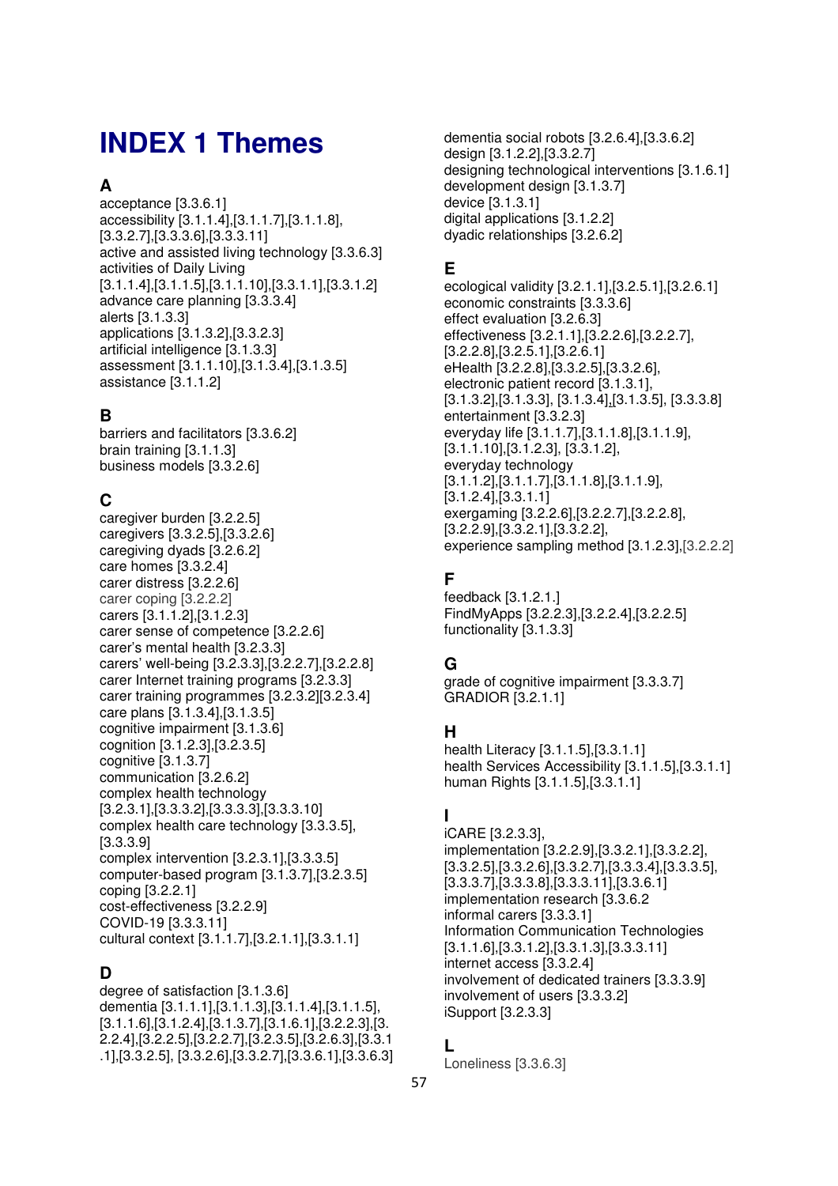# INDEX 1 Themes

## A

acceptance [3.3.6.1]
accessibility [3.1.1.4],[3.1.1.7],[3.1.1.8], [3.3.2.7],[3.3.3.6],[3.3.3.11]
active and assisted living technology [3.3.6.3]
activities of Daily Living [3.1.1.4],[3.1.1.5],[3.1.1.10],[3.3.1.1],[3.3.1.2]
advance care planning [3.3.3.4]
alerts [3.1.3.3]
applications [3.1.3.2],[3.3.2.3]
artificial intelligence [3.1.3.3]
assessment [3.1.1.10],[3.1.3.4],[3.1.3.5]
assistance [3.1.1.2]

## B

barriers and facilitators [3.3.6.2]
brain training [3.1.1.3]
business models [3.3.2.6]

## C

caregiver burden [3.2.2.5]
caregivers [3.3.2.5],[3.3.2.6]
caregiving dyads [3.2.6.2]
care homes [3.3.2.4]
carer distress [3.2.2.6]
carer coping [3.2.2.2]
carers [3.1.1.2],[3.1.2.3]
carer sense of competence [3.2.2.6]
carer's mental health [3.2.3.3]
carers' well-being [3.2.3.3],[3.2.2.7],[3.2.2.8]
carer Internet training programs [3.2.3.3]
carer training programmes [3.2.3.2][3.2.3.4]
care plans [3.1.3.4],[3.1.3.5]
cognitive impairment [3.1.3.6]
cognition [3.1.2.3],[3.2.3.5]
cognitive [3.1.3.7]
communication [3.2.6.2]
complex health technology [3.2.3.1],[3.3.3.2],[3.3.3.3],[3.3.3.10]
complex health care technology [3.3.3.5], [3.3.3.9]
complex intervention [3.2.3.1],[3.3.3.5]
computer-based program [3.1.3.7],[3.2.3.5]
coping [3.2.2.1]
cost-effectiveness [3.2.2.9]
COVID-19 [3.3.3.11]
cultural context [3.1.1.7],[3.2.1.1],[3.3.1.1]

## D

degree of satisfaction [3.1.3.6]
dementia [3.1.1.1],[3.1.1.3],[3.1.1.4],[3.1.1.5], [3.1.1.6],[3.1.2.4],[3.1.3.7],[3.1.6.1],[3.2.2.3],[3.2.2.4],[3.2.2.5],[3.2.2.7],[3.2.3.5],[3.2.6.3],[3.3.1.1],[3.3.2.5], [3.3.2.6],[3.3.2.7],[3.3.6.1],[3.3.6.3]
dementia social robots [3.2.6.4],[3.3.6.2]
design [3.1.2.2],[3.3.2.7]
designing technological interventions [3.1.6.1]
development design [3.1.3.7]
device [3.1.3.1]
digital applications [3.1.2.2]
dyadic relationships [3.2.6.2]

## E

ecological validity [3.2.1.1],[3.2.5.1],[3.2.6.1]
economic constraints [3.3.3.6]
effect evaluation [3.2.6.3]
effectiveness [3.2.1.1],[3.2.2.6],[3.2.2.7], [3.2.2.8],[3.2.5.1],[3.2.6.1]
eHealth [3.2.2.8],[3.3.2.5],[3.3.2.6],
electronic patient record [3.1.3.1], [3.1.3.2],[3.1.3.3], [3.1.3.4],[3.1.3.5], [3.3.3.8]
entertainment [3.3.2.3]
everyday life [3.1.1.7],[3.1.1.8],[3.1.1.9], [3.1.1.10],[3.1.2.3], [3.3.1.2],
everyday technology [3.1.1.2],[3.1.1.7],[3.1.1.8],[3.1.1.9], [3.1.2.4],[3.3.1.1]
exergaming [3.2.2.6],[3.2.2.7],[3.2.2.8], [3.2.2.9],[3.3.2.1],[3.3.2.2],
experience sampling method [3.1.2.3],[3.2.2.2]

## F

feedback [3.1.2.1.]
FindMyApps [3.2.2.3],[3.2.2.4],[3.2.2.5]
functionality [3.1.3.3]

## G

grade of cognitive impairment [3.3.3.7]
GRADIOR [3.2.1.1]

## H

health Literacy [3.1.1.5],[3.3.1.1]
health Services Accessibility [3.1.1.5],[3.3.1.1]
human Rights [3.1.1.5],[3.3.1.1]

## I

iCARE [3.2.3.3],
implementation [3.2.2.9],[3.3.2.1],[3.3.2.2], [3.3.2.5],[3.3.2.6],[3.3.2.7],[3.3.3.4],[3.3.3.5], [3.3.3.7],[3.3.3.8],[3.3.3.11],[3.3.6.1]
implementation research [3.3.6.2
informal carers [3.3.3.1]
Information Communication Technologies [3.1.1.6],[3.3.1.2],[3.3.1.3],[3.3.3.11]
internet access [3.3.2.4]
involvement of dedicated trainers [3.3.3.9]
involvement of users [3.3.3.2]
iSupport [3.2.3.3]

## L

Loneliness [3.3.6.3]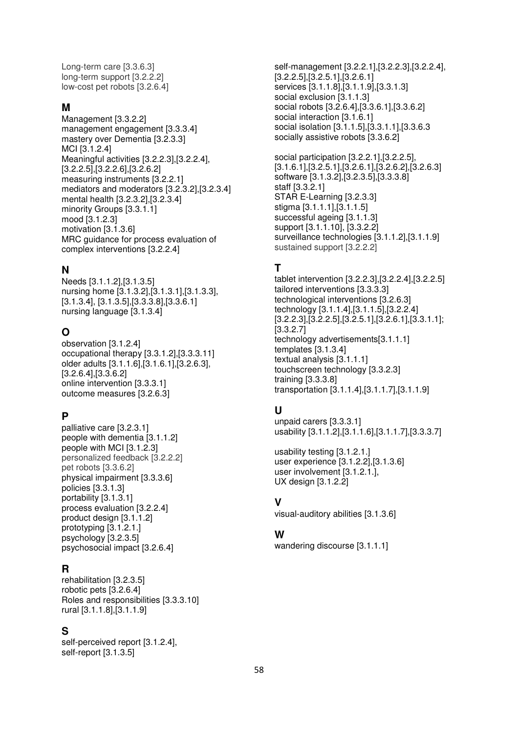Long-term care [3.3.6.3]
long-term support [3.2.2.2]
low-cost pet robots [3.2.6.4]

## M

Management [3.3.2.2]
management engagement [3.3.3.4]
mastery over Dementia [3.2.3.3]
MCI [3.1.2.4]
Meaningful activities [3.2.2.3],[3.2.2.4],[3.2.2.5],[3.2.2.6],[3.2.6.2]
measuring instruments [3.2.2.1]
mediators and moderators [3.2.3.2],[3.2.3.4]
mental health [3.2.3.2],[3.2.3.4]
minority Groups [3.3.1.1]
mood [3.1.2.3]
motivation [3.1.3.6]
MRC guidance for process evaluation of complex interventions [3.2.2.4]

## N

Needs [3.1.1.2],[3.1.3.5]
nursing home [3.1.3.2],[3.1.3.1],[3.1.3.3],[3.1.3.4], [3.1.3.5],[3.3.3.8],[3.3.6.1]
nursing language [3.1.3.4]

## O

observation [3.1.2.4]
occupational therapy [3.3.1.2],[3.3.3.11]
older adults [3.1.1.6],[3.1.6.1],[3.2.6.3],[3.2.6.4],[3.3.6.2]
online intervention [3.3.3.1]
outcome measures [3.2.6.3]

## P

palliative care [3.2.3.1]
people with dementia [3.1.1.2]
people with MCI [3.1.2.3]
personalized feedback [3.2.2.2]
pet robots [3.3.6.2]
physical impairment [3.3.3.6]
policies [3.3.1.3]
portability [3.1.3.1]
process evaluation [3.2.2.4]
product design [3.1.1.2]
prototyping [3.1.2.1.]
psychology [3.2.3.5]
psychosocial impact [3.2.6.4]

## R

rehabilitation [3.2.3.5]
robotic pets [3.2.6.4]
Roles and responsibilities [3.3.3.10]
rural [3.1.1.8],[3.1.1.9]

## S

self-perceived report [3.1.2.4],
self-report [3.1.3.5]
self-management [3.2.2.1],[3.2.2.3],[3.2.2.4],[3.2.2.5],[3.2.5.1],[3.2.6.1]
services [3.1.1.8],[3.1.1.9],[3.3.1.3]
social exclusion [3.1.1.3]
social robots [3.2.6.4],[3.3.6.1],[3.3.6.2]
social interaction [3.1.6.1]
social isolation [3.1.1.5],[3.3.1.1],[3.3.6.3
socially assistive robots [3.3.6.2]

social participation [3.2.2.1],[3.2.2.5],[3.1.6.1],[3.2.5.1],[3.2.6.1],[3.2.6.2],[3.2.6.3]
software [3.1.3.2],[3.2.3.5],[3.3.3.8]
staff [3.3.2.1]
STAR E-Learning [3.2.3.3]
stigma [3.1.1.1],[3.1.1.5]
successful ageing [3.1.1.3]
support [3.1.1.10], [3.3.2.2]
surveillance technologies [3.1.1.2],[3.1.1.9]
sustained support [3.2.2.2]

## T

tablet intervention [3.2.2.3],[3.2.2.4],[3.2.2.5]
tailored interventions [3.3.3.3]
technological interventions [3.2.6.3]
technology [3.1.1.4],[3.1.1.5],[3.2.2.4][3.2.2.3],[3.2.2.5],[3.2.5.1],[3.2.6.1],[3.3.1.1];[3.3.2.7]
technology advertisements[3.1.1.1]
templates [3.1.3.4]
textual analysis [3.1.1.1]
touchscreen technology [3.3.2.3]
training [3.3.3.8]
transportation [3.1.1.4],[3.1.1.7],[3.1.1.9]

## U

unpaid carers [3.3.3.1]
usability [3.1.1.2],[3.1.1.6],[3.1.1.7],[3.3.3.7]

usability testing [3.1.2.1.]
user experience [3.1.2.2],[3.1.3.6]
user involvement [3.1.2.1.],
UX design [3.1.2.2]

## V

visual-auditory abilities [3.1.3.6]

## W

wandering discourse [3.1.1.1]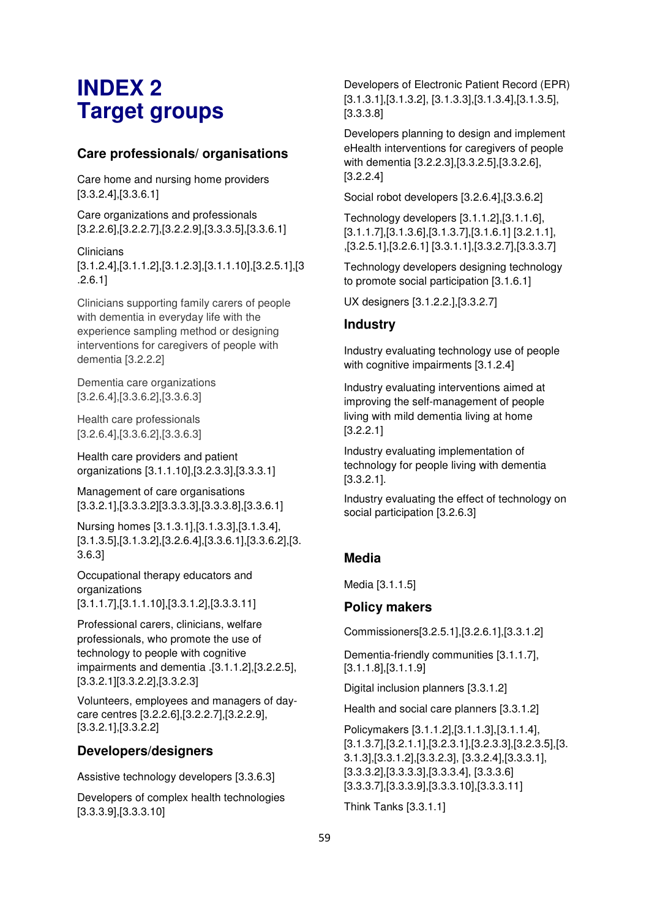# INDEX 2
# Target groups

## Care professionals/ organisations

Care home and nursing home providers [3.3.2.4],[3.3.6.1]

Care organizations and professionals [3.2.2.6],[3.2.2.7],[3.2.2.9],[3.3.3.5],[3.3.6.1]

Clinicians [3.1.2.4],[3.1.1.2],[3.1.2.3],[3.1.1.10],[3.2.5.1],[3.2.6.1]

Clinicians supporting family carers of people with dementia in everyday life with the experience sampling method or designing interventions for caregivers of people with dementia [3.2.2.2]

Dementia care organizations [3.2.6.4],[3.3.6.2],[3.3.6.3]

Health care professionals [3.2.6.4],[3.3.6.2],[3.3.6.3]

Health care providers and patient organizations [3.1.1.10],[3.2.3.3],[3.3.3.1]

Management of care organisations [3.3.2.1],[3.3.3.2][3.3.3.3],[3.3.3.8],[3.3.6.1]

Nursing homes [3.1.3.1],[3.1.3.3],[3.1.3.4],[3.1.3.5],[3.1.3.2],[3.2.6.4],[3.3.6.1],[3.3.6.2],[3.3.6.3]

Occupational therapy educators and organizations [3.1.1.7],[3.1.1.10],[3.3.1.2],[3.3.3.11]

Professional carers, clinicians, welfare professionals, who promote the use of technology to people with cognitive impairments and dementia .[3.1.1.2],[3.2.2.5],[3.3.2.1][3.3.2.2],[3.3.2.3]

Volunteers, employees and managers of day-care centres [3.2.2.6],[3.2.2.7],[3.2.2.9],[3.3.2.1],[3.3.2.2]

## Developers/designers

Assistive technology developers [3.3.6.3]

Developers of complex health technologies [3.3.3.9],[3.3.3.10]

Developers of Electronic Patient Record (EPR) [3.1.3.1],[3.1.3.2], [3.1.3.3],[3.1.3.4],[3.1.3.5],[3.3.3.8]

Developers planning to design and implement eHealth interventions for caregivers of people with dementia [3.2.2.3],[3.3.2.5],[3.3.2.6],[3.2.2.4]

Social robot developers [3.2.6.4],[3.3.6.2]

Technology developers [3.1.1.2],[3.1.1.6],[3.1.1.7],[3.1.3.6],[3.1.3.7],[3.1.6.1] [3.2.1.1],,[3.2.5.1],[3.2.6.1] [3.3.1.1],[3.3.2.7],[3.3.3.7]

Technology developers designing technology to promote social participation [3.1.6.1]

UX designers [3.1.2.2.],[3.3.2.7]

## Industry

Industry evaluating technology use of people with cognitive impairments [3.1.2.4]

Industry evaluating interventions aimed at improving the self-management of people living with mild dementia living at home [3.2.2.1]

Industry evaluating implementation of technology for people living with dementia [3.3.2.1].

Industry evaluating the effect of technology on social participation [3.2.6.3]

## Media

Media [3.1.1.5]

## Policy makers

Commissioners[3.2.5.1],[3.2.6.1],[3.3.1.2]

Dementia-friendly communities [3.1.1.7],[3.1.1.8],[3.1.1.9]

Digital inclusion planners [3.3.1.2]

Health and social care planners [3.3.1.2]

Policymakers [3.1.1.2],[3.1.1.3],[3.1.1.4],[3.1.3.7],[3.2.1.1],[3.2.3.1],[3.2.3.3],[3.2.3.5],[3.3.1.3],[3.3.1.2],[3.3.2.3], [3.3.2.4],[3.3.3.1],[3.3.3.2],[3.3.3.3],[3.3.3.4], [3.3.3.6][3.3.3.7],[3.3.3.9],[3.3.3.10],[3.3.3.11]

Think Tanks [3.3.1.1]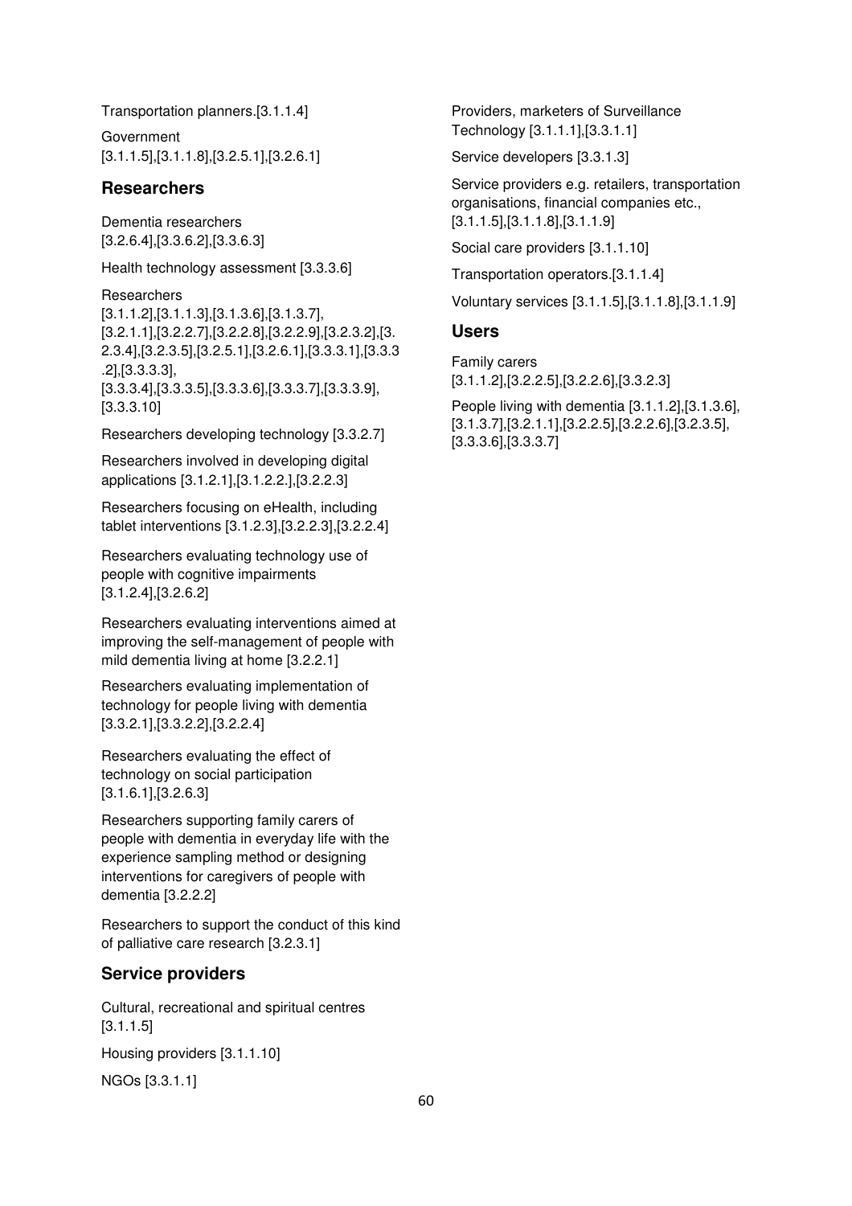Transportation planners.[3.1.1.4]

Government [3.1.1.5],[3.1.1.8],[3.2.5.1],[3.2.6.1]

## Researchers

Dementia researchers [3.2.6.4],[3.3.6.2],[3.3.6.3]

Health technology assessment [3.3.3.6]

Researchers [3.1.1.2],[3.1.1.3],[3.1.3.6],[3.1.3.7],[3.2.1.1],[3.2.2.7],[3.2.2.8],[3.2.2.9],[3.2.3.2],[3.2.3.4],[3.2.3.5],[3.2.5.1],[3.2.6.1],[3.3.3.1],[3.3.3.2],[3.3.3.3],[3.3.3.4],[3.3.3.5],[3.3.3.6],[3.3.3.7],[3.3.3.9],[3.3.3.10]

Researchers developing technology [3.3.2.7]

Researchers involved in developing digital applications [3.1.2.1],[3.1.2.2.],[3.2.2.3]

Researchers focusing on eHealth, including tablet interventions [3.1.2.3],[3.2.2.3],[3.2.2.4]

Researchers evaluating technology use of people with cognitive impairments [3.1.2.4],[3.2.6.2]

Researchers evaluating interventions aimed at improving the self-management of people with mild dementia living at home [3.2.2.1]

Researchers evaluating implementation of technology for people living with dementia [3.3.2.1],[3.3.2.2],[3.2.2.4]

Researchers evaluating the effect of technology on social participation [3.1.6.1],[3.2.6.3]

Researchers supporting family carers of people with dementia in everyday life with the experience sampling method or designing interventions for caregivers of people with dementia [3.2.2.2]

Researchers to support the conduct of this kind of palliative care research [3.2.3.1]

## Service providers

Cultural, recreational and spiritual centres [3.1.1.5]

Housing providers [3.1.1.10]

NGOs [3.3.1.1]

Providers, marketers of Surveillance Technology [3.1.1.1],[3.3.1.1]

Service developers [3.3.1.3]

Service providers e.g. retailers, transportation organisations, financial companies etc., [3.1.1.5],[3.1.1.8],[3.1.1.9]

Social care providers [3.1.1.10]

Transportation operators.[3.1.1.4]

Voluntary services [3.1.1.5],[3.1.1.8],[3.1.1.9]

## Users

Family carers [3.1.1.2],[3.2.2.5],[3.2.2.6],[3.3.2.3]

People living with dementia [3.1.1.2],[3.1.3.6],[3.1.3.7],[3.2.1.1],[3.2.2.5],[3.2.2.6],[3.2.3.5],[3.3.3.6],[3.3.3.7]